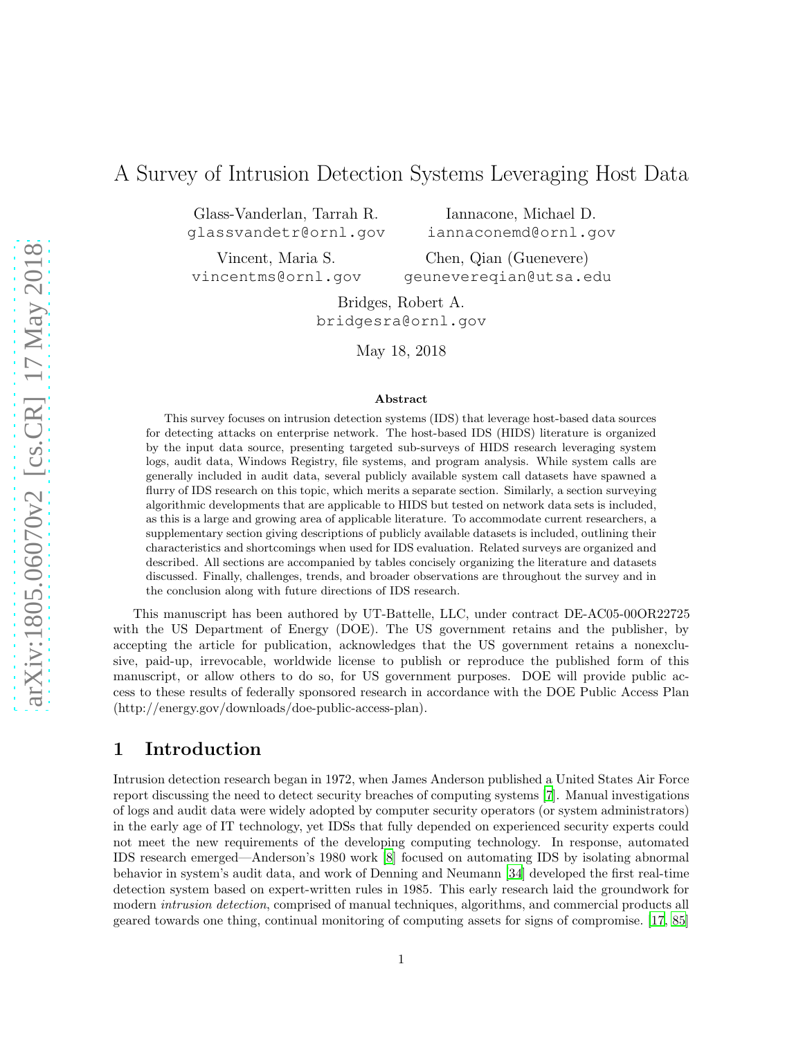# A Survey of Intrusion Detection Systems Leveraging Host Data

Glass-Vanderlan, Tarrah R.
glassvandetr@ornl.gov

Iannacone, Michael D.
iannaconemd@ornl.gov

Vincent, Maria S.
vincentms@ornl.gov

Chen, Qian (Guenevere)
geunevereqian@utsa.edu

Bridges, Robert A.
bridgesra@ornl.gov

May 18, 2018

**Abstract**

This survey focuses on intrusion detection systems (IDS) that leverage host-based data sources for detecting attacks on enterprise network. The host-based IDS (HIDS) literature is organized by the input data source, presenting targeted sub-surveys of HIDS research leveraging system logs, audit data, Windows Registry, file systems, and program analysis. While system calls are generally included in audit data, several publicly available system call datasets have spawned a flurry of IDS research on this topic, which merits a separate section. Similarly, a section surveying algorithmic developments that are applicable to HIDS but tested on network data sets is included, as this is a large and growing area of applicable literature. To accommodate current researchers, a supplementary section giving descriptions of publicly available datasets is included, outlining their characteristics and shortcomings when used for IDS evaluation. Related surveys are organized and described. All sections are accompanied by tables concisely organizing the literature and datasets discussed. Finally, challenges, trends, and broader observations are throughout the survey and in the conclusion along with future directions of IDS research.

This manuscript has been authored by UT-Battelle, LLC, under contract DE-AC05-00OR22725 with the US Department of Energy (DOE). The US government retains and the publisher, by accepting the article for publication, acknowledges that the US government retains a nonexclusive, paid-up, irrevocable, worldwide license to publish or reproduce the published form of this manuscript, or allow others to do so, for US government purposes. DOE will provide public access to these results of federally sponsored research in accordance with the DOE Public Access Plan (http://energy.gov/downloads/doe-public-access-plan).

## 1 Introduction

Intrusion detection research began in 1972, when James Anderson published a United States Air Force report discussing the need to detect security breaches of computing systems [7]. Manual investigations of logs and audit data were widely adopted by computer security operators (or system administrators) in the early age of IT technology, yet IDSs that fully depended on experienced security experts could not meet the new requirements of the developing computing technology. In response, automated IDS research emerged—Anderson's 1980 work [8] focused on automating IDS by isolating abnormal behavior in system's audit data, and work of Denning and Neumann [34] developed the first real-time detection system based on expert-written rules in 1985. This early research laid the groundwork for modern *intrusion detection*, comprised of manual techniques, algorithms, and commercial products all geared towards one thing, continual monitoring of computing assets for signs of compromise. [17, 85]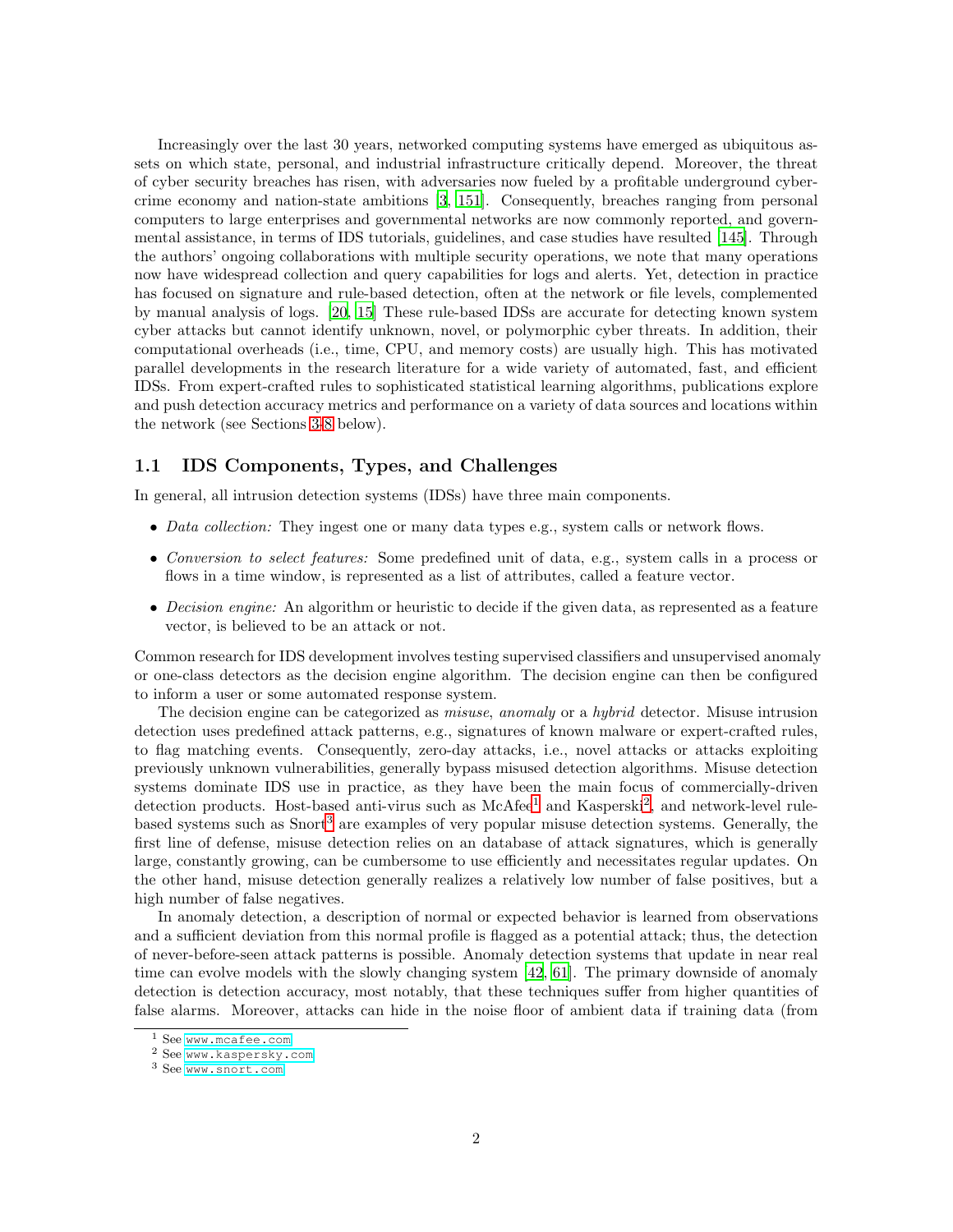Increasingly over the last 30 years, networked computing systems have emerged as ubiquitous assets on which state, personal, and industrial infrastructure critically depend. Moreover, the threat of cyber security breaches has risen, with adversaries now fueled by a profitable underground cybercrime economy and nation-state ambitions [3, 151]. Consequently, breaches ranging from personal computers to large enterprises and governmental networks are now commonly reported, and governmental assistance, in terms of IDS tutorials, guidelines, and case studies have resulted [145]. Through the authors' ongoing collaborations with multiple security operations, we note that many operations now have widespread collection and query capabilities for logs and alerts. Yet, detection in practice has focused on signature and rule-based detection, often at the network or file levels, complemented by manual analysis of logs. [20, 15] These rule-based IDSs are accurate for detecting known system cyber attacks but cannot identify unknown, novel, or polymorphic cyber threats. In addition, their computational overheads (i.e., time, CPU, and memory costs) are usually high. This has motivated parallel developments in the research literature for a wide variety of automated, fast, and efficient IDSs. From expert-crafted rules to sophisticated statistical learning algorithms, publications explore and push detection accuracy metrics and performance on a variety of data sources and locations within the network (see Sections 3-8 below).

## 1.1 IDS Components, Types, and Challenges

In general, all intrusion detection systems (IDSs) have three main components.

- *Data collection:* They ingest one or many data types e.g., system calls or network flows.
- *Conversion to select features:* Some predefined unit of data, e.g., system calls in a process or flows in a time window, is represented as a list of attributes, called a feature vector.
- *Decision engine:* An algorithm or heuristic to decide if the given data, as represented as a feature vector, is believed to be an attack or not.

Common research for IDS development involves testing supervised classifiers and unsupervised anomaly or one-class detectors as the decision engine algorithm. The decision engine can then be configured to inform a user or some automated response system.

The decision engine can be categorized as *misuse*, *anomaly* or a *hybrid* detector. Misuse intrusion detection uses predefined attack patterns, e.g., signatures of known malware or expert-crafted rules, to flag matching events. Consequently, zero-day attacks, i.e., novel attacks or attacks exploiting previously unknown vulnerabilities, generally bypass misused detection algorithms. Misuse detection systems dominate IDS use in practice, as they have been the main focus of commercially-driven detection products. Host-based anti-virus such as McAfee[1] and Kaspersky[2], and network-level rule-based systems such as Snort[3] are examples of very popular misuse detection systems. Generally, the first line of defense, misuse detection relies on an database of attack signatures, which is generally large, constantly growing, can be cumbersome to use efficiently and necessitates regular updates. On the other hand, misuse detection generally realizes a relatively low number of false positives, but a high number of false negatives.

In anomaly detection, a description of normal or expected behavior is learned from observations and a sufficient deviation from this normal profile is flagged as a potential attack; thus, the detection of never-before-seen attack patterns is possible. Anomaly detection systems that update in near real time can evolve models with the slowly changing system [42, 61]. The primary downside of anomaly detection is detection accuracy, most notably, that these techniques suffer from higher quantities of false alarms. Moreover, attacks can hide in the noise floor of ambient data if training data (from

[1] See www.mcafee.com

[2] See www.kaspersky.com

[3] See www.snort.com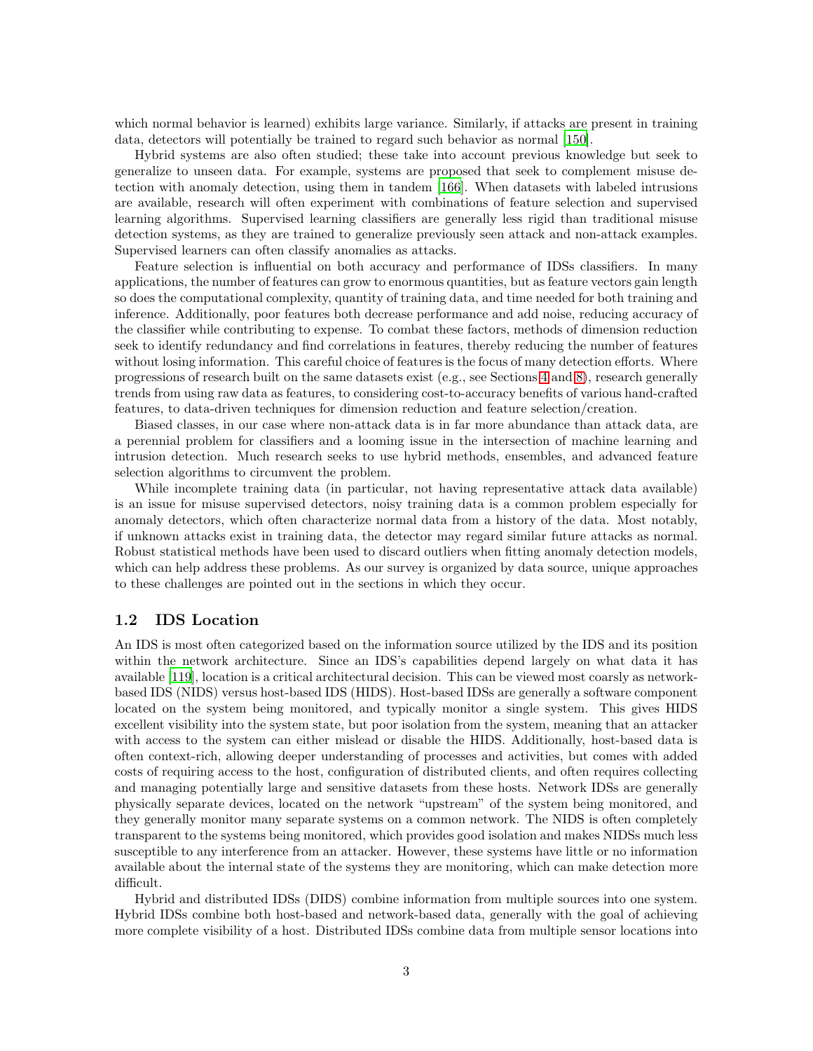which normal behavior is learned) exhibits large variance. Similarly, if attacks are present in training data, detectors will potentially be trained to regard such behavior as normal [150].

Hybrid systems are also often studied; these take into account previous knowledge but seek to generalize to unseen data. For example, systems are proposed that seek to complement misuse detection with anomaly detection, using them in tandem [166]. When datasets with labeled intrusions are available, research will often experiment with combinations of feature selection and supervised learning algorithms. Supervised learning classifiers are generally less rigid than traditional misuse detection systems, as they are trained to generalize previously seen attack and non-attack examples. Supervised learners can often classify anomalies as attacks.

Feature selection is influential on both accuracy and performance of IDSs classifiers. In many applications, the number of features can grow to enormous quantities, but as feature vectors gain length so does the computational complexity, quantity of training data, and time needed for both training and inference. Additionally, poor features both decrease performance and add noise, reducing accuracy of the classifier while contributing to expense. To combat these factors, methods of dimension reduction seek to identify redundancy and find correlations in features, thereby reducing the number of features without losing information. This careful choice of features is the focus of many detection efforts. Where progressions of research built on the same datasets exist (e.g., see Sections 4 and 8), research generally trends from using raw data as features, to considering cost-to-accuracy benefits of various hand-crafted features, to data-driven techniques for dimension reduction and feature selection/creation.

Biased classes, in our case where non-attack data is in far more abundance than attack data, are a perennial problem for classifiers and a looming issue in the intersection of machine learning and intrusion detection. Much research seeks to use hybrid methods, ensembles, and advanced feature selection algorithms to circumvent the problem.

While incomplete training data (in particular, not having representative attack data available) is an issue for misuse supervised detectors, noisy training data is a common problem especially for anomaly detectors, which often characterize normal data from a history of the data. Most notably, if unknown attacks exist in training data, the detector may regard similar future attacks as normal. Robust statistical methods have been used to discard outliers when fitting anomaly detection models, which can help address these problems. As our survey is organized by data source, unique approaches to these challenges are pointed out in the sections in which they occur.

## 1.2 IDS Location

An IDS is most often categorized based on the information source utilized by the IDS and its position within the network architecture. Since an IDS's capabilities depend largely on what data it has available [119], location is a critical architectural decision. This can be viewed most coarsly as network-based IDS (NIDS) versus host-based IDS (HIDS). Host-based IDSs are generally a software component located on the system being monitored, and typically monitor a single system. This gives HIDS excellent visibility into the system state, but poor isolation from the system, meaning that an attacker with access to the system can either mislead or disable the HIDS. Additionally, host-based data is often context-rich, allowing deeper understanding of processes and activities, but comes with added costs of requiring access to the host, configuration of distributed clients, and often requires collecting and managing potentially large and sensitive datasets from these hosts. Network IDSs are generally physically separate devices, located on the network "upstream" of the system being monitored, and they generally monitor many separate systems on a common network. The NIDS is often completely transparent to the systems being monitored, which provides good isolation and makes NIDSs much less susceptible to any interference from an attacker. However, these systems have little or no information available about the internal state of the systems they are monitoring, which can make detection more difficult.

Hybrid and distributed IDSs (DIDS) combine information from multiple sources into one system. Hybrid IDSs combine both host-based and network-based data, generally with the goal of achieving more complete visibility of a host. Distributed IDSs combine data from multiple sensor locations into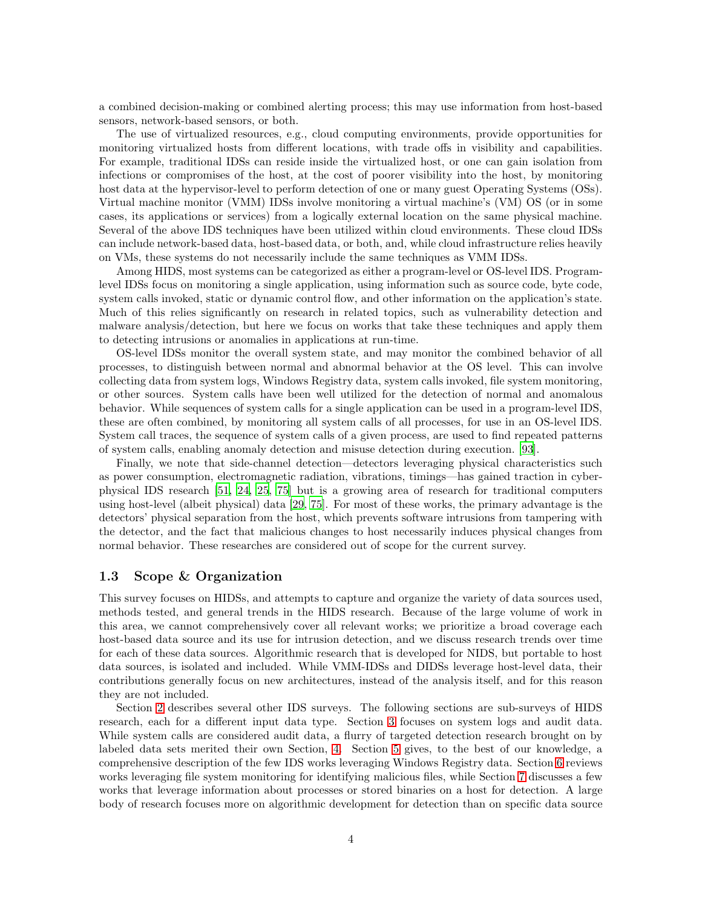a combined decision-making or combined alerting process; this may use information from host-based sensors, network-based sensors, or both.

The use of virtualized resources, e.g., cloud computing environments, provide opportunities for monitoring virtualized hosts from different locations, with trade offs in visibility and capabilities. For example, traditional IDSs can reside inside the virtualized host, or one can gain isolation from infections or compromises of the host, at the cost of poorer visibility into the host, by monitoring host data at the hypervisor-level to perform detection of one or many guest Operating Systems (OSs). Virtual machine monitor (VMM) IDSs involve monitoring a virtual machine's (VM) OS (or in some cases, its applications or services) from a logically external location on the same physical machine. Several of the above IDS techniques have been utilized within cloud environments. These cloud IDSs can include network-based data, host-based data, or both, and, while cloud infrastructure relies heavily on VMs, these systems do not necessarily include the same techniques as VMM IDSs.

Among HIDS, most systems can be categorized as either a program-level or OS-level IDS. Program-level IDSs focus on monitoring a single application, using information such as source code, byte code, system calls invoked, static or dynamic control flow, and other information on the application's state. Much of this relies significantly on research in related topics, such as vulnerability detection and malware analysis/detection, but here we focus on works that take these techniques and apply them to detecting intrusions or anomalies in applications at run-time.

OS-level IDSs monitor the overall system state, and may monitor the combined behavior of all processes, to distinguish between normal and abnormal behavior at the OS level. This can involve collecting data from system logs, Windows Registry data, system calls invoked, file system monitoring, or other sources. System calls have been well utilized for the detection of normal and anomalous behavior. While sequences of system calls for a single application can be used in a program-level IDS, these are often combined, by monitoring all system calls of all processes, for use in an OS-level IDS. System call traces, the sequence of system calls of a given process, are used to find repeated patterns of system calls, enabling anomaly detection and misuse detection during execution. [93].

Finally, we note that side-channel detection—detectors leveraging physical characteristics such as power consumption, electromagnetic radiation, vibrations, timings—has gained traction in cyber-physical IDS research [51, 24, 25, 75] but is a growing area of research for traditional computers using host-level (albeit physical) data [29, 75]. For most of these works, the primary advantage is the detectors' physical separation from the host, which prevents software intrusions from tampering with the detector, and the fact that malicious changes to host necessarily induces physical changes from normal behavior. These researches are considered out of scope for the current survey.

### 1.3 Scope & Organization

This survey focuses on HIDSs, and attempts to capture and organize the variety of data sources used, methods tested, and general trends in the HIDS research. Because of the large volume of work in this area, we cannot comprehensively cover all relevant works; we prioritize a broad coverage each host-based data source and its use for intrusion detection, and we discuss research trends over time for each of these data sources. Algorithmic research that is developed for NIDS, but portable to host data sources, is isolated and included. While VMM-IDSs and DIDSs leverage host-level data, their contributions generally focus on new architectures, instead of the analysis itself, and for this reason they are not included.

Section 2 describes several other IDS surveys. The following sections are sub-surveys of HIDS research, each for a different input data type. Section 3 focuses on system logs and audit data. While system calls are considered audit data, a flurry of targeted detection research brought on by labeled data sets merited their own Section, 4. Section 5 gives, to the best of our knowledge, a comprehensive description of the few IDS works leveraging Windows Registry data. Section 6 reviews works leveraging file system monitoring for identifying malicious files, while Section 7 discusses a few works that leverage information about processes or stored binaries on a host for detection. A large body of research focuses more on algorithmic development for detection than on specific data source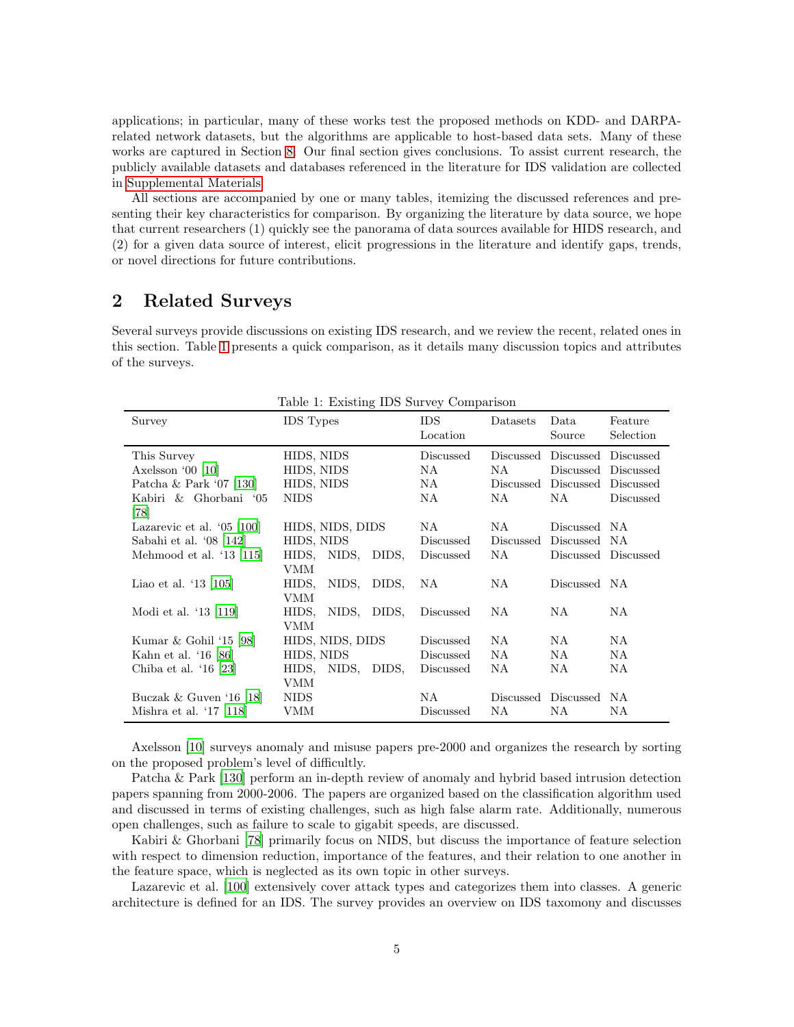applications; in particular, many of these works test the proposed methods on KDD- and DARPA-related network datasets, but the algorithms are applicable to host-based data sets. Many of these works are captured in Section 8. Our final section gives conclusions. To assist current research, the publicly available datasets and databases referenced in the literature for IDS validation are collected in Supplemental Materials.

All sections are accompanied by one or many tables, itemizing the discussed references and presenting their key characteristics for comparison. By organizing the literature by data source, we hope that current researchers (1) quickly see the panorama of data sources available for HIDS research, and (2) for a given data source of interest, elicit progressions in the literature and identify gaps, trends, or novel directions for future contributions.

## 2 Related Surveys

Several surveys provide discussions on existing IDS research, and we review the recent, related ones in this section. Table 1 presents a quick comparison, as it details many discussion topics and attributes of the surveys.

Table 1: Existing IDS Survey Comparison

| Survey | IDS Types | IDS Location | Datasets | Data Source | Feature Selection |
|---|---|---|---|---|---|
| This Survey | HIDS, NIDS | Discussed | Discussed | Discussed | Discussed |
| Axelsson '00 [10] | HIDS, NIDS | NA | NA | Discussed | Discussed |
| Patcha & Park '07 [130] | HIDS, NIDS | NA | Discussed | Discussed | Discussed |
| Kabiri & Ghorbani '05 [78] | NIDS | NA | NA | NA | Discussed |
| Lazarevic et al. '05 [100] | HIDS, NIDS, DIDS | NA | NA | Discussed | NA |
| Sabahi et al. '08 [142] | HIDS, NIDS | Discussed | Discussed | Discussed | NA |
| Mehmood et al. '13 [115] | HIDS, NIDS, DIDS, VMM | Discussed | NA | Discussed | Discussed |
| Liao et al. '13 [105] | HIDS, NIDS, DIDS, VMM | NA | NA | Discussed | NA |
| Modi et al. '13 [119] | HIDS, NIDS, DIDS, VMM | Discussed | NA | NA | NA |
| Kumar & Gohil '15 [98] | HIDS, NIDS, DIDS | Discussed | NA | NA | NA |
| Kahn et al. '16 [86] | HIDS, NIDS | Discussed | NA | NA | NA |
| Chiba et al. '16 [23] | HIDS, NIDS, DIDS, VMM | Discussed | NA | NA | NA |
| Buczak & Guven '16 [18] | NIDS | NA | Discussed | Discussed | NA |
| Mishra et al. '17 [118] | VMM | Discussed | NA | NA | NA |

Axelsson [10] surveys anomaly and misuse papers pre-2000 and organizes the research by sorting on the proposed problem's level of difficultly.

Patcha & Park [130] perform an in-depth review of anomaly and hybrid based intrusion detection papers spanning from 2000-2006. The papers are organized based on the classification algorithm used and discussed in terms of existing challenges, such as high false alarm rate. Additionally, numerous open challenges, such as failure to scale to gigabit speeds, are discussed.

Kabiri & Ghorbani [78] primarily focus on NIDS, but discuss the importance of feature selection with respect to dimension reduction, importance of the features, and their relation to one another in the feature space, which is neglected as its own topic in other surveys.

Lazarevic et al. [100] extensively cover attack types and categorizes them into classes. A generic architecture is defined for an IDS. The survey provides an overview on IDS taxomony and discusses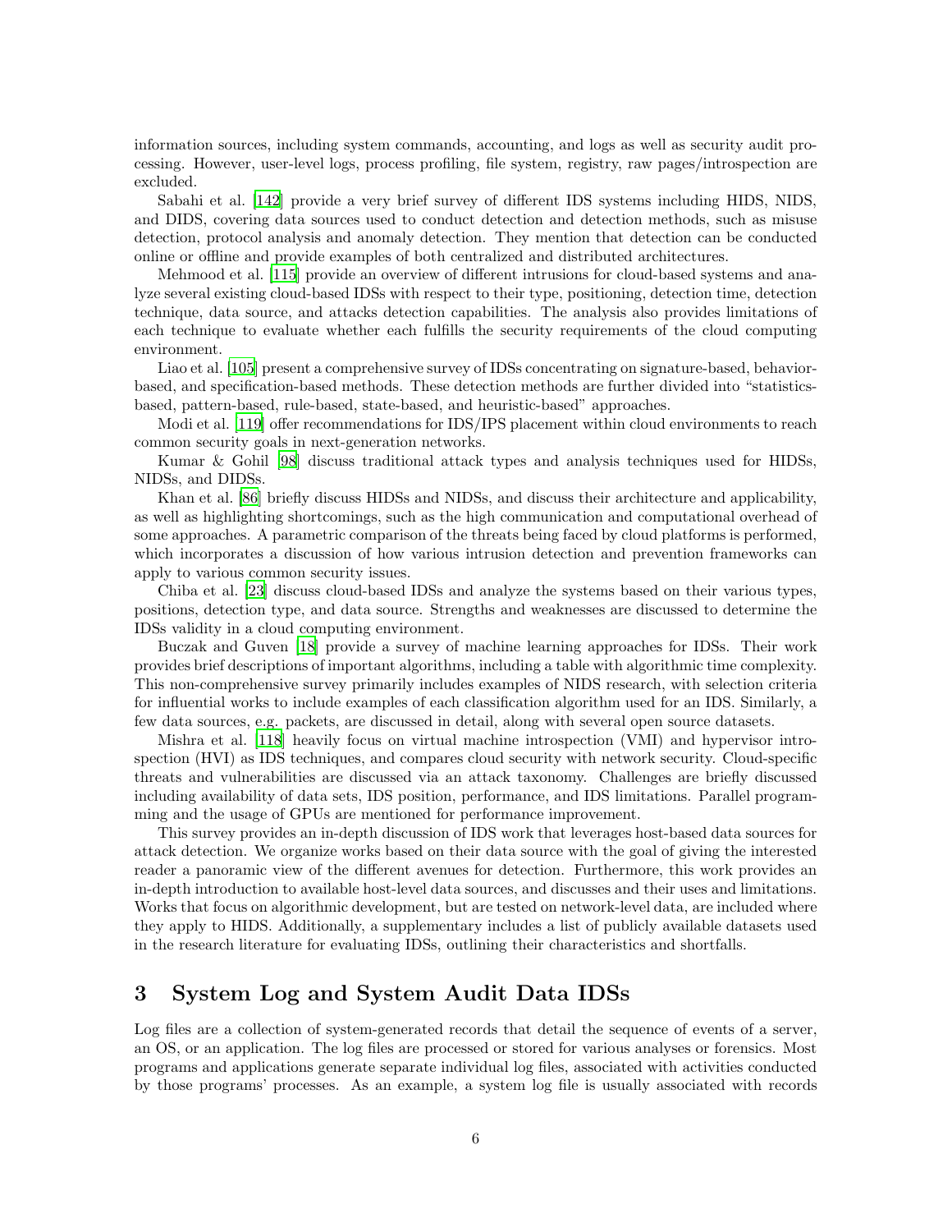information sources, including system commands, accounting, and logs as well as security audit processing. However, user-level logs, process profiling, file system, registry, raw pages/introspection are excluded.

Sabahi et al. [142] provide a very brief survey of different IDS systems including HIDS, NIDS, and DIDS, covering data sources used to conduct detection and detection methods, such as misuse detection, protocol analysis and anomaly detection. They mention that detection can be conducted online or offline and provide examples of both centralized and distributed architectures.

Mehmood et al. [115] provide an overview of different intrusions for cloud-based systems and analyze several existing cloud-based IDSs with respect to their type, positioning, detection time, detection technique, data source, and attacks detection capabilities. The analysis also provides limitations of each technique to evaluate whether each fulfills the security requirements of the cloud computing environment.

Liao et al. [105] present a comprehensive survey of IDSs concentrating on signature-based, behavior-based, and specification-based methods. These detection methods are further divided into "statistics-based, pattern-based, rule-based, state-based, and heuristic-based" approaches.

Modi et al. [119] offer recommendations for IDS/IPS placement within cloud environments to reach common security goals in next-generation networks.

Kumar & Gohil [98] discuss traditional attack types and analysis techniques used for HIDSs, NIDSs, and DIDSs.

Khan et al. [86] briefly discuss HIDSs and NIDSs, and discuss their architecture and applicability, as well as highlighting shortcomings, such as the high communication and computational overhead of some approaches. A parametric comparison of the threats being faced by cloud platforms is performed, which incorporates a discussion of how various intrusion detection and prevention frameworks can apply to various common security issues.

Chiba et al. [23] discuss cloud-based IDSs and analyze the systems based on their various types, positions, detection type, and data source. Strengths and weaknesses are discussed to determine the IDSs validity in a cloud computing environment.

Buczak and Guven [18] provide a survey of machine learning approaches for IDSs. Their work provides brief descriptions of important algorithms, including a table with algorithmic time complexity. This non-comprehensive survey primarily includes examples of NIDS research, with selection criteria for influential works to include examples of each classification algorithm used for an IDS. Similarly, a few data sources, e.g. packets, are discussed in detail, along with several open source datasets.

Mishra et al. [118] heavily focus on virtual machine introspection (VMI) and hypervisor introspection (HVI) as IDS techniques, and compares cloud security with network security. Cloud-specific threats and vulnerabilities are discussed via an attack taxonomy. Challenges are briefly discussed including availability of data sets, IDS position, performance, and IDS limitations. Parallel programming and the usage of GPUs are mentioned for performance improvement.

This survey provides an in-depth discussion of IDS work that leverages host-based data sources for attack detection. We organize works based on their data source with the goal of giving the interested reader a panoramic view of the different avenues for detection. Furthermore, this work provides an in-depth introduction to available host-level data sources, and discusses and their uses and limitations. Works that focus on algorithmic development, but are tested on network-level data, are included where they apply to HIDS. Additionally, a supplementary includes a list of publicly available datasets used in the research literature for evaluating IDSs, outlining their characteristics and shortfalls.

# 3 System Log and System Audit Data IDSs

Log files are a collection of system-generated records that detail the sequence of events of a server, an OS, or an application. The log files are processed or stored for various analyses or forensics. Most programs and applications generate separate individual log files, associated with activities conducted by those programs' processes. As an example, a system log file is usually associated with records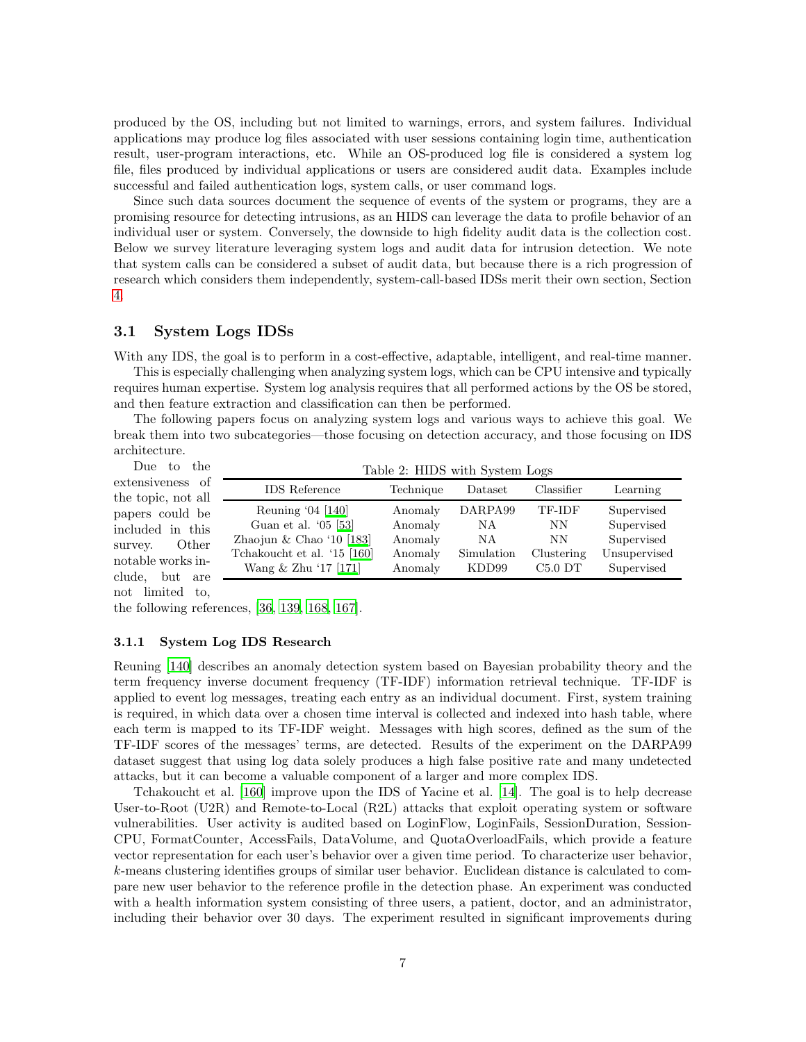produced by the OS, including but not limited to warnings, errors, and system failures. Individual applications may produce log files associated with user sessions containing login time, authentication result, user-program interactions, etc. While an OS-produced log file is considered a system log file, files produced by individual applications or users are considered audit data. Examples include successful and failed authentication logs, system calls, or user command logs.

Since such data sources document the sequence of events of the system or programs, they are a promising resource for detecting intrusions, as an HIDS can leverage the data to profile behavior of an individual user or system. Conversely, the downside to high fidelity audit data is the collection cost. Below we survey literature leveraging system logs and audit data for intrusion detection. We note that system calls can be considered a subset of audit data, but because there is a rich progression of research which considers them independently, system-call-based IDSs merit their own section, Section 4.

## 3.1 System Logs IDSs

With any IDS, the goal is to perform in a cost-effective, adaptable, intelligent, and real-time manner.

This is especially challenging when analyzing system logs, which can be CPU intensive and typically requires human expertise. System log analysis requires that all performed actions by the OS be stored, and then feature extraction and classification can then be performed.

The following papers focus on analyzing system logs and various ways to achieve this goal. We break them into two subcategories—those focusing on detection accuracy, and those focusing on IDS architecture.

Due to the extensiveness of the topic, not all papers could be included in this survey. Other notable works include, but are not limited to, the following references, [36, 139, 168, 167].

Table 2: HIDS with System Logs

| IDS Reference | Technique | Dataset | Classifier | Learning |
|---|---|---|---|---|
| Reuning '04 [140] | Anomaly | DARPA99 | TF-IDF | Supervised |
| Guan et al. '05 [53] | Anomaly | NA | NN | Supervised |
| Zhaojun & Chao '10 [183] | Anomaly | NA | NN | Supervised |
| Tchakoucht et al. '15 [160] | Anomaly | Simulation | Clustering | Unsupervised |
| Wang & Zhu '17 [171] | Anomaly | KDD99 | C5.0 DT | Supervised |

### 3.1.1 System Log IDS Research

Reuning [140] describes an anomaly detection system based on Bayesian probability theory and the term frequency inverse document frequency (TF-IDF) information retrieval technique. TF-IDF is applied to event log messages, treating each entry as an individual document. First, system training is required, in which data over a chosen time interval is collected and indexed into hash table, where each term is mapped to its TF-IDF weight. Messages with high scores, defined as the sum of the TF-IDF scores of the messages' terms, are detected. Results of the experiment on the DARPA99 dataset suggest that using log data solely produces a high false positive rate and many undetected attacks, but it can become a valuable component of a larger and more complex IDS.

Tchakoucht et al. [160] improve upon the IDS of Yacine et al. [14]. The goal is to help decrease User-to-Root (U2R) and Remote-to-Local (R2L) attacks that exploit operating system or software vulnerabilities. User activity is audited based on LoginFlow, LoginFails, SessionDuration, SessionCPU, FormatCounter, AccessFails, DataVolume, and QuotaOverloadFails, which provide a feature vector representation for each user's behavior over a given time period. To characterize user behavior, $k$-means clustering identifies groups of similar user behavior. Euclidean distance is calculated to compare new user behavior to the reference profile in the detection phase. An experiment was conducted with a health information system consisting of three users, a patient, doctor, and an administrator, including their behavior over 30 days. The experiment resulted in significant improvements during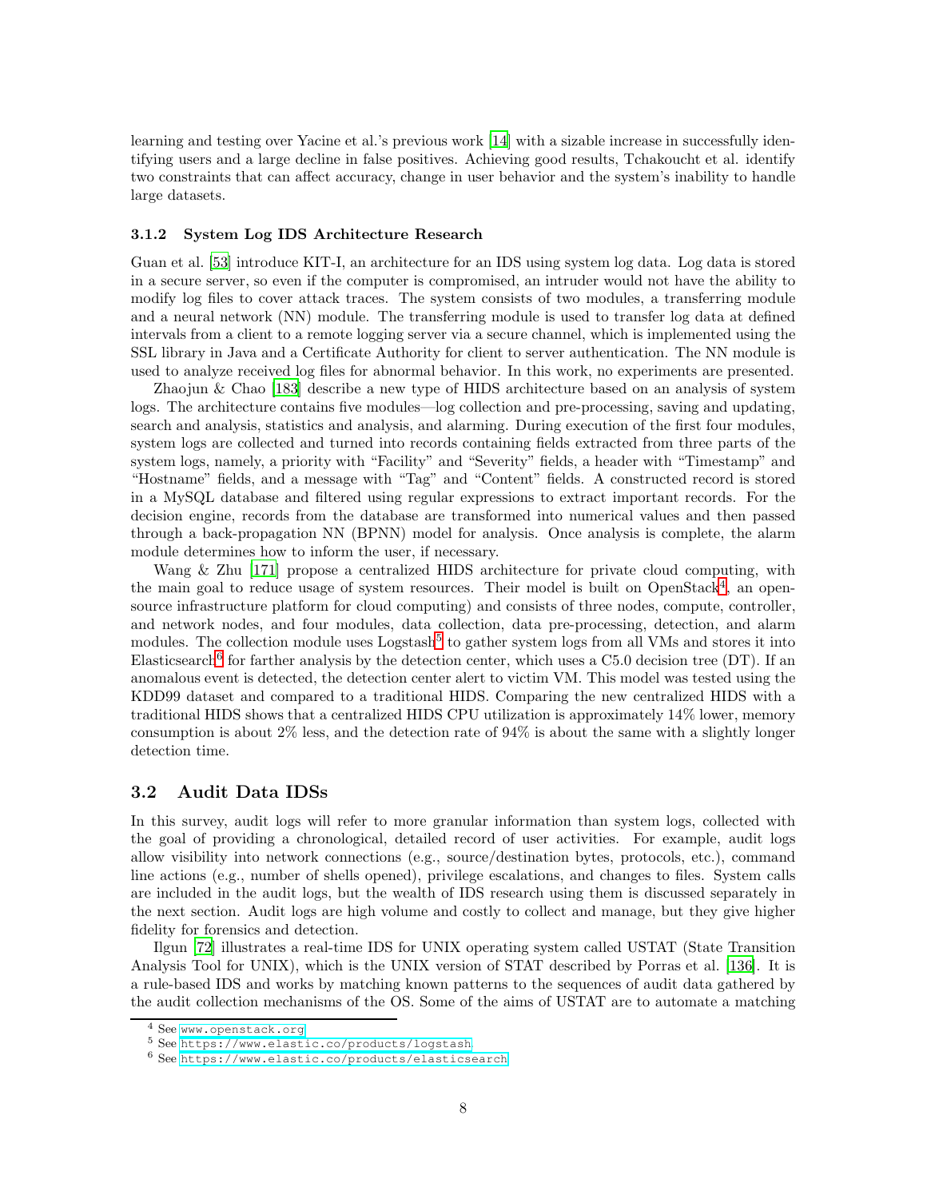learning and testing over Yacine et al.'s previous work [14] with a sizable increase in successfully identifying users and a large decline in false positives. Achieving good results, Tchakoucht et al. identify two constraints that can affect accuracy, change in user behavior and the system's inability to handle large datasets.

### 3.1.2 System Log IDS Architecture Research

Guan et al. [53] introduce KIT-I, an architecture for an IDS using system log data. Log data is stored in a secure server, so even if the computer is compromised, an intruder would not have the ability to modify log files to cover attack traces. The system consists of two modules, a transferring module and a neural network (NN) module. The transferring module is used to transfer log data at defined intervals from a client to a remote logging server via a secure channel, which is implemented using the SSL library in Java and a Certificate Authority for client to server authentication. The NN module is used to analyze received log files for abnormal behavior. In this work, no experiments are presented.

Zhaojun & Chao [183] describe a new type of HIDS architecture based on an analysis of system logs. The architecture contains five modules—log collection and pre-processing, saving and updating, search and analysis, statistics and analysis, and alarming. During execution of the first four modules, system logs are collected and turned into records containing fields extracted from three parts of the system logs, namely, a priority with "Facility" and "Severity" fields, a header with "Timestamp" and "Hostname" fields, and a message with "Tag" and "Content" fields. A constructed record is stored in a MySQL database and filtered using regular expressions to extract important records. For the decision engine, records from the database are transformed into numerical values and then passed through a back-propagation NN (BPNN) model for analysis. Once analysis is complete, the alarm module determines how to inform the user, if necessary.

Wang & Zhu [171] propose a centralized HIDS architecture for private cloud computing, with the main goal to reduce usage of system resources. Their model is built on OpenStack[4], an open-source infrastructure platform for cloud computing) and consists of three nodes, compute, controller, and network nodes, and four modules, data collection, data pre-processing, detection, and alarm modules. The collection module uses Logstash[5] to gather system logs from all VMs and stores it into Elasticsearch[6] for farther analysis by the detection center, which uses a C5.0 decision tree (DT). If an anomalous event is detected, the detection center alert to victim VM. This model was tested using the KDD99 dataset and compared to a traditional HIDS. Comparing the new centralized HIDS with a traditional HIDS shows that a centralized HIDS CPU utilization is approximately 14% lower, memory consumption is about 2% less, and the detection rate of 94% is about the same with a slightly longer detection time.

## 3.2 Audit Data IDSs

In this survey, audit logs will refer to more granular information than system logs, collected with the goal of providing a chronological, detailed record of user activities. For example, audit logs allow visibility into network connections (e.g., source/destination bytes, protocols, etc.), command line actions (e.g., number of shells opened), privilege escalations, and changes to files. System calls are included in the audit logs, but the wealth of IDS research using them is discussed separately in the next section. Audit logs are high volume and costly to collect and manage, but they give higher fidelity for forensics and detection.

Ilgun [72] illustrates a real-time IDS for UNIX operating system called USTAT (State Transition Analysis Tool for UNIX), which is the UNIX version of STAT described by Porras et al. [136]. It is a rule-based IDS and works by matching known patterns to the sequences of audit data gathered by the audit collection mechanisms of the OS. Some of the aims of USTAT are to automate a matching

[4] See www.openstack.org

[5] See https://www.elastic.co/products/logstash

[6] See https://www.elastic.co/products/elasticsearch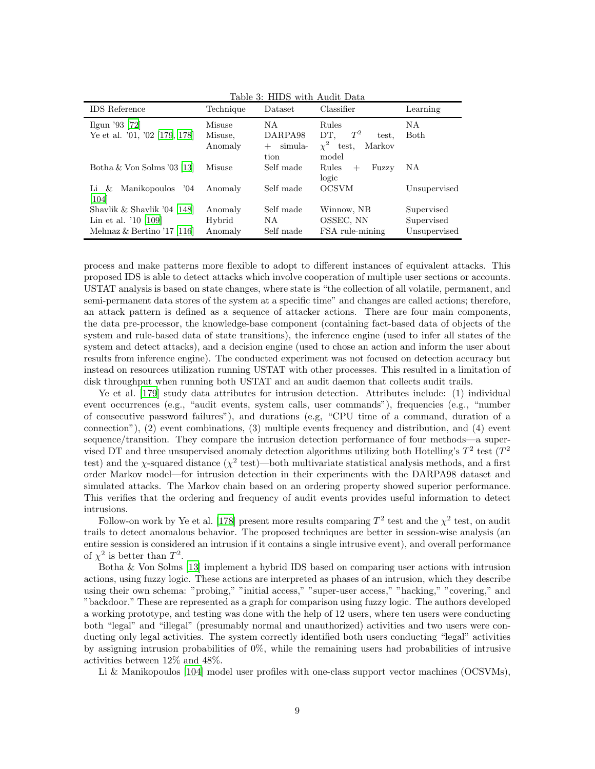Table 3: HIDS with Audit Data

| IDS Reference | Technique | Dataset | Classifier | Learning |
|---|---|---|---|---|
| Ilgun '93 [72] | Misuse | NA | Rules | NA |
| Ye et al. '01, '02 [179, 178] | Misuse, Anomaly | DARPA98 + simulation | DT, $T^2$ test, $\chi^2$ test, Markov model | Both |
| Botha & Von Solms '03 [13] | Misuse | Self made | Rules + Fuzzy logic | NA |
| Li & Manikopoulos '04 [104] | Anomaly | Self made | OCSVM | Unsupervised |
| Shavlik & Shavlik '04 [148] | Anomaly | Self made | Winnow, NB | Supervised |
| Lin et al. '10 [109] | Hybrid | NA | OSSEC, NN | Supervised |
| Mehnaz & Bertino '17 [116] | Anomaly | Self made | FSA rule-mining | Unsupervised |

process and make patterns more flexible to adopt to different instances of equivalent attacks. This proposed IDS is able to detect attacks which involve cooperation of multiple user sections or accounts. USTAT analysis is based on state changes, where state is "the collection of all volatile, permanent, and semi-permanent data stores of the system at a specific time" and changes are called actions; therefore, an attack pattern is defined as a sequence of attacker actions. There are four main components, the data pre-processor, the knowledge-base component (containing fact-based data of objects of the system and rule-based data of state transitions), the inference engine (used to infer all states of the system and detect attacks), and a decision engine (used to chose an action and inform the user about results from inference engine). The conducted experiment was not focused on detection accuracy but instead on resources utilization running USTAT with other processes. This resulted in a limitation of disk throughput when running both USTAT and an audit daemon that collects audit trails.

Ye et al. [179] study data attributes for intrusion detection. Attributes include: (1) individual event occurrences (e.g., "audit events, system calls, user commands"), frequencies (e.g., "number of consecutive password failures"), and durations (e.g, "CPU time of a command, duration of a connection"), (2) event combinations, (3) multiple events frequency and distribution, and (4) event sequence/transition. They compare the intrusion detection performance of four methods—a supervised DT and three unsupervised anomaly detection algorithms utilizing both Hotelling's $T^2$ test ($T^2$ test) and the $\chi$-squared distance ($\chi^2$ test)—both multivariate statistical analysis methods, and a first order Markov model—for intrusion detection in their experiments with the DARPA98 dataset and simulated attacks. The Markov chain based on an ordering property showed superior performance. This verifies that the ordering and frequency of audit events provides useful information to detect intrusions.

Follow-on work by Ye et al. [178] present more results comparing $T^2$ test and the $\chi^2$ test, on audit trails to detect anomalous behavior. The proposed techniques are better in session-wise analysis (an entire session is considered an intrusion if it contains a single intrusive event), and overall performance of $\chi^2$ is better than $T^2$.

Botha & Von Solms [13] implement a hybrid IDS based on comparing user actions with intrusion actions, using fuzzy logic. These actions are interpreted as phases of an intrusion, which they describe using their own schema: "probing," "initial access," "super-user access," "hacking," "covering," and "backdoor." These are represented as a graph for comparison using fuzzy logic. The authors developed a working prototype, and testing was done with the help of 12 users, where ten users were conducting both "legal" and "illegal" (presumably normal and unauthorized) activities and two users were conducting only legal activities. The system correctly identified both users conducting "legal" activities by assigning intrusion probabilities of 0%, while the remaining users had probabilities of intrusive activities between 12% and 48%.

Li & Manikopoulos [104] model user profiles with one-class support vector machines (OCSVMs),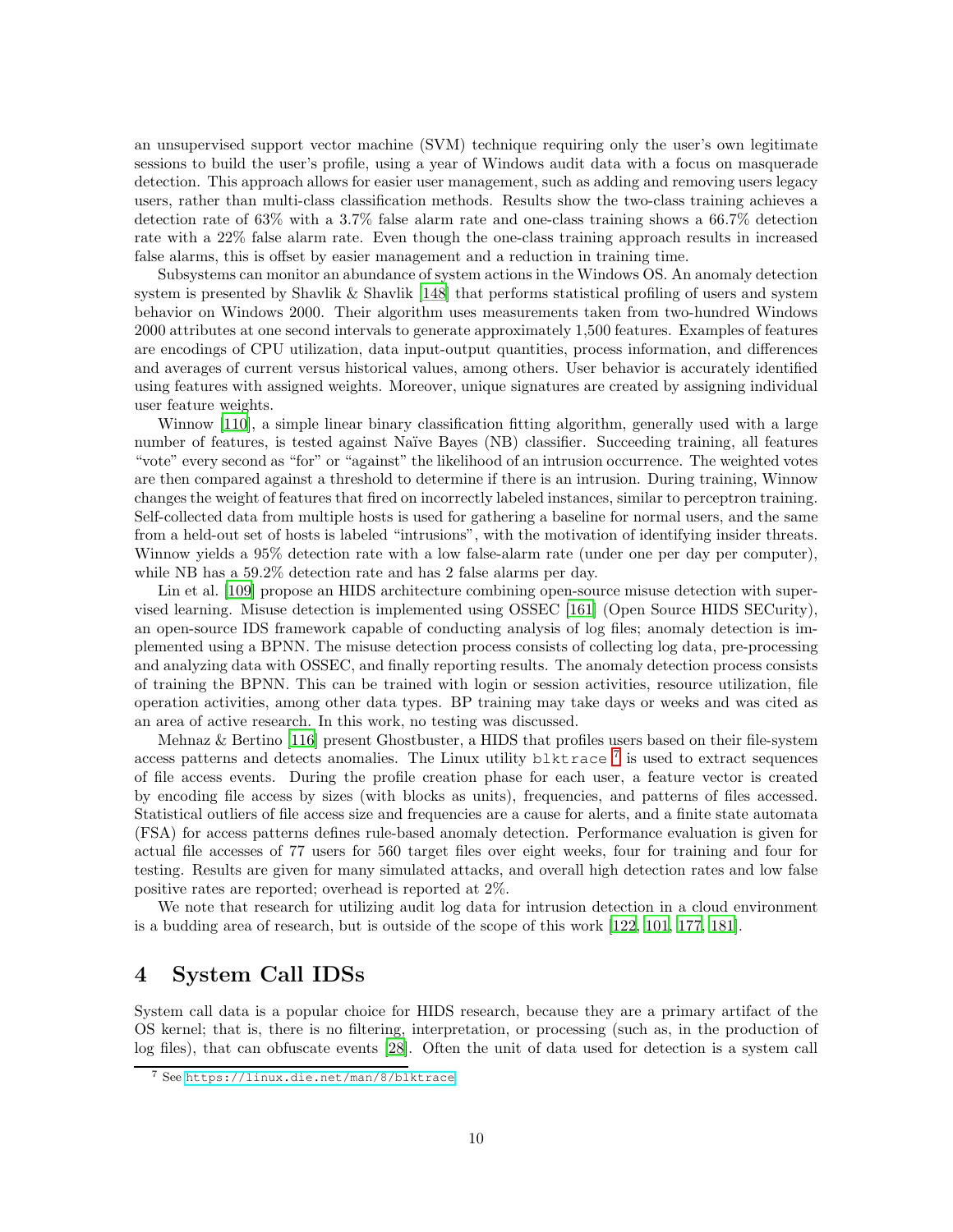an unsupervised support vector machine (SVM) technique requiring only the user's own legitimate sessions to build the user's profile, using a year of Windows audit data with a focus on masquerade detection. This approach allows for easier user management, such as adding and removing users legacy users, rather than multi-class classification methods. Results show the two-class training achieves a detection rate of 63% with a 3.7% false alarm rate and one-class training shows a 66.7% detection rate with a 22% false alarm rate. Even though the one-class training approach results in increased false alarms, this is offset by easier management and a reduction in training time.

Subsystems can monitor an abundance of system actions in the Windows OS. An anomaly detection system is presented by Shavlik & Shavlik [148] that performs statistical profiling of users and system behavior on Windows 2000. Their algorithm uses measurements taken from two-hundred Windows 2000 attributes at one second intervals to generate approximately 1,500 features. Examples of features are encodings of CPU utilization, data input-output quantities, process information, and differences and averages of current versus historical values, among others. User behavior is accurately identified using features with assigned weights. Moreover, unique signatures are created by assigning individual user feature weights.

Winnow [110], a simple linear binary classification fitting algorithm, generally used with a large number of features, is tested against Naïve Bayes (NB) classifier. Succeeding training, all features "vote" every second as "for" or "against" the likelihood of an intrusion occurrence. The weighted votes are then compared against a threshold to determine if there is an intrusion. During training, Winnow changes the weight of features that fired on incorrectly labeled instances, similar to perceptron training. Self-collected data from multiple hosts is used for gathering a baseline for normal users, and the same from a held-out set of hosts is labeled "intrusions", with the motivation of identifying insider threats. Winnow yields a 95% detection rate with a low false-alarm rate (under one per day per computer), while NB has a 59.2% detection rate and has 2 false alarms per day.

Lin et al. [109] propose an HIDS architecture combining open-source misuse detection with supervised learning. Misuse detection is implemented using OSSEC [161] (Open Source HIDS SECurity), an open-source IDS framework capable of conducting analysis of log files; anomaly detection is implemented using a BPNN. The misuse detection process consists of collecting log data, pre-processing and analyzing data with OSSEC, and finally reporting results. The anomaly detection process consists of training the BPNN. This can be trained with login or session activities, resource utilization, file operation activities, among other data types. BP training may take days or weeks and was cited as an area of active research. In this work, no testing was discussed.

Mehnaz & Bertino [116] present Ghostbuster, a HIDS that profiles users based on their file-system access patterns and detects anomalies. The Linux utility `blktrace` [7] is used to extract sequences of file access events. During the profile creation phase for each user, a feature vector is created by encoding file access by sizes (with blocks as units), frequencies, and patterns of files accessed. Statistical outliers of file access size and frequencies are a cause for alerts, and a finite state automata (FSA) for access patterns defines rule-based anomaly detection. Performance evaluation is given for actual file accesses of 77 users for 560 target files over eight weeks, four for training and four for testing. Results are given for many simulated attacks, and overall high detection rates and low false positive rates are reported; overhead is reported at 2%.

We note that research for utilizing audit log data for intrusion detection in a cloud environment is a budding area of research, but is outside of the scope of this work [122, 101, 177, 181].

# 4 System Call IDSs

System call data is a popular choice for HIDS research, because they are a primary artifact of the OS kernel; that is, there is no filtering, interpretation, or processing (such as, in the production of log files), that can obfuscate events [28]. Often the unit of data used for detection is a system call

[7] See https://linux.die.net/man/8/blktrace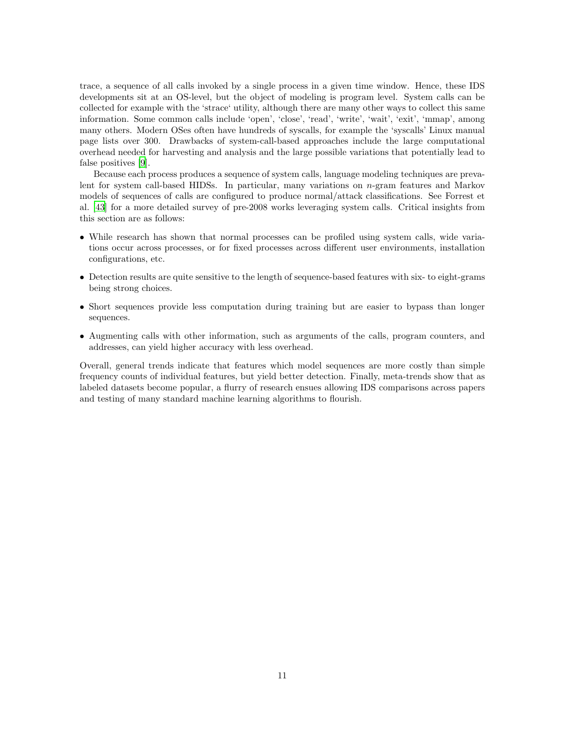trace, a sequence of all calls invoked by a single process in a given time window. Hence, these IDS developments sit at an OS-level, but the object of modeling is program level. System calls can be collected for example with the 'strace' utility, although there are many other ways to collect this same information. Some common calls include 'open', 'close', 'read', 'write', 'wait', 'exit', 'mmap', among many others. Modern OSes often have hundreds of syscalls, for example the 'syscalls' Linux manual page lists over 300. Drawbacks of system-call-based approaches include the large computational overhead needed for harvesting and analysis and the large possible variations that potentially lead to false positives [9].

Because each process produces a sequence of system calls, language modeling techniques are prevalent for system call-based HIDSs. In particular, many variations on $n$-gram features and Markov models of sequences of calls are configured to produce normal/attack classifications. See Forrest et al. [43] for a more detailed survey of pre-2008 works leveraging system calls. Critical insights from this section are as follows:

- While research has shown that normal processes can be profiled using system calls, wide variations occur across processes, or for fixed processes across different user environments, installation configurations, etc.
- Detection results are quite sensitive to the length of sequence-based features with six- to eight-grams being strong choices.
- Short sequences provide less computation during training but are easier to bypass than longer sequences.
- Augmenting calls with other information, such as arguments of the calls, program counters, and addresses, can yield higher accuracy with less overhead.

Overall, general trends indicate that features which model sequences are more costly than simple frequency counts of individual features, but yield better detection. Finally, meta-trends show that as labeled datasets become popular, a flurry of research ensues allowing IDS comparisons across papers and testing of many standard machine learning algorithms to flourish.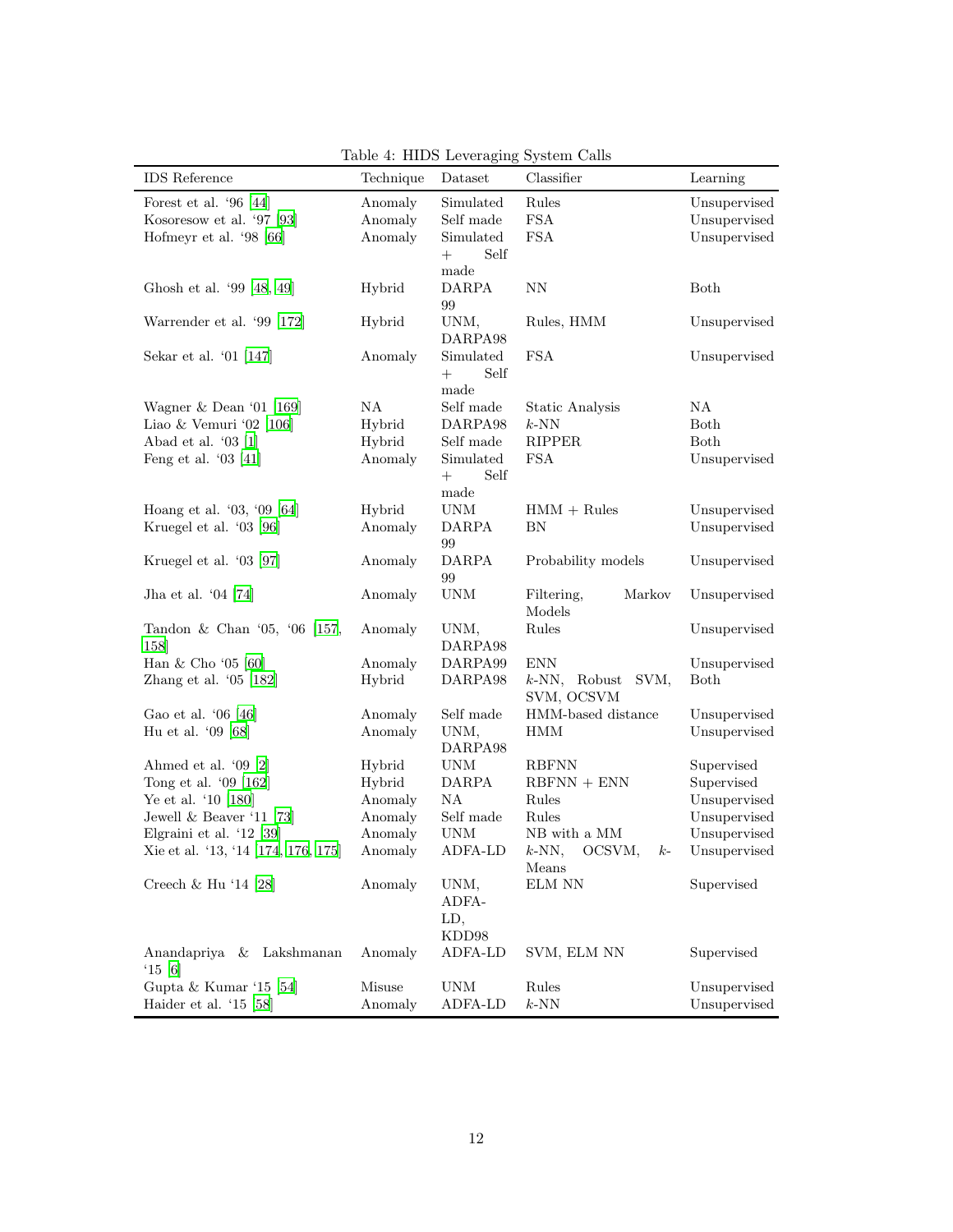Table 4: HIDS Leveraging System Calls

| IDS Reference | Technique | Dataset | Classifier | Learning |
| --- | --- | --- | --- | --- |
| Forest et al. '96 [44] | Anomaly | Simulated | Rules | Unsupervised |
| Kosoresow et al. '97 [93] | Anomaly | Self made | FSA | Unsupervised |
| Hofmeyr et al. '98 [66] | Anomaly | Simulated + Self made | FSA | Unsupervised |
| Ghosh et al. '99 [48, 49] | Hybrid | DARPA 99 | NN | Both |
| Warrender et al. '99 [172] | Hybrid | UNM, DARPA98 | Rules, HMM | Unsupervised |
| Sekar et al. '01 [147] | Anomaly | Simulated + Self made | FSA | Unsupervised |
| Wagner & Dean '01 [169] | NA | Self made | Static Analysis | NA |
| Liao & Vemuri '02 [106] | Hybrid | DARPA98 | $k$-NN | Both |
| Abad et al. '03 [1] | Hybrid | Self made | RIPPER | Both |
| Feng et al. '03 [41] | Anomaly | Simulated + Self made | FSA | Unsupervised |
| Hoang et al. '03, '09 [64] | Hybrid | UNM | HMM + Rules | Unsupervised |
| Kruegel et al. '03 [96] | Anomaly | DARPA 99 | BN | Unsupervised |
| Kruegel et al. '03 [97] | Anomaly | DARPA 99 | Probability models | Unsupervised |
| Jha et al. '04 [74] | Anomaly | UNM | Filtering, Markov Models | Unsupervised |
| Tandon & Chan '05, '06 [157, 158] | Anomaly | UNM, DARPA98 | Rules | Unsupervised |
| Han & Cho '05 [60] | Anomaly | DARPA99 | ENN | Unsupervised |
| Zhang et al. '05 [182] | Hybrid | DARPA98 | $k$-NN, Robust SVM, SVM, OCSVM | Both |
| Gao et al. '06 [46] | Anomaly | Self made | HMM-based distance | Unsupervised |
| Hu et al. '09 [68] | Anomaly | UNM, DARPA98 | HMM | Unsupervised |
| Ahmed et al. '09 [2] | Hybrid | UNM | RBFNN | Supervised |
| Tong et al. '09 [162] | Hybrid | DARPA | RBFNN + ENN | Supervised |
| Ye et al. '10 [180] | Anomaly | NA | Rules | Unsupervised |
| Jewell & Beaver '11 [73] | Anomaly | Self made | Rules | Unsupervised |
| Elgraini et al. '12 [39] | Anomaly | UNM | NB with a MM | Unsupervised |
| Xie et al. '13, '14 [174, 176, 175] | Anomaly | ADFA-LD | $k$-NN, OCSVM, $k$-Means | Unsupervised |
| Creech & Hu '14 [28] | Anomaly | UNM, ADFA-LD, KDD98 | ELM NN | Supervised |
| Anandapriya & Lakshmanan '15 [6] | Anomaly | ADFA-LD | SVM, ELM NN | Supervised |
| Gupta & Kumar '15 [54] | Misuse | UNM | Rules | Unsupervised |
| Haider et al. '15 [58] | Anomaly | ADFA-LD | $k$-NN | Unsupervised |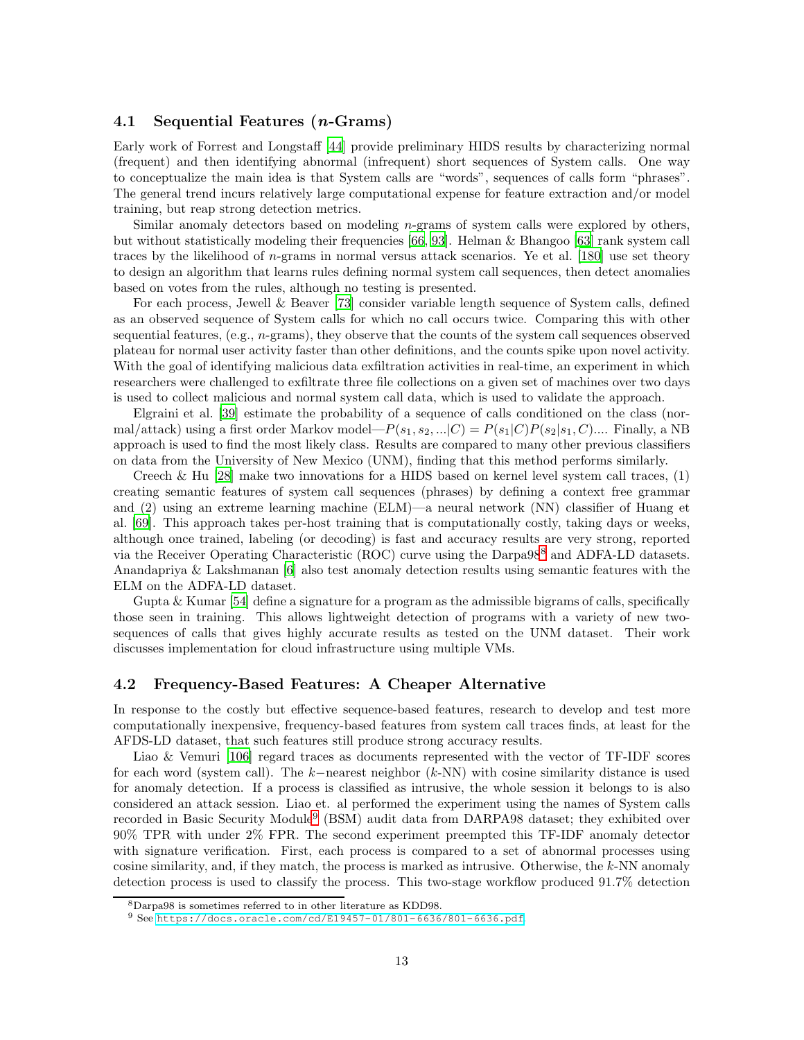### 4.1 Sequential Features ($n$-Grams)

Early work of Forrest and Longstaff [44] provide preliminary HIDS results by characterizing normal (frequent) and then identifying abnormal (infrequent) short sequences of System calls. One way to conceptualize the main idea is that System calls are "words", sequences of calls form "phrases". The general trend incurs relatively large computational expense for feature extraction and/or model training, but reap strong detection metrics.

Similar anomaly detectors based on modeling $n$-grams of system calls were explored by others, but without statistically modeling their frequencies [66, 93]. Helman & Bhangoo [63] rank system call traces by the likelihood of $n$-grams in normal versus attack scenarios. Ye et al. [180] use set theory to design an algorithm that learns rules defining normal system call sequences, then detect anomalies based on votes from the rules, although no testing is presented.

For each process, Jewell & Beaver [73] consider variable length sequence of System calls, defined as an observed sequence of System calls for which no call occurs twice. Comparing this with other sequential features, (e.g., $n$-grams), they observe that the counts of the system call sequences observed plateau for normal user activity faster than other definitions, and the counts spike upon novel activity. With the goal of identifying malicious data exfiltration activities in real-time, an experiment in which researchers were challenged to exfiltrate three file collections on a given set of machines over two days is used to collect malicious and normal system call data, which is used to validate the approach.

Elgraini et al. [39] estimate the probability of a sequence of calls conditioned on the class (normal/attack) using a first order Markov model—$P(s_1, s_2, ...|C) = P(s_1|C)P(s_2|s_1, C)....$ Finally, a NB approach is used to find the most likely class. Results are compared to many other previous classifiers on data from the University of New Mexico (UNM), finding that this method performs similarly.

Creech & Hu [28] make two innovations for a HIDS based on kernel level system call traces, (1) creating semantic features of system call sequences (phrases) by defining a context free grammar and (2) using an extreme learning machine (ELM)—a neural network (NN) classifier of Huang et al. [69]. This approach takes per-host training that is computationally costly, taking days or weeks, although once trained, labeling (or decoding) is fast and accuracy results are very strong, reported via the Receiver Operating Characteristic (ROC) curve using the Darpa98[8] and ADFA-LD datasets. Anandapriya & Lakshmanan [6] also test anomaly detection results using semantic features with the ELM on the ADFA-LD dataset.

Gupta & Kumar [54] define a signature for a program as the admissible bigrams of calls, specifically those seen in training. This allows lightweight detection of programs with a variety of new two-sequences of calls that gives highly accurate results as tested on the UNM dataset. Their work discusses implementation for cloud infrastructure using multiple VMs.

### 4.2 Frequency-Based Features: A Cheaper Alternative

In response to the costly but effective sequence-based features, research to develop and test more computationally inexpensive, frequency-based features from system call traces finds, at least for the AFDS-LD dataset, that such features still produce strong accuracy results.

Liao & Vemuri [106] regard traces as documents represented with the vector of TF-IDF scores for each word (system call). The $k-$nearest neighbor ($k$-NN) with cosine similarity distance is used for anomaly detection. If a process is classified as intrusive, the whole session it belongs to is also considered an attack session. Liao et. al performed the experiment using the names of System calls recorded in Basic Security Module[9] (BSM) audit data from DARPA98 dataset; they exhibited over 90% TPR with under 2% FPR. The second experiment preempted this TF-IDF anomaly detector with signature verification. First, each process is compared to a set of abnormal processes using cosine similarity, and, if they match, the process is marked as intrusive. Otherwise, the $k$-NN anomaly detection process is used to classify the process. This two-stage workflow produced 91.7% detection

[8] Darpa98 is sometimes referred to in other literature as KDD98.

[9] See https://docs.oracle.com/cd/E19457-01/801-6636/801-6636.pdf.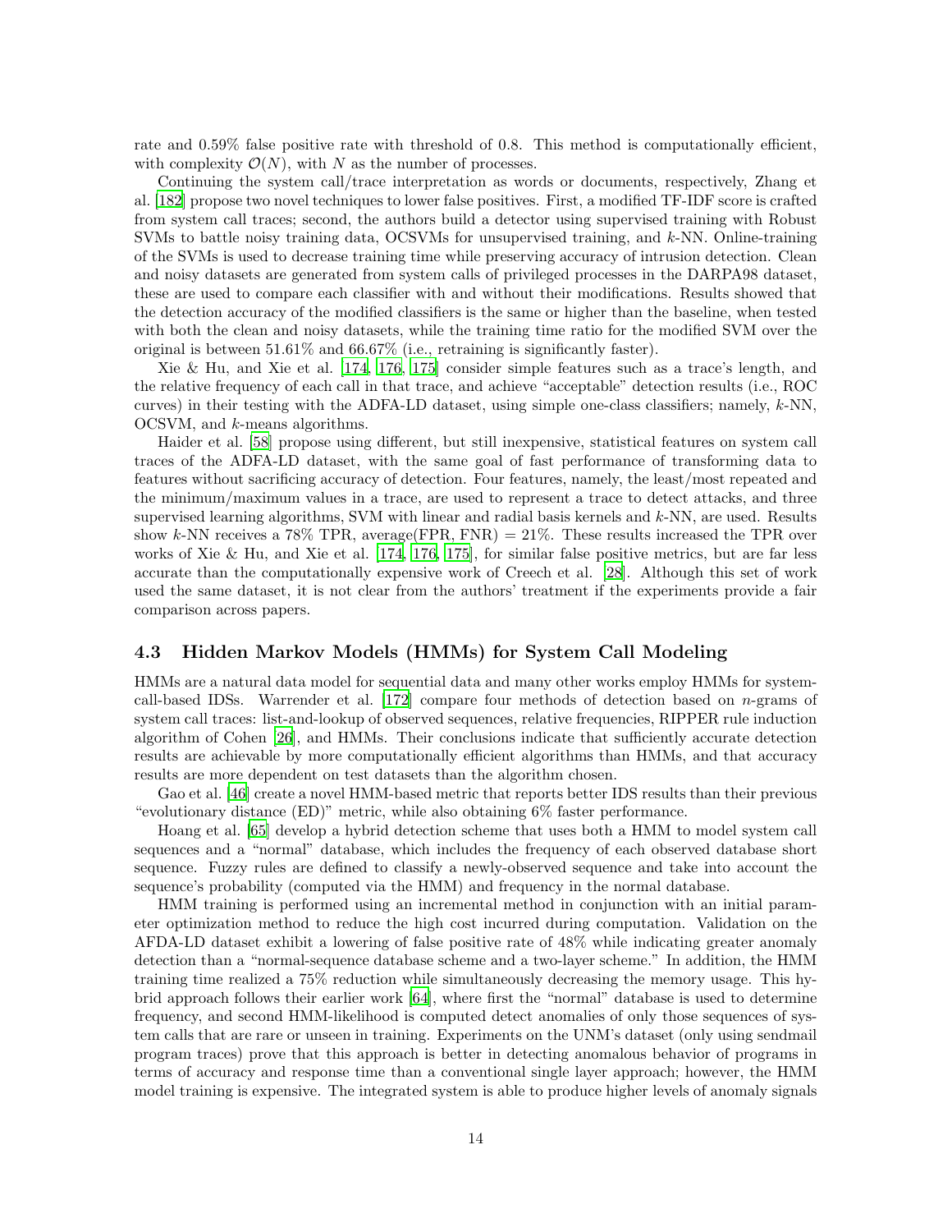rate and 0.59% false positive rate with threshold of 0.8. This method is computationally efficient, with complexity $\mathcal{O}(N)$, with $N$ as the number of processes.

Continuing the system call/trace interpretation as words or documents, respectively, Zhang et al. [182] propose two novel techniques to lower false positives. First, a modified TF-IDF score is crafted from system call traces; second, the authors build a detector using supervised training with Robust SVMs to battle noisy training data, OCSVMs for unsupervised training, and $k$-NN. Online-training of the SVMs is used to decrease training time while preserving accuracy of intrusion detection. Clean and noisy datasets are generated from system calls of privileged processes in the DARPA98 dataset, these are used to compare each classifier with and without their modifications. Results showed that the detection accuracy of the modified classifiers is the same or higher than the baseline, when tested with both the clean and noisy datasets, while the training time ratio for the modified SVM over the original is between 51.61% and 66.67% (i.e., retraining is significantly faster).

Xie & Hu, and Xie et al. [174, 176, 175] consider simple features such as a trace's length, and the relative frequency of each call in that trace, and achieve "acceptable" detection results (i.e., ROC curves) in their testing with the ADFA-LD dataset, using simple one-class classifiers; namely, $k$-NN, OCSVM, and $k$-means algorithms.

Haider et al. [58] propose using different, but still inexpensive, statistical features on system call traces of the ADFA-LD dataset, with the same goal of fast performance of transforming data to features without sacrificing accuracy of detection. Four features, namely, the least/most repeated and the minimum/maximum values in a trace, are used to represent a trace to detect attacks, and three supervised learning algorithms, SVM with linear and radial basis kernels and $k$-NN, are used. Results show $k$-NN receives a 78% TPR, average(FPR, FNR) = 21%. These results increased the TPR over works of Xie & Hu, and Xie et al. [174, 176, 175], for similar false positive metrics, but are far less accurate than the computationally expensive work of Creech et al. [28]. Although this set of work used the same dataset, it is not clear from the authors' treatment if the experiments provide a fair comparison across papers.

### 4.3 Hidden Markov Models (HMMs) for System Call Modeling

HMMs are a natural data model for sequential data and many other works employ HMMs for system-call-based IDSs. Warrender et al. [172] compare four methods of detection based on $n$-grams of system call traces: list-and-lookup of observed sequences, relative frequencies, RIPPER rule induction algorithm of Cohen [26], and HMMs. Their conclusions indicate that sufficiently accurate detection results are achievable by more computationally efficient algorithms than HMMs, and that accuracy results are more dependent on test datasets than the algorithm chosen.

Gao et al. [46] create a novel HMM-based metric that reports better IDS results than their previous "evolutionary distance (ED)" metric, while also obtaining 6% faster performance.

Hoang et al. [65] develop a hybrid detection scheme that uses both a HMM to model system call sequences and a "normal" database, which includes the frequency of each observed database short sequence. Fuzzy rules are defined to classify a newly-observed sequence and take into account the sequence's probability (computed via the HMM) and frequency in the normal database.

HMM training is performed using an incremental method in conjunction with an initial parameter optimization method to reduce the high cost incurred during computation. Validation on the AFDA-LD dataset exhibit a lowering of false positive rate of 48% while indicating greater anomaly detection than a "normal-sequence database scheme and a two-layer scheme." In addition, the HMM training time realized a 75% reduction while simultaneously decreasing the memory usage. This hybrid approach follows their earlier work [64], where first the "normal" database is used to determine frequency, and second HMM-likelihood is computed detect anomalies of only those sequences of system calls that are rare or unseen in training. Experiments on the UNM's dataset (only using sendmail program traces) prove that this approach is better in detecting anomalous behavior of programs in terms of accuracy and response time than a conventional single layer approach; however, the HMM model training is expensive. The integrated system is able to produce higher levels of anomaly signals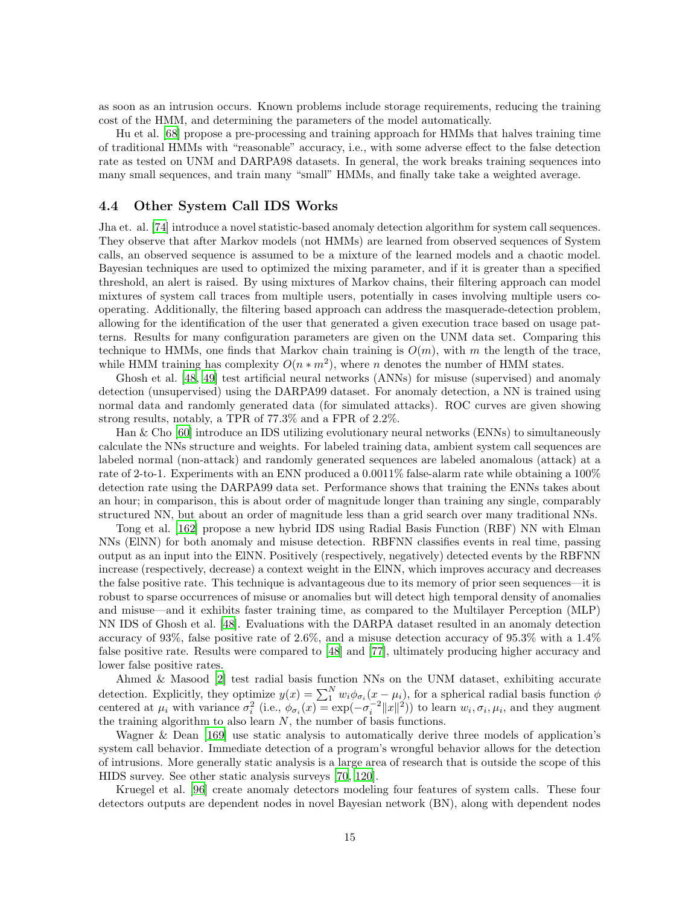as soon as an intrusion occurs. Known problems include storage requirements, reducing the training cost of the HMM, and determining the parameters of the model automatically.

Hu et al. [68] propose a pre-processing and training approach for HMMs that halves training time of traditional HMMs with "reasonable" accuracy, i.e., with some adverse effect to the false detection rate as tested on UNM and DARPA98 datasets. In general, the work breaks training sequences into many small sequences, and train many "small" HMMs, and finally take take a weighted average.

### 4.4 Other System Call IDS Works

Jha et. al. [74] introduce a novel statistic-based anomaly detection algorithm for system call sequences. They observe that after Markov models (not HMMs) are learned from observed sequences of System calls, an observed sequence is assumed to be a mixture of the learned models and a chaotic model. Bayesian techniques are used to optimized the mixing parameter, and if it is greater than a specified threshold, an alert is raised. By using mixtures of Markov chains, their filtering approach can model mixtures of system call traces from multiple users, potentially in cases involving multiple users co-operating. Additionally, the filtering based approach can address the masquerade-detection problem, allowing for the identification of the user that generated a given execution trace based on usage patterns. Results for many configuration parameters are given on the UNM data set. Comparing this technique to HMMs, one finds that Markov chain training is $O(m)$, with $m$ the length of the trace, while HMM training has complexity $O(n * m^2)$, where $n$ denotes the number of HMM states.

Ghosh et al. [48, 49] test artificial neural networks (ANNs) for misuse (supervised) and anomaly detection (unsupervised) using the DARPA99 dataset. For anomaly detection, a NN is trained using normal data and randomly generated data (for simulated attacks). ROC curves are given showing strong results, notably, a TPR of 77.3% and a FPR of 2.2%.

Han & Cho [60] introduce an IDS utilizing evolutionary neural networks (ENNs) to simultaneously calculate the NNs structure and weights. For labeled training data, ambient system call sequences are labeled normal (non-attack) and randomly generated sequences are labeled anomalous (attack) at a rate of 2-to-1. Experiments with an ENN produced a 0.0011% false-alarm rate while obtaining a 100% detection rate using the DARPA99 data set. Performance shows that training the ENNs takes about an hour; in comparison, this is about order of magnitude longer than training any single, comparably structured NN, but about an order of magnitude less than a grid search over many traditional NNs.

Tong et al. [162] propose a new hybrid IDS using Radial Basis Function (RBF) NN with Elman NNs (ElNN) for both anomaly and misuse detection. RBFNN classifies events in real time, passing output as an input into the ElNN. Positively (respectively, negatively) detected events by the RBFNN increase (respectively, decrease) a context weight in the ElNN, which improves accuracy and decreases the false positive rate. This technique is advantageous due to its memory of prior seen sequences—it is robust to sparse occurrences of misuse or anomalies but will detect high temporal density of anomalies and misuse—and it exhibits faster training time, as compared to the Multilayer Perception (MLP) NN IDS of Ghosh et al. [48]. Evaluations with the DARPA dataset resulted in an anomaly detection accuracy of 93%, false positive rate of 2.6%, and a misuse detection accuracy of 95.3% with a 1.4% false positive rate. Results were compared to [48] and [77], ultimately producing higher accuracy and lower false positive rates.

Ahmed & Masood [2] test radial basis function NNs on the UNM dataset, exhibiting accurate detection. Explicitly, they optimize $y(x) = \sum_1^N w_i \phi_{\sigma_i}(x - \mu_i)$, for a spherical radial basis function $\phi$ centered at $\mu_i$ with variance $\sigma_i^2$ (i.e., $\phi_{\sigma_i}(x) = \exp(-\sigma_i^{-2}\|x\|^2)$) to learn $w_i, \sigma_i, \mu_i$, and they augment the training algorithm to also learn $N$, the number of basis functions.

Wagner & Dean [169] use static analysis to automatically derive three models of application's system call behavior. Immediate detection of a program's wrongful behavior allows for the detection of intrusions. More generally static analysis is a large area of research that is outside the scope of this HIDS survey. See other static analysis surveys [70, 120].

Kruegel et al. [96] create anomaly detectors modeling four features of system calls. These four detectors outputs are dependent nodes in novel Bayesian network (BN), along with dependent nodes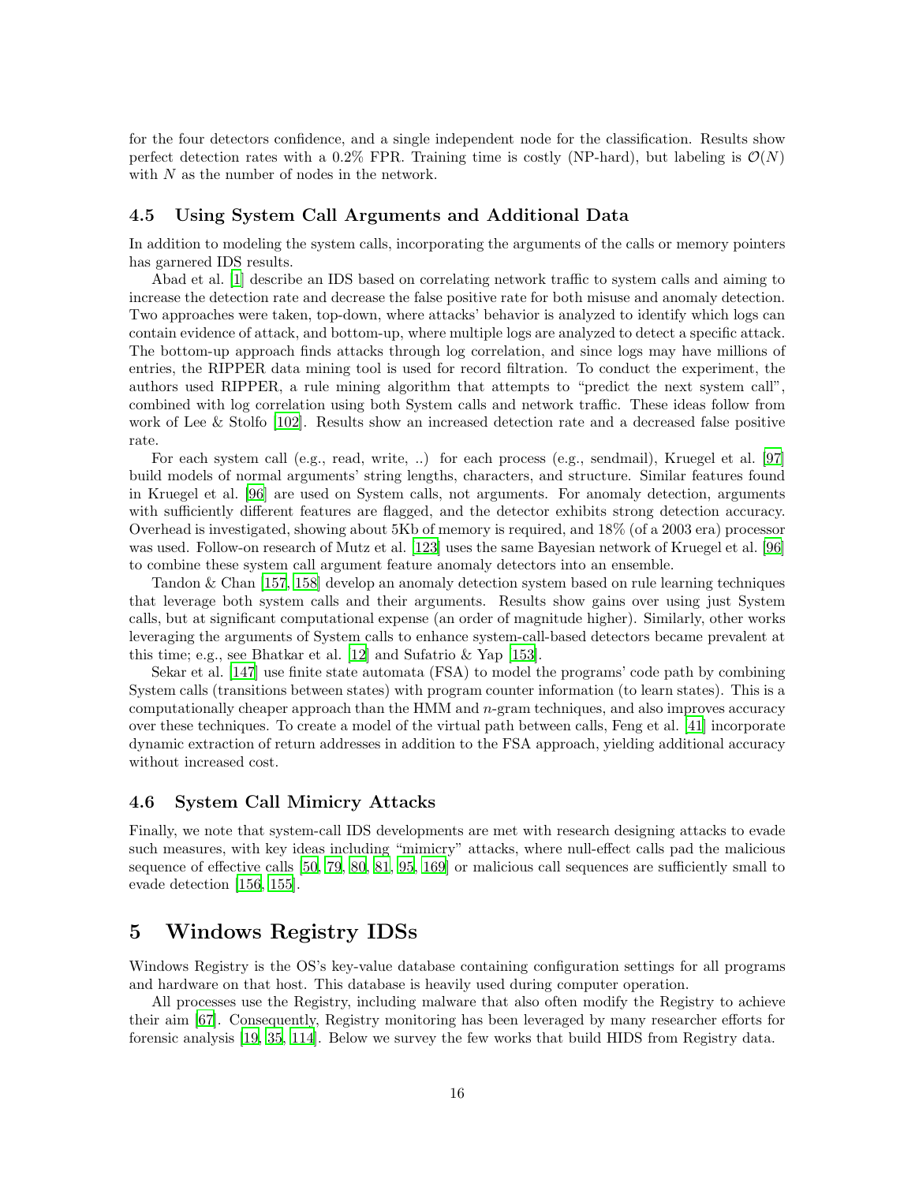for the four detectors confidence, and a single independent node for the classification. Results show perfect detection rates with a 0.2% FPR. Training time is costly (NP-hard), but labeling is $\mathcal{O}(N)$ with $N$ as the number of nodes in the network.

### 4.5 Using System Call Arguments and Additional Data

In addition to modeling the system calls, incorporating the arguments of the calls or memory pointers has garnered IDS results.

Abad et al. [1] describe an IDS based on correlating network traffic to system calls and aiming to increase the detection rate and decrease the false positive rate for both misuse and anomaly detection. Two approaches were taken, top-down, where attacks' behavior is analyzed to identify which logs can contain evidence of attack, and bottom-up, where multiple logs are analyzed to detect a specific attack. The bottom-up approach finds attacks through log correlation, and since logs may have millions of entries, the RIPPER data mining tool is used for record filtration. To conduct the experiment, the authors used RIPPER, a rule mining algorithm that attempts to "predict the next system call", combined with log correlation using both System calls and network traffic. These ideas follow from work of Lee & Stolfo [102]. Results show an increased detection rate and a decreased false positive rate.

For each system call (e.g., read, write, ..) for each process (e.g., sendmail), Kruegel et al. [97] build models of normal arguments' string lengths, characters, and structure. Similar features found in Kruegel et al. [96] are used on System calls, not arguments. For anomaly detection, arguments with sufficiently different features are flagged, and the detector exhibits strong detection accuracy. Overhead is investigated, showing about 5Kb of memory is required, and 18% (of a 2003 era) processor was used. Follow-on research of Mutz et al. [123] uses the same Bayesian network of Kruegel et al. [96] to combine these system call argument feature anomaly detectors into an ensemble.

Tandon & Chan [157, 158] develop an anomaly detection system based on rule learning techniques that leverage both system calls and their arguments. Results show gains over using just System calls, but at significant computational expense (an order of magnitude higher). Similarly, other works leveraging the arguments of System calls to enhance system-call-based detectors became prevalent at this time; e.g., see Bhatkar et al. [12] and Sufatrio & Yap [153].

Sekar et al. [147] use finite state automata (FSA) to model the programs' code path by combining System calls (transitions between states) with program counter information (to learn states). This is a computationally cheaper approach than the HMM and $n$-gram techniques, and also improves accuracy over these techniques. To create a model of the virtual path between calls, Feng et al. [41] incorporate dynamic extraction of return addresses in addition to the FSA approach, yielding additional accuracy without increased cost.

### 4.6 System Call Mimicry Attacks

Finally, we note that system-call IDS developments are met with research designing attacks to evade such measures, with key ideas including "mimicry" attacks, where null-effect calls pad the malicious sequence of effective calls [50, 79, 80, 81, 95, 169] or malicious call sequences are sufficiently small to evade detection [156, 155].

## 5 Windows Registry IDSs

Windows Registry is the OS's key-value database containing configuration settings for all programs and hardware on that host. This database is heavily used during computer operation.

All processes use the Registry, including malware that also often modify the Registry to achieve their aim [67]. Consequently, Registry monitoring has been leveraged by many researcher efforts for forensic analysis [19, 35, 114]. Below we survey the few works that build HIDS from Registry data.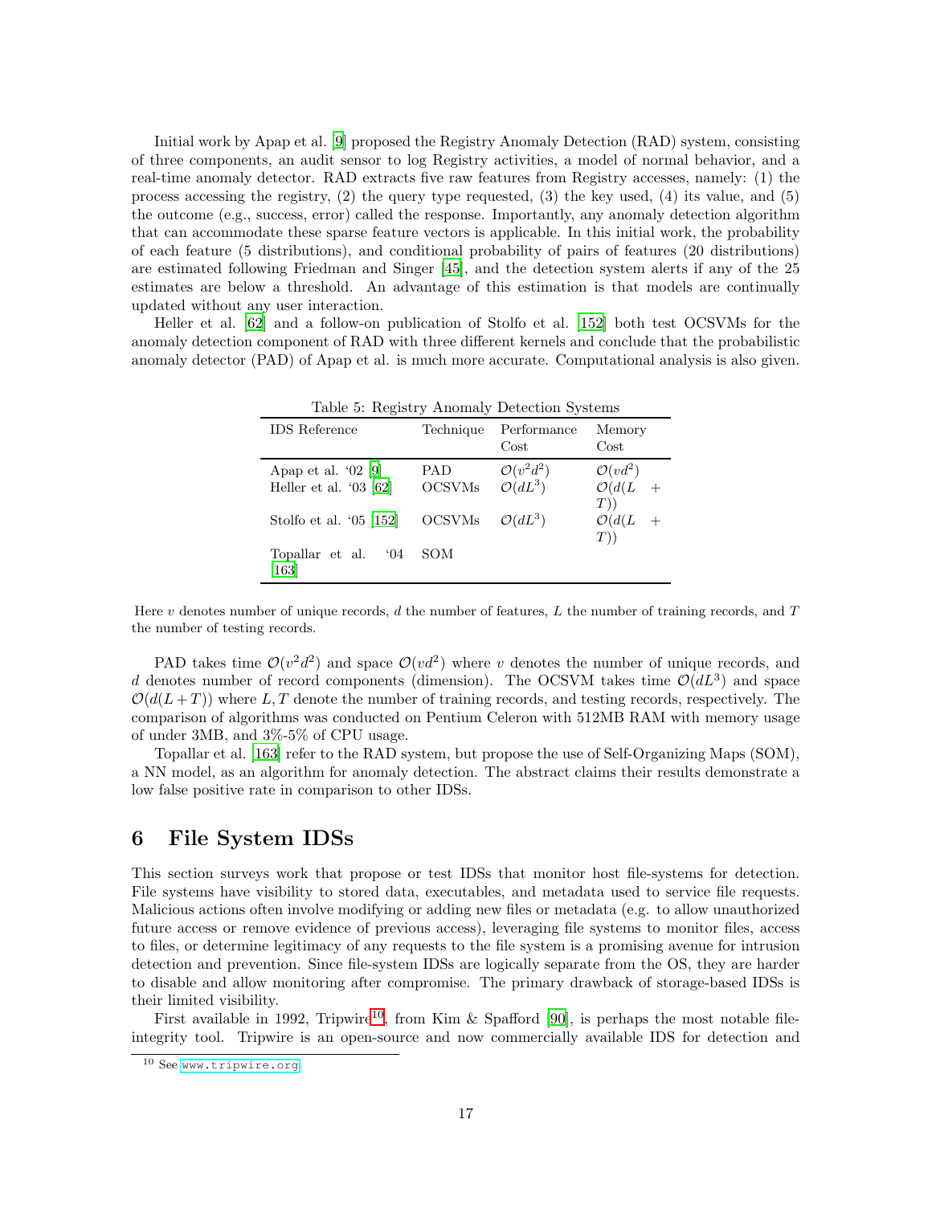Initial work by Apap et al. [9] proposed the Registry Anomaly Detection (RAD) system, consisting of three components, an audit sensor to log Registry activities, a model of normal behavior, and a real-time anomaly detector. RAD extracts five raw features from Registry accesses, namely: (1) the process accessing the registry, (2) the query type requested, (3) the key used, (4) its value, and (5) the outcome (e.g., success, error) called the response. Importantly, any anomaly detection algorithm that can accommodate these sparse feature vectors is applicable. In this initial work, the probability of each feature (5 distributions), and conditional probability of pairs of features (20 distributions) are estimated following Friedman and Singer [45], and the detection system alerts if any of the 25 estimates are below a threshold. An advantage of this estimation is that models are continually updated without any user interaction.

Heller et al. [62] and a follow-on publication of Stolfo et al. [152] both test OCSVMs for the anomaly detection component of RAD with three different kernels and conclude that the probabilistic anomaly detector (PAD) of Apap et al. is much more accurate. Computational analysis is also given.

Table 5: Registry Anomaly Detection Systems

| IDS Reference | Technique | Performance Cost | Memory Cost |
|---|---|---|---|
| Apap et al. '02 [9] | PAD | $\mathcal{O}(v^2d^2)$ | $\mathcal{O}(vd^2)$ |
| Heller et al. '03 [62] | OCSVMs | $\mathcal{O}(dL^3)$ | $\mathcal{O}(d(L+T))$ |
| Stolfo et al. '05 [152] | OCSVMs | $\mathcal{O}(dL^3)$ | $\mathcal{O}(d(L+T))$ |
| Topallar et al. '04 [163] | SOM | | |

Here $v$ denotes number of unique records, $d$ the number of features, $L$ the number of training records, and $T$ the number of testing records.

PAD takes time $\mathcal{O}(v^2d^2)$ and space $\mathcal{O}(vd^2)$ where $v$ denotes the number of unique records, and $d$ denotes number of record components (dimension). The OCSVM takes time $\mathcal{O}(dL^3)$ and space $\mathcal{O}(d(L+T))$ where $L, T$ denote the number of training records, and testing records, respectively. The comparison of algorithms was conducted on Pentium Celeron with 512MB RAM with memory usage of under 3MB, and 3%-5% of CPU usage.

Topallar et al. [163] refer to the RAD system, but propose the use of Self-Organizing Maps (SOM), a NN model, as an algorithm for anomaly detection. The abstract claims their results demonstrate a low false positive rate in comparison to other IDSs.

# 6 File System IDSs

This section surveys work that propose or test IDSs that monitor host file-systems for detection. File systems have visibility to stored data, executables, and metadata used to service file requests. Malicious actions often involve modifying or adding new files or metadata (e.g. to allow unauthorized future access or remove evidence of previous access), leveraging file systems to monitor files, access to files, or determine legitimacy of any requests to the file system is a promising avenue for intrusion detection and prevention. Since file-system IDSs are logically separate from the OS, they are harder to disable and allow monitoring after compromise. The primary drawback of storage-based IDSs is their limited visibility.

First available in 1992, Tripwire[10], from Kim & Spafford [90], is perhaps the most notable file-integrity tool. Tripwire is an open-source and now commercially available IDS for detection and

[10] See www.tripwire.org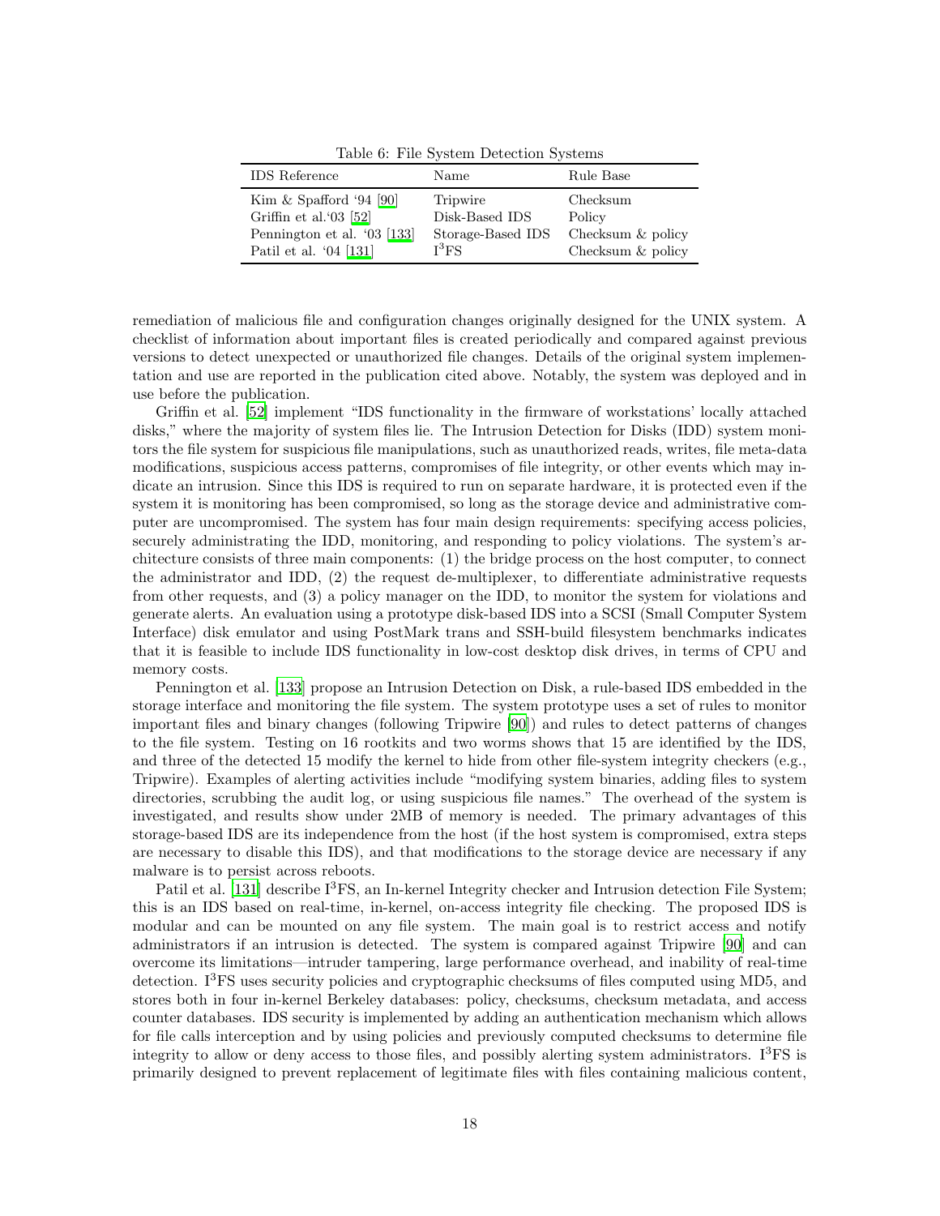Table 6: File System Detection Systems

| IDS Reference | Name | Rule Base |
| --- | --- | --- |
| Kim & Spafford '94 [90] | Tripwire | Checksum |
| Griffin et al.'03 [52] | Disk-Based IDS | Policy |
| Pennington et al. '03 [133] | Storage-Based IDS | Checksum & policy |
| Patil et al. '04 [131] | I$^3$FS | Checksum & policy |

remediation of malicious file and configuration changes originally designed for the UNIX system. A checklist of information about important files is created periodically and compared against previous versions to detect unexpected or unauthorized file changes. Details of the original system implementation and use are reported in the publication cited above. Notably, the system was deployed and in use before the publication.

Griffin et al. [52] implement "IDS functionality in the firmware of workstations' locally attached disks," where the majority of system files lie. The Intrusion Detection for Disks (IDD) system monitors the file system for suspicious file manipulations, such as unauthorized reads, writes, file meta-data modifications, suspicious access patterns, compromises of file integrity, or other events which may indicate an intrusion. Since this IDS is required to run on separate hardware, it is protected even if the system it is monitoring has been compromised, so long as the storage device and administrative computer are uncompromised. The system has four main design requirements: specifying access policies, securely administrating the IDD, monitoring, and responding to policy violations. The system's architecture consists of three main components: (1) the bridge process on the host computer, to connect the administrator and IDD, (2) the request de-multiplexer, to differentiate administrative requests from other requests, and (3) a policy manager on the IDD, to monitor the system for violations and generate alerts. An evaluation using a prototype disk-based IDS into a SCSI (Small Computer System Interface) disk emulator and using PostMark trans and SSH-build filesystem benchmarks indicates that it is feasible to include IDS functionality in low-cost desktop disk drives, in terms of CPU and memory costs.

Pennington et al. [133] propose an Intrusion Detection on Disk, a rule-based IDS embedded in the storage interface and monitoring the file system. The system prototype uses a set of rules to monitor important files and binary changes (following Tripwire [90]) and rules to detect patterns of changes to the file system. Testing on 16 rootkits and two worms shows that 15 are identified by the IDS, and three of the detected 15 modify the kernel to hide from other file-system integrity checkers (e.g., Tripwire). Examples of alerting activities include "modifying system binaries, adding files to system directories, scrubbing the audit log, or using suspicious file names." The overhead of the system is investigated, and results show under 2MB of memory is needed. The primary advantages of this storage-based IDS are its independence from the host (if the host system is compromised, extra steps are necessary to disable this IDS), and that modifications to the storage device are necessary if any malware is to persist across reboots.

Patil et al. [131] describe I$^3$FS, an In-kernel Integrity checker and Intrusion detection File System; this is an IDS based on real-time, in-kernel, on-access integrity file checking. The proposed IDS is modular and can be mounted on any file system. The main goal is to restrict access and notify administrators if an intrusion is detected. The system is compared against Tripwire [90] and can overcome its limitations—intruder tampering, large performance overhead, and inability of real-time detection. I$^3$FS uses security policies and cryptographic checksums of files computed using MD5, and stores both in four in-kernel Berkeley databases: policy, checksums, checksum metadata, and access counter databases. IDS security is implemented by adding an authentication mechanism which allows for file calls interception and by using policies and previously computed checksums to determine file integrity to allow or deny access to those files, and possibly alerting system administrators. I$^3$FS is primarily designed to prevent replacement of legitimate files with files containing malicious content,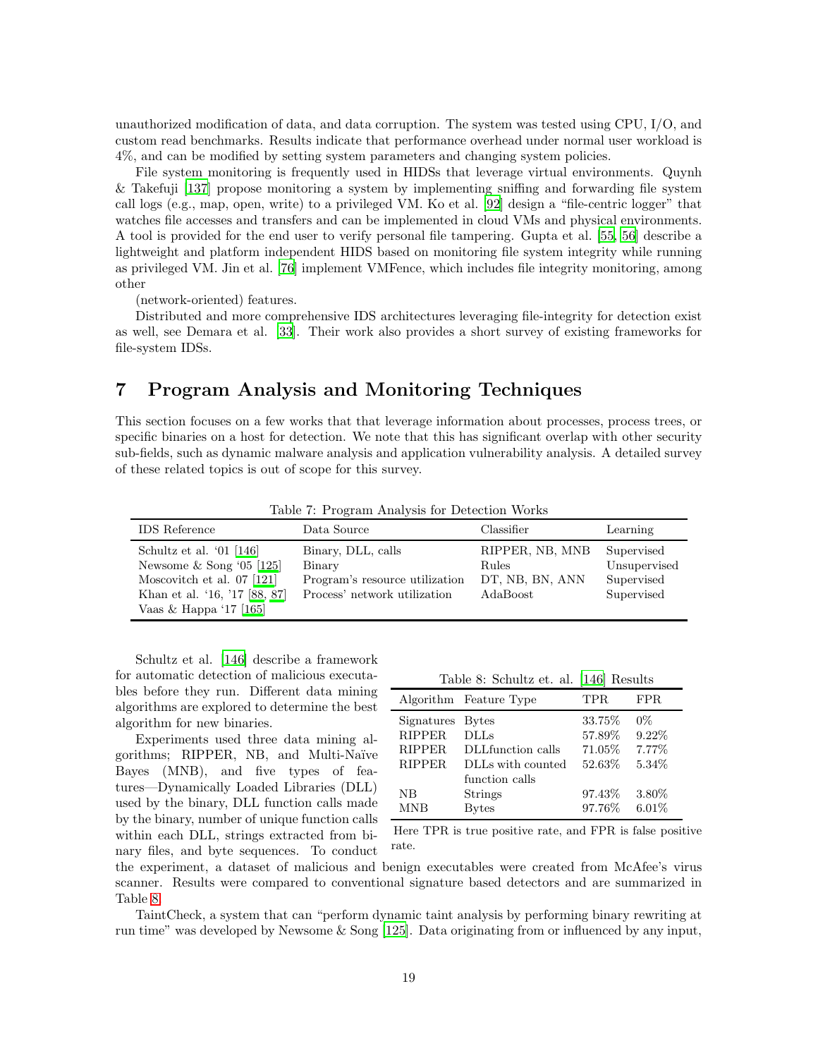unauthorized modification of data, and data corruption. The system was tested using CPU, I/O, and custom read benchmarks. Results indicate that performance overhead under normal user workload is 4%, and can be modified by setting system parameters and changing system policies.

File system monitoring is frequently used in HIDSs that leverage virtual environments. Quynh & Takefuji [137] propose monitoring a system by implementing sniffing and forwarding file system call logs (e.g., map, open, write) to a privileged VM. Ko et al. [92] design a "file-centric logger" that watches file accesses and transfers and can be implemented in cloud VMs and physical environments. A tool is provided for the end user to verify personal file tampering. Gupta et al. [55, 56] describe a lightweight and platform independent HIDS based on monitoring file system integrity while running as privileged VM. Jin et al. [76] implement VMFence, which includes file integrity monitoring, among other

(network-oriented) features.

Distributed and more comprehensive IDS architectures leveraging file-integrity for detection exist as well, see Demara et al. [33]. Their work also provides a short survey of existing frameworks for file-system IDSs.

# 7 Program Analysis and Monitoring Techniques

This section focuses on a few works that that leverage information about processes, process trees, or specific binaries on a host for detection. We note that this has significant overlap with other security sub-fields, such as dynamic malware analysis and application vulnerability analysis. A detailed survey of these related topics is out of scope for this survey.

Table 7: Program Analysis for Detection Works

| IDS Reference | Data Source | Classifier | Learning |
|---|---|---|---|
| Schultz et al. '01 [146] | Binary, DLL, calls | RIPPER, NB, MNB | Supervised |
| Newsome & Song '05 [125] | Binary | Rules | Unsupervised |
| Moscovitch et al. 07 [121] | Program's resource utilization | DT, NB, BN, ANN | Supervised |
| Khan et al. '16, '17 [88, 87] | Process' network utilization | AdaBoost | Supervised |
| Vaas & Happa '17 [165] | | | |

Schultz et al. [146] describe a framework for automatic detection of malicious executables before they run. Different data mining algorithms are explored to determine the best algorithm for new binaries.

Experiments used three data mining algorithms; RIPPER, NB, and Multi-Naïve Bayes (MNB), and five types of features—Dynamically Loaded Libraries (DLL) used by the binary, DLL function calls made by the binary, number of unique function calls within each DLL, strings extracted from binary files, and byte sequences. To conduct the experiment, a dataset of malicious and benign executables were created from McAfee's virus scanner. Results were compared to conventional signature based detectors and are summarized in Table 8.

Table 8: Schultz et. al. [146] Results

| Algorithm | Feature Type | TPR | FPR |
|---|---|---|---|
| Signatures | Bytes | 33.75% | 0% |
| RIPPER | DLLs | 57.89% | 9.22% |
| RIPPER | DLLfunction calls | 71.05% | 7.77% |
| RIPPER | DLLs with counted function calls | 52.63% | 5.34% |
| NB | Strings | 97.43% | 3.80% |
| MNB | Bytes | 97.76% | 6.01% |

Here TPR is true positive rate, and FPR is false positive rate.

TaintCheck, a system that can "perform dynamic taint analysis by performing binary rewriting at run time" was developed by Newsome & Song [125]. Data originating from or influenced by any input,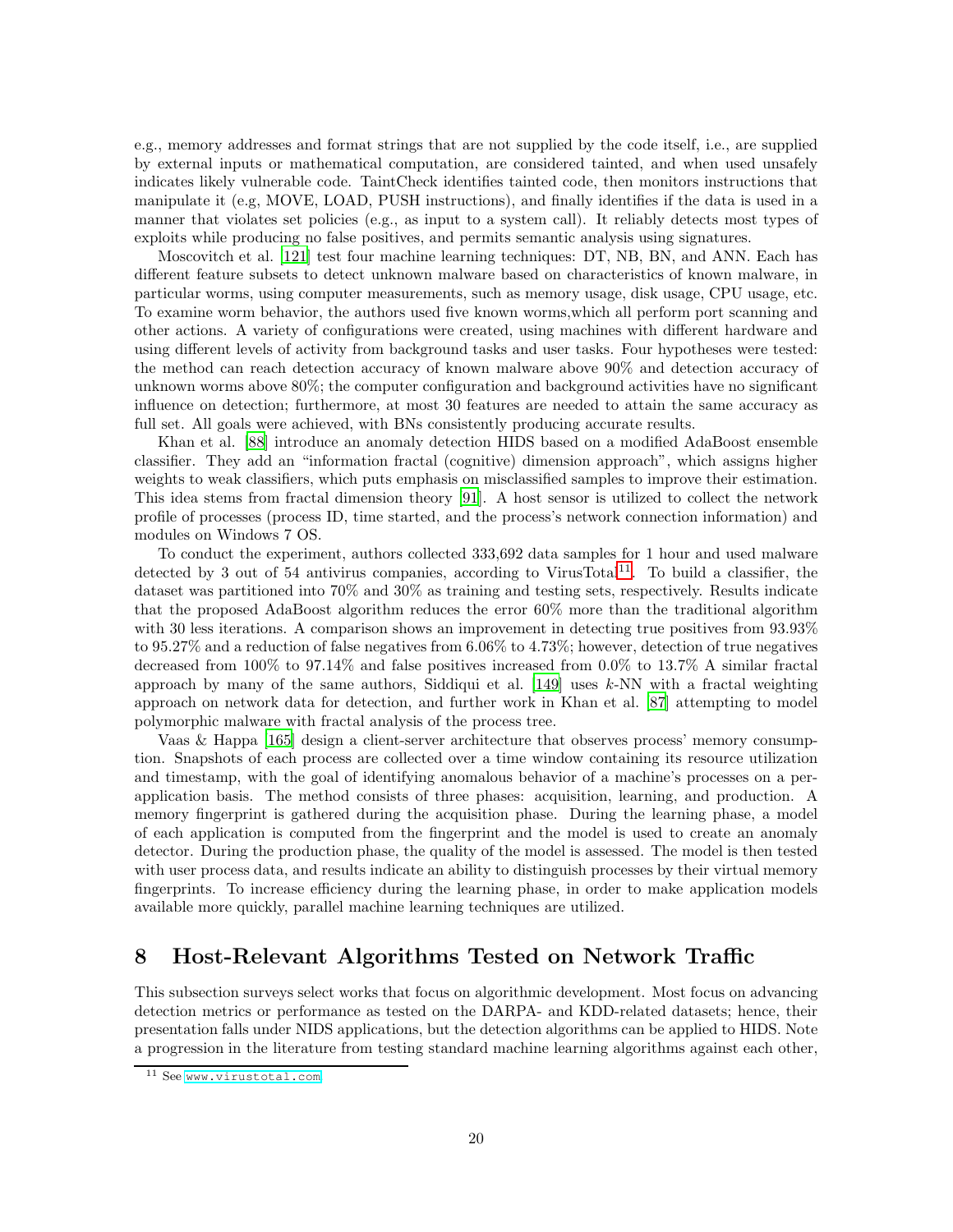e.g., memory addresses and format strings that are not supplied by the code itself, i.e., are supplied by external inputs or mathematical computation, are considered tainted, and when used unsafely indicates likely vulnerable code. TaintCheck identifies tainted code, then monitors instructions that manipulate it (e.g, MOVE, LOAD, PUSH instructions), and finally identifies if the data is used in a manner that violates set policies (e.g., as input to a system call). It reliably detects most types of exploits while producing no false positives, and permits semantic analysis using signatures.

Moscovitch et al. [121] test four machine learning techniques: DT, NB, BN, and ANN. Each has different feature subsets to detect unknown malware based on characteristics of known malware, in particular worms, using computer measurements, such as memory usage, disk usage, CPU usage, etc. To examine worm behavior, the authors used five known worms,which all perform port scanning and other actions. A variety of configurations were created, using machines with different hardware and using different levels of activity from background tasks and user tasks. Four hypotheses were tested: the method can reach detection accuracy of known malware above 90% and detection accuracy of unknown worms above 80%; the computer configuration and background activities have no significant influence on detection; furthermore, at most 30 features are needed to attain the same accuracy as full set. All goals were achieved, with BNs consistently producing accurate results.

Khan et al. [88] introduce an anomaly detection HIDS based on a modified AdaBoost ensemble classifier. They add an "information fractal (cognitive) dimension approach", which assigns higher weights to weak classifiers, which puts emphasis on misclassified samples to improve their estimation. This idea stems from fractal dimension theory [91]. A host sensor is utilized to collect the network profile of processes (process ID, time started, and the process's network connection information) and modules on Windows 7 OS.

To conduct the experiment, authors collected 333,692 data samples for 1 hour and used malware detected by 3 out of 54 antivirus companies, according to VirusTotal[11]. To build a classifier, the dataset was partitioned into 70% and 30% as training and testing sets, respectively. Results indicate that the proposed AdaBoost algorithm reduces the error 60% more than the traditional algorithm with 30 less iterations. A comparison shows an improvement in detecting true positives from 93.93% to 95.27% and a reduction of false negatives from 6.06% to 4.73%; however, detection of true negatives decreased from 100% to 97.14% and false positives increased from 0.0% to 13.7% A similar fractal approach by many of the same authors, Siddiqui et al. [149] uses $k$-NN with a fractal weighting approach on network data for detection, and further work in Khan et al. [87] attempting to model polymorphic malware with fractal analysis of the process tree.

Vaas & Happa [165] design a client-server architecture that observes process' memory consumption. Snapshots of each process are collected over a time window containing its resource utilization and timestamp, with the goal of identifying anomalous behavior of a machine's processes on a per-application basis. The method consists of three phases: acquisition, learning, and production. A memory fingerprint is gathered during the acquisition phase. During the learning phase, a model of each application is computed from the fingerprint and the model is used to create an anomaly detector. During the production phase, the quality of the model is assessed. The model is then tested with user process data, and results indicate an ability to distinguish processes by their virtual memory fingerprints. To increase efficiency during the learning phase, in order to make application models available more quickly, parallel machine learning techniques are utilized.

# 8 Host-Relevant Algorithms Tested on Network Traffic

This subsection surveys select works that focus on algorithmic development. Most focus on advancing detection metrics or performance as tested on the DARPA- and KDD-related datasets; hence, their presentation falls under NIDS applications, but the detection algorithms can be applied to HIDS. Note a progression in the literature from testing standard machine learning algorithms against each other,

[11] See www.virustotal.com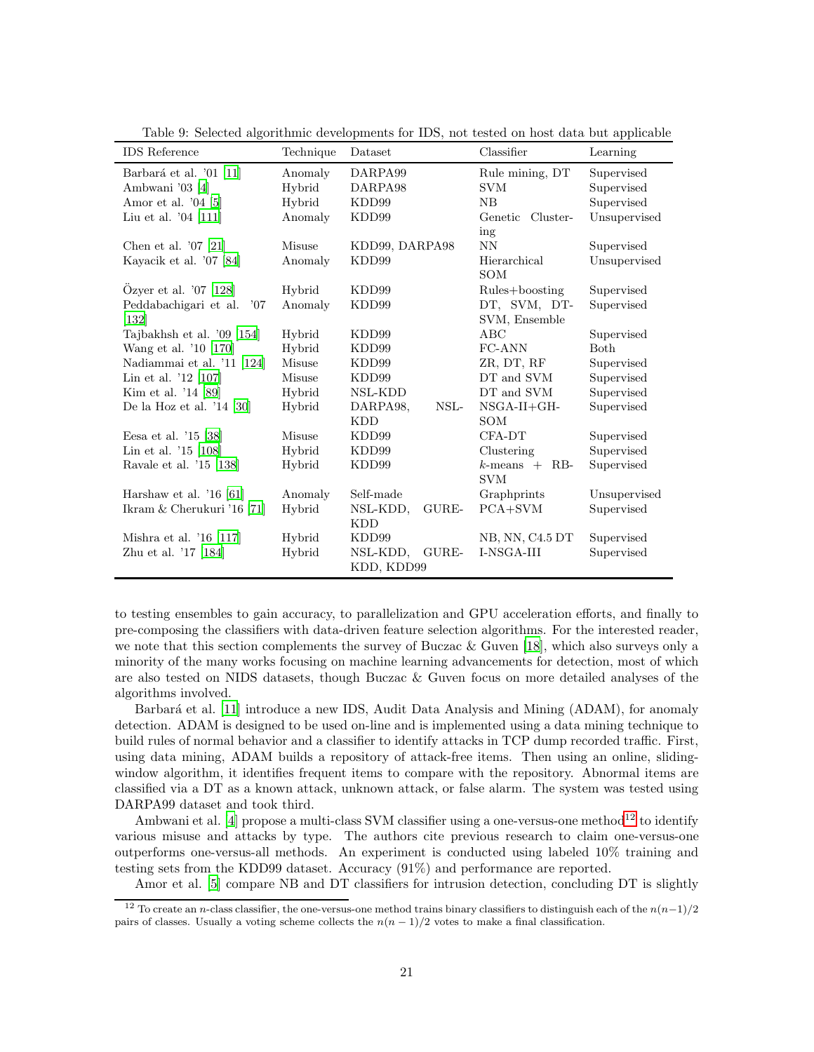Table 9: Selected algorithmic developments for IDS, not tested on host data but applicable

| IDS Reference | Technique | Dataset | Classifier | Learning |
|---|---|---|---|---|
| Barbará et al. '01 [11] | Anomaly | DARPA99 | Rule mining, DT | Supervised |
| Ambwani '03 [4] | Hybrid | DARPA98 | SVM | Supervised |
| Amor et al. '04 [5] | Hybrid | KDD99 | NB | Supervised |
| Liu et al. '04 [111] | Anomaly | KDD99 | Genetic Clustering | Unsupervised |
| Chen et al. '07 [21] | Misuse | KDD99, DARPA98 | NN | Supervised |
| Kayacik et al. '07 [84] | Anomaly | KDD99 | Hierarchical SOM | Unsupervised |
| Özyer et al. '07 [128] | Hybrid | KDD99 | Rules+boosting | Supervised |
| Peddabachigari et al. '07 [132] | Anomaly | KDD99 | DT, SVM, DT-SVM, Ensemble | Supervised |
| Tajbakhsh et al. '09 [154] | Hybrid | KDD99 | ABC | Supervised |
| Wang et al. '10 [170] | Hybrid | KDD99 | FC-ANN | Both |
| Nadiammai et al. '11 [124] | Misuse | KDD99 | ZR, DT, RF | Supervised |
| Lin et al. '12 [107] | Misuse | KDD99 | DT and SVM | Supervised |
| Kim et al. '14 [89] | Hybrid | NSL-KDD | DT and SVM | Supervised |
| De la Hoz et al. '14 [30] | Hybrid | DARPA98, NSL-KDD | NSGA-II+GH-SOM | Supervised |
| Eesa et al. '15 [38] | Misuse | KDD99 | CFA-DT | Supervised |
| Lin et al. '15 [108] | Hybrid | KDD99 | Clustering | Supervised |
| Ravale et al. '15 [138] | Hybrid | KDD99 | $k$-means + RB-SVM | Supervised |
| Harshaw et al. '16 [61] | Anomaly | Self-made | Graphprints | Unsupervised |
| Ikram & Cherukuri '16 [71] | Hybrid | NSL-KDD, GURE-KDD | PCA+SVM | Supervised |
| Mishra et al. '16 [117] | Hybrid | KDD99 | NB, NN, C4.5 DT | Supervised |
| Zhu et al. '17 [184] | Hybrid | NSL-KDD, GURE-KDD, KDD99 | I-NSGA-III | Supervised |

to testing ensembles to gain accuracy, to parallelization and GPU acceleration efforts, and finally to pre-composing the classifiers with data-driven feature selection algorithms. For the interested reader, we note that this section complements the survey of Buczac & Guven [18], which also surveys only a minority of the many works focusing on machine learning advancements for detection, most of which are also tested on NIDS datasets, though Buczac & Guven focus on more detailed analyses of the algorithms involved.

Barbará et al. [11] introduce a new IDS, Audit Data Analysis and Mining (ADAM), for anomaly detection. ADAM is designed to be used on-line and is implemented using a data mining technique to build rules of normal behavior and a classifier to identify attacks in TCP dump recorded traffic. First, using data mining, ADAM builds a repository of attack-free items. Then using an online, sliding-window algorithm, it identifies frequent items to compare with the repository. Abnormal items are classified via a DT as a known attack, unknown attack, or false alarm. The system was tested using DARPA99 dataset and took third.

Ambwani et al. [4] propose a multi-class SVM classifier using a one-versus-one method[12] to identify various misuse and attacks by type. The authors cite previous research to claim one-versus-one outperforms one-versus-all methods. An experiment is conducted using labeled 10% training and testing sets from the KDD99 dataset. Accuracy (91%) and performance are reported.

Amor et al. [5] compare NB and DT classifiers for intrusion detection, concluding DT is slightly

[12] To create an $n$-class classifier, the one-versus-one method trains binary classifiers to distinguish each of the $n(n-1)/2$ pairs of classes. Usually a voting scheme collects the $n(n-1)/2$ votes to make a final classification.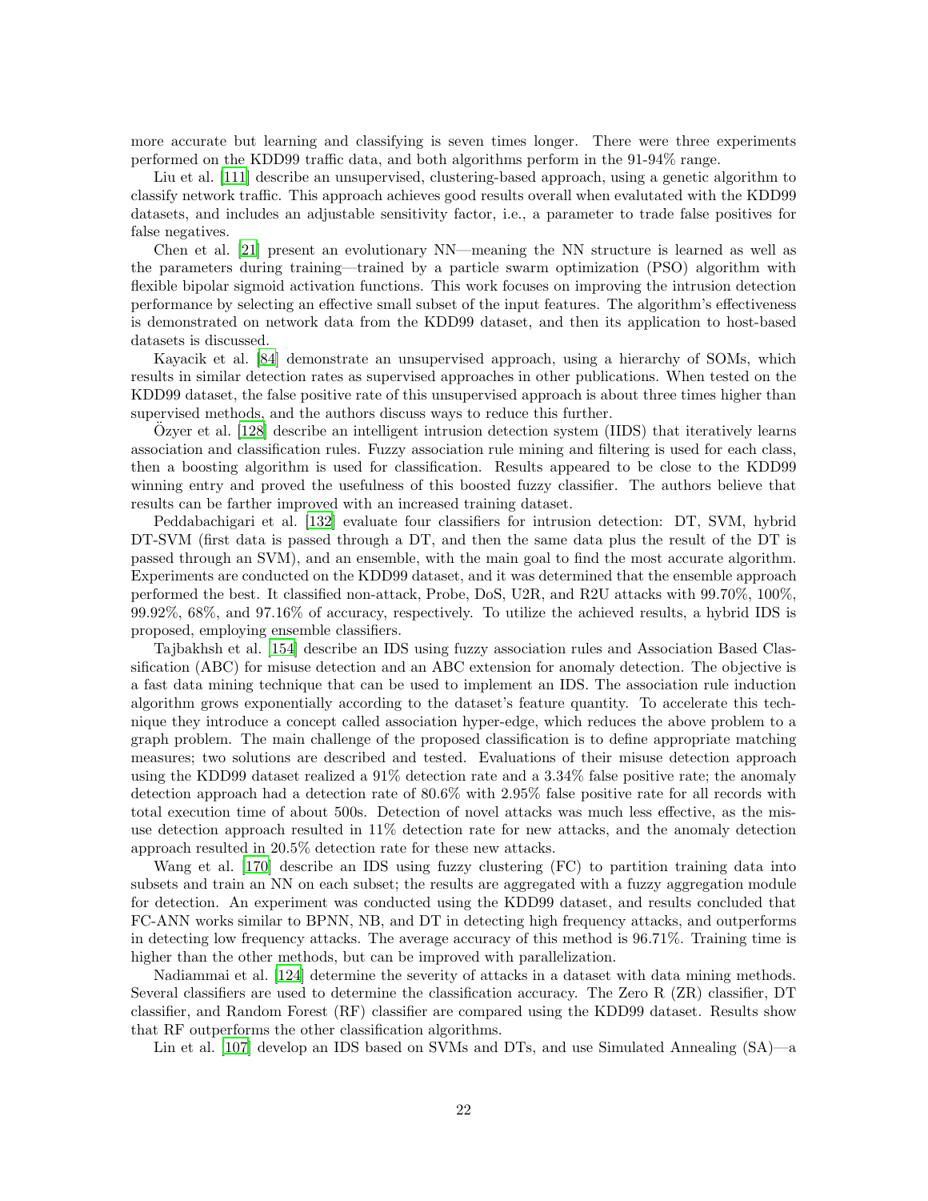more accurate but learning and classifying is seven times longer. There were three experiments performed on the KDD99 traffic data, and both algorithms perform in the 91-94% range.

Liu et al. [111] describe an unsupervised, clustering-based approach, using a genetic algorithm to classify network traffic. This approach achieves good results overall when evalutated with the KDD99 datasets, and includes an adjustable sensitivity factor, i.e., a parameter to trade false positives for false negatives.

Chen et al. [21] present an evolutionary NN—meaning the NN structure is learned as well as the parameters during training—trained by a particle swarm optimization (PSO) algorithm with flexible bipolar sigmoid activation functions. This work focuses on improving the intrusion detection performance by selecting an effective small subset of the input features. The algorithm's effectiveness is demonstrated on network data from the KDD99 dataset, and then its application to host-based datasets is discussed.

Kayacik et al. [84] demonstrate an unsupervised approach, using a hierarchy of SOMs, which results in similar detection rates as supervised approaches in other publications. When tested on the KDD99 dataset, the false positive rate of this unsupervised approach is about three times higher than supervised methods, and the authors discuss ways to reduce this further.

Özyer et al. [128] describe an intelligent intrusion detection system (IIDS) that iteratively learns association and classification rules. Fuzzy association rule mining and filtering is used for each class, then a boosting algorithm is used for classification. Results appeared to be close to the KDD99 winning entry and proved the usefulness of this boosted fuzzy classifier. The authors believe that results can be farther improved with an increased training dataset.

Peddabachigari et al. [132] evaluate four classifiers for intrusion detection: DT, SVM, hybrid DT-SVM (first data is passed through a DT, and then the same data plus the result of the DT is passed through an SVM), and an ensemble, with the main goal to find the most accurate algorithm. Experiments are conducted on the KDD99 dataset, and it was determined that the ensemble approach performed the best. It classified non-attack, Probe, DoS, U2R, and R2U attacks with 99.70%, 100%, 99.92%, 68%, and 97.16% of accuracy, respectively. To utilize the achieved results, a hybrid IDS is proposed, employing ensemble classifiers.

Tajbakhsh et al. [154] describe an IDS using fuzzy association rules and Association Based Classification (ABC) for misuse detection and an ABC extension for anomaly detection. The objective is a fast data mining technique that can be used to implement an IDS. The association rule induction algorithm grows exponentially according to the dataset's feature quantity. To accelerate this technique they introduce a concept called association hyper-edge, which reduces the above problem to a graph problem. The main challenge of the proposed classification is to define appropriate matching measures; two solutions are described and tested. Evaluations of their misuse detection approach using the KDD99 dataset realized a 91% detection rate and a 3.34% false positive rate; the anomaly detection approach had a detection rate of 80.6% with 2.95% false positive rate for all records with total execution time of about 500s. Detection of novel attacks was much less effective, as the misuse detection approach resulted in 11% detection rate for new attacks, and the anomaly detection approach resulted in 20.5% detection rate for these new attacks.

Wang et al. [170] describe an IDS using fuzzy clustering (FC) to partition training data into subsets and train an NN on each subset; the results are aggregated with a fuzzy aggregation module for detection. An experiment was conducted using the KDD99 dataset, and results concluded that FC-ANN works similar to BPNN, NB, and DT in detecting high frequency attacks, and outperforms in detecting low frequency attacks. The average accuracy of this method is 96.71%. Training time is higher than the other methods, but can be improved with parallelization.

Nadiammai et al. [124] determine the severity of attacks in a dataset with data mining methods. Several classifiers are used to determine the classification accuracy. The Zero R (ZR) classifier, DT classifier, and Random Forest (RF) classifier are compared using the KDD99 dataset. Results show that RF outperforms the other classification algorithms.

Lin et al. [107] develop an IDS based on SVMs and DTs, and use Simulated Annealing (SA)—a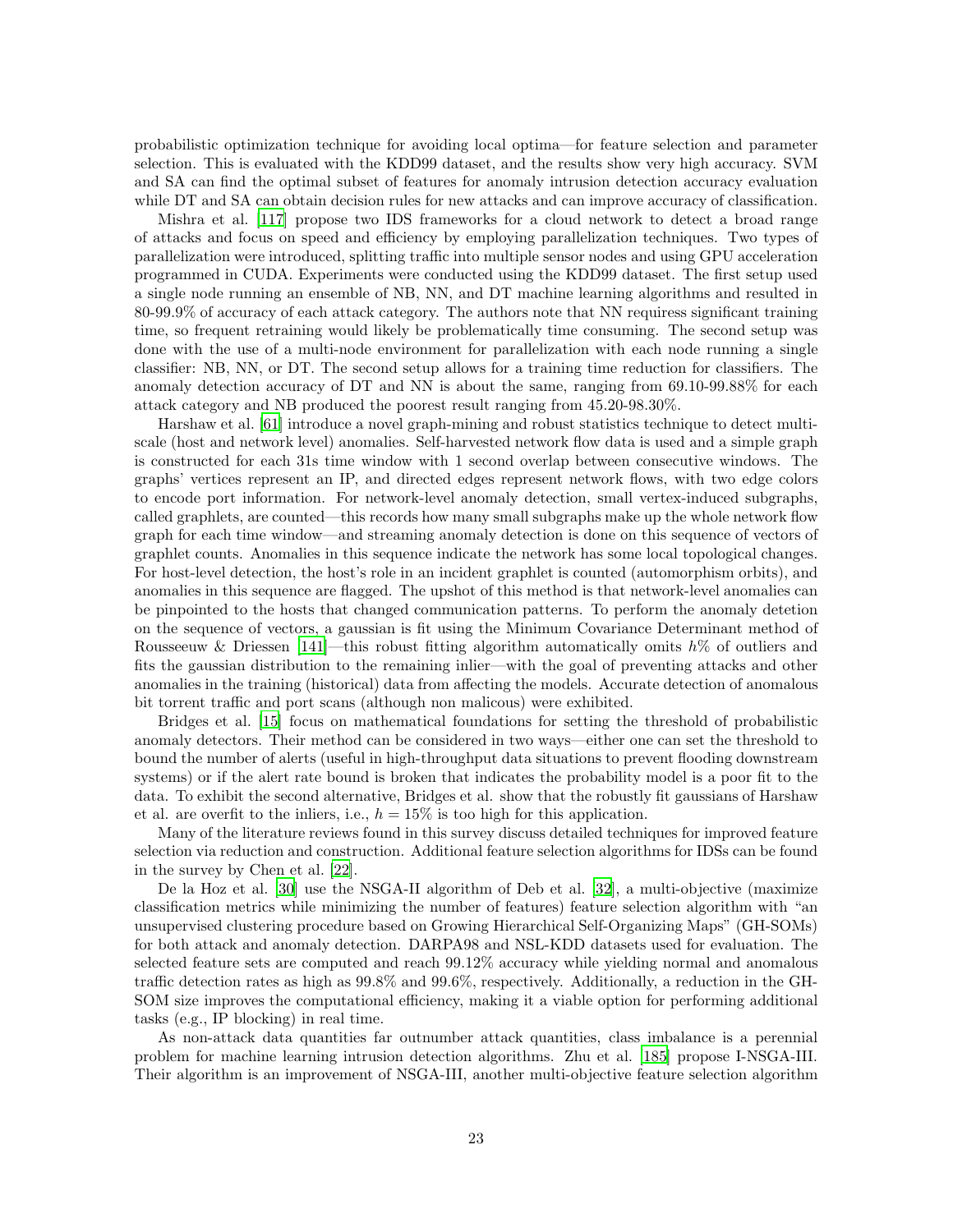probabilistic optimization technique for avoiding local optima—for feature selection and parameter selection. This is evaluated with the KDD99 dataset, and the results show very high accuracy. SVM and SA can find the optimal subset of features for anomaly intrusion detection accuracy evaluation while DT and SA can obtain decision rules for new attacks and can improve accuracy of classification.

Mishra et al. [117] propose two IDS frameworks for a cloud network to detect a broad range of attacks and focus on speed and efficiency by employing parallelization techniques. Two types of parallelization were introduced, splitting traffic into multiple sensor nodes and using GPU acceleration programmed in CUDA. Experiments were conducted using the KDD99 dataset. The first setup used a single node running an ensemble of NB, NN, and DT machine learning algorithms and resulted in 80-99.9% of accuracy of each attack category. The authors note that NN requiress significant training time, so frequent retraining would likely be problematically time consuming. The second setup was done with the use of a multi-node environment for parallelization with each node running a single classifier: NB, NN, or DT. The second setup allows for a training time reduction for classifiers. The anomaly detection accuracy of DT and NN is about the same, ranging from 69.10-99.88% for each attack category and NB produced the poorest result ranging from 45.20-98.30%.

Harshaw et al. [61] introduce a novel graph-mining and robust statistics technique to detect multi-scale (host and network level) anomalies. Self-harvested network flow data is used and a simple graph is constructed for each 31s time window with 1 second overlap between consecutive windows. The graphs' vertices represent an IP, and directed edges represent network flows, with two edge colors to encode port information. For network-level anomaly detection, small vertex-induced subgraphs, called graphlets, are counted—this records how many small subgraphs make up the whole network flow graph for each time window—and streaming anomaly detection is done on this sequence of vectors of graphlet counts. Anomalies in this sequence indicate the network has some local topological changes. For host-level detection, the host's role in an incident graphlet is counted (automorphism orbits), and anomalies in this sequence are flagged. The upshot of this method is that network-level anomalies can be pinpointed to the hosts that changed communication patterns. To perform the anomaly detetion on the sequence of vectors, a gaussian is fit using the Minimum Covariance Determinant method of Rousseeuw & Driessen [141]—this robust fitting algorithm automatically omits $h$% of outliers and fits the gaussian distribution to the remaining inlier—with the goal of preventing attacks and other anomalies in the training (historical) data from affecting the models. Accurate detection of anomalous bit torrent traffic and port scans (although non malicous) were exhibited.

Bridges et al. [15] focus on mathematical foundations for setting the threshold of probabilistic anomaly detectors. Their method can be considered in two ways—either one can set the threshold to bound the number of alerts (useful in high-throughput data situations to prevent flooding downstream systems) or if the alert rate bound is broken that indicates the probability model is a poor fit to the data. To exhibit the second alternative, Bridges et al. show that the robustly fit gaussians of Harshaw et al. are overfit to the inliers, i.e., $h = 15\%$ is too high for this application.

Many of the literature reviews found in this survey discuss detailed techniques for improved feature selection via reduction and construction. Additional feature selection algorithms for IDSs can be found in the survey by Chen et al. [22].

De la Hoz et al. [30] use the NSGA-II algorithm of Deb et al. [32], a multi-objective (maximize classification metrics while minimizing the number of features) feature selection algorithm with "an unsupervised clustering procedure based on Growing Hierarchical Self-Organizing Maps" (GH-SOMs) for both attack and anomaly detection. DARPA98 and NSL-KDD datasets used for evaluation. The selected feature sets are computed and reach 99.12% accuracy while yielding normal and anomalous traffic detection rates as high as 99.8% and 99.6%, respectively. Additionally, a reduction in the GH-SOM size improves the computational efficiency, making it a viable option for performing additional tasks (e.g., IP blocking) in real time.

As non-attack data quantities far outnumber attack quantities, class imbalance is a perennial problem for machine learning intrusion detection algorithms. Zhu et al. [185] propose I-NSGA-III. Their algorithm is an improvement of NSGA-III, another multi-objective feature selection algorithm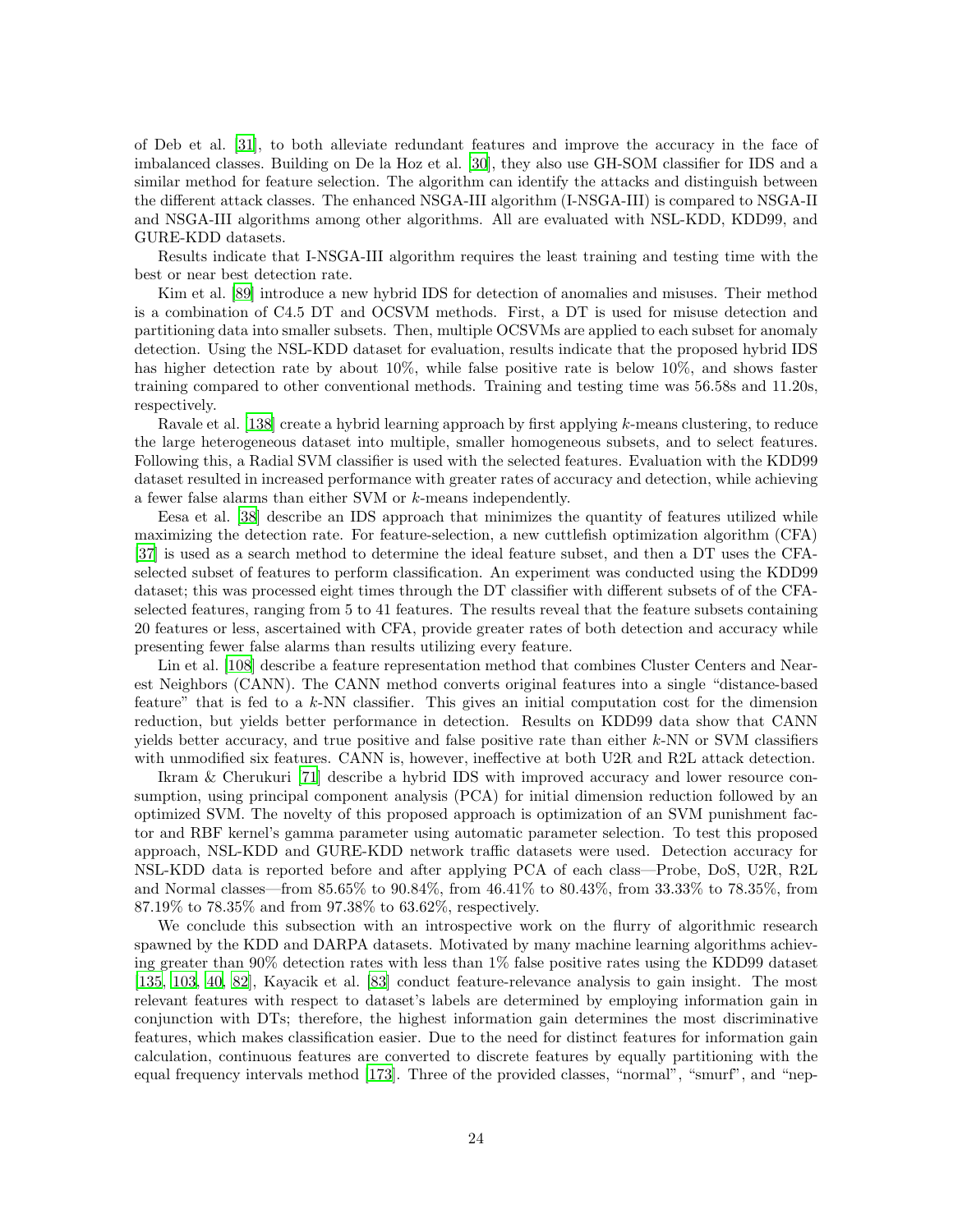of Deb et al. [31], to both alleviate redundant features and improve the accuracy in the face of imbalanced classes. Building on De la Hoz et al. [30], they also use GH-SOM classifier for IDS and a similar method for feature selection. The algorithm can identify the attacks and distinguish between the different attack classes. The enhanced NSGA-III algorithm (I-NSGA-III) is compared to NSGA-II and NSGA-III algorithms among other algorithms. All are evaluated with NSL-KDD, KDD99, and GURE-KDD datasets.

Results indicate that I-NSGA-III algorithm requires the least training and testing time with the best or near best detection rate.

Kim et al. [89] introduce a new hybrid IDS for detection of anomalies and misuses. Their method is a combination of C4.5 DT and OCSVM methods. First, a DT is used for misuse detection and partitioning data into smaller subsets. Then, multiple OCSVMs are applied to each subset for anomaly detection. Using the NSL-KDD dataset for evaluation, results indicate that the proposed hybrid IDS has higher detection rate by about 10%, while false positive rate is below 10%, and shows faster training compared to other conventional methods. Training and testing time was 56.58s and 11.20s, respectively.

Ravale et al. [138] create a hybrid learning approach by first applying $k$-means clustering, to reduce the large heterogeneous dataset into multiple, smaller homogeneous subsets, and to select features. Following this, a Radial SVM classifier is used with the selected features. Evaluation with the KDD99 dataset resulted in increased performance with greater rates of accuracy and detection, while achieving a fewer false alarms than either SVM or $k$-means independently.

Eesa et al. [38] describe an IDS approach that minimizes the quantity of features utilized while maximizing the detection rate. For feature-selection, a new cuttlefish optimization algorithm (CFA) [37] is used as a search method to determine the ideal feature subset, and then a DT uses the CFA-selected subset of features to perform classification. An experiment was conducted using the KDD99 dataset; this was processed eight times through the DT classifier with different subsets of of the CFA-selected features, ranging from 5 to 41 features. The results reveal that the feature subsets containing 20 features or less, ascertained with CFA, provide greater rates of both detection and accuracy while presenting fewer false alarms than results utilizing every feature.

Lin et al. [108] describe a feature representation method that combines Cluster Centers and Nearest Neighbors (CANN). The CANN method converts original features into a single "distance-based feature" that is fed to a $k$-NN classifier. This gives an initial computation cost for the dimension reduction, but yields better performance in detection. Results on KDD99 data show that CANN yields better accuracy, and true positive and false positive rate than either $k$-NN or SVM classifiers with unmodified six features. CANN is, however, ineffective at both U2R and R2L attack detection.

Ikram & Cherukuri [71] describe a hybrid IDS with improved accuracy and lower resource consumption, using principal component analysis (PCA) for initial dimension reduction followed by an optimized SVM. The novelty of this proposed approach is optimization of an SVM punishment factor and RBF kernel's gamma parameter using automatic parameter selection. To test this proposed approach, NSL-KDD and GURE-KDD network traffic datasets were used. Detection accuracy for NSL-KDD data is reported before and after applying PCA of each class—Probe, DoS, U2R, R2L and Normal classes—from 85.65% to 90.84%, from 46.41% to 80.43%, from 33.33% to 78.35%, from 87.19% to 78.35% and from 97.38% to 63.62%, respectively.

We conclude this subsection with an introspective work on the flurry of algorithmic research spawned by the KDD and DARPA datasets. Motivated by many machine learning algorithms achieving greater than 90% detection rates with less than 1% false positive rates using the KDD99 dataset [135, 103, 40, 82], Kayacik et al. [83] conduct feature-relevance analysis to gain insight. The most relevant features with respect to dataset's labels are determined by employing information gain in conjunction with DTs; therefore, the highest information gain determines the most discriminative features, which makes classification easier. Due to the need for distinct features for information gain calculation, continuous features are converted to discrete features by equally partitioning with the equal frequency intervals method [173]. Three of the provided classes, "normal", "smurf", and "nep-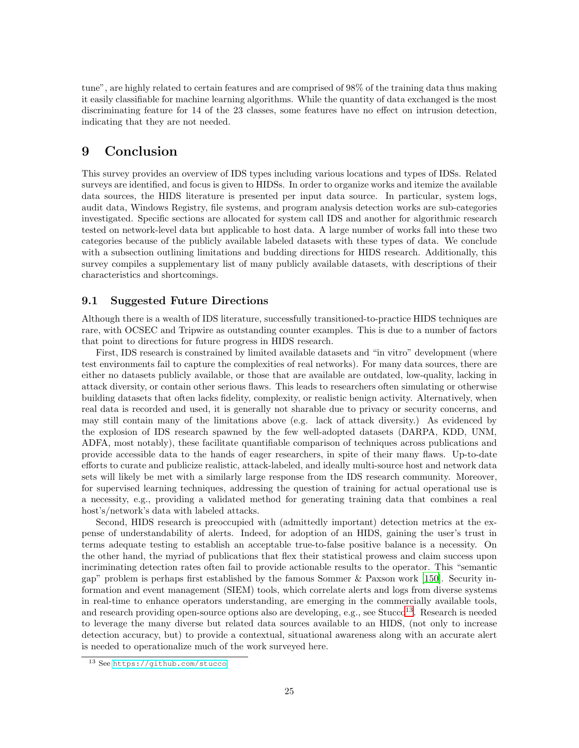tune", are highly related to certain features and are comprised of 98% of the training data thus making it easily classifiable for machine learning algorithms. While the quantity of data exchanged is the most discriminating feature for 14 of the 23 classes, some features have no effect on intrusion detection, indicating that they are not needed.

# 9 Conclusion

This survey provides an overview of IDS types including various locations and types of IDSs. Related surveys are identified, and focus is given to HIDSs. In order to organize works and itemize the available data sources, the HIDS literature is presented per input data source. In particular, system logs, audit data, Windows Registry, file systems, and program analysis detection works are sub-categories investigated. Specific sections are allocated for system call IDS and another for algorithmic research tested on network-level data but applicable to host data. A large number of works fall into these two categories because of the publicly available labeled datasets with these types of data. We conclude with a subsection outlining limitations and budding directions for HIDS research. Additionally, this survey compiles a supplementary list of many publicly available datasets, with descriptions of their characteristics and shortcomings.

## 9.1 Suggested Future Directions

Although there is a wealth of IDS literature, successfully transitioned-to-practice HIDS techniques are rare, with OCSEC and Tripwire as outstanding counter examples. This is due to a number of factors that point to directions for future progress in HIDS research.

First, IDS research is constrained by limited available datasets and "in vitro" development (where test environments fail to capture the complexities of real networks). For many data sources, there are either no datasets publicly available, or those that are available are outdated, low-quality, lacking in attack diversity, or contain other serious flaws. This leads to researchers often simulating or otherwise building datasets that often lacks fidelity, complexity, or realistic benign activity. Alternatively, when real data is recorded and used, it is generally not sharable due to privacy or security concerns, and may still contain many of the limitations above (e.g. lack of attack diversity.) As evidenced by the explosion of IDS research spawned by the few well-adopted datasets (DARPA, KDD, UNM, ADFA, most notably), these facilitate quantifiable comparison of techniques across publications and provide accessible data to the hands of eager researchers, in spite of their many flaws. Up-to-date efforts to curate and publicize realistic, attack-labeled, and ideally multi-source host and network data sets will likely be met with a similarly large response from the IDS research community. Moreover, for supervised learning techniques, addressing the question of training for actual operational use is a necessity, e.g., providing a validated method for generating training data that combines a real host's/network's data with labeled attacks.

Second, HIDS research is preoccupied with (admittedly important) detection metrics at the expense of understandability of alerts. Indeed, for adoption of an HIDS, gaining the user's trust in terms adequate testing to establish an acceptable true-to-false positive balance is a necessity. On the other hand, the myriad of publications that flex their statistical prowess and claim success upon incriminating detection rates often fail to provide actionable results to the operator. This "semantic gap" problem is perhaps first established by the famous Sommer & Paxson work [150]. Security information and event management (SIEM) tools, which correlate alerts and logs from diverse systems in real-time to enhance operators understanding, are emerging in the commercially available tools, and research providing open-source options also are developing, e.g., see Stucco[13]. Research is needed to leverage the many diverse but related data sources available to an HIDS, (not only to increase detection accuracy, but) to provide a contextual, situational awareness along with an accurate alert is needed to operationalize much of the work surveyed here.

[13] See https://github.com/stucco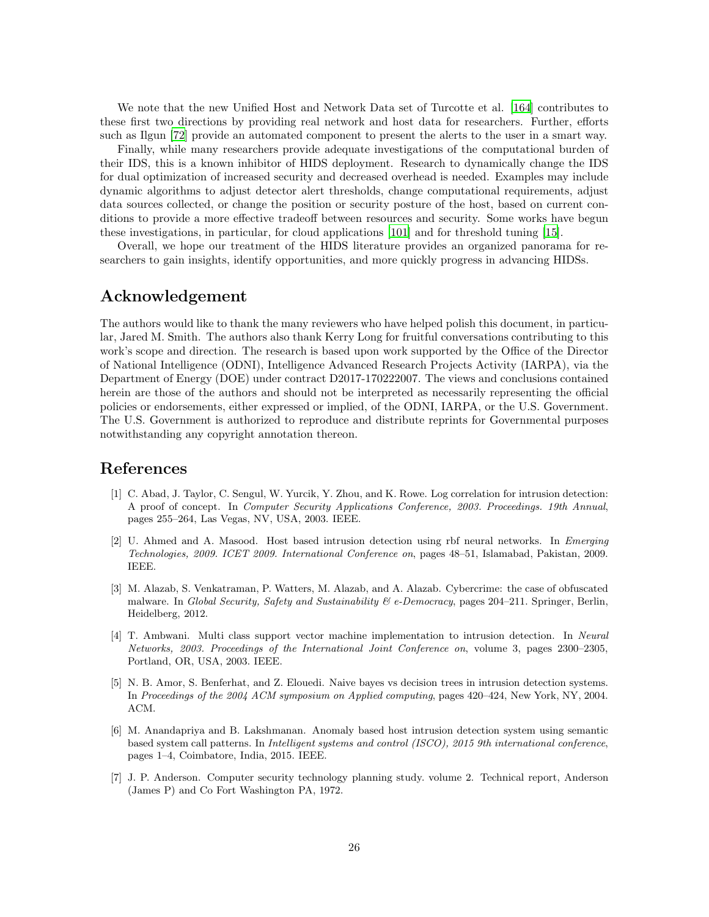We note that the new Unified Host and Network Data set of Turcotte et al. [164] contributes to these first two directions by providing real network and host data for researchers. Further, efforts such as Ilgun [72] provide an automated component to present the alerts to the user in a smart way.

Finally, while many researchers provide adequate investigations of the computational burden of their IDS, this is a known inhibitor of HIDS deployment. Research to dynamically change the IDS for dual optimization of increased security and decreased overhead is needed. Examples may include dynamic algorithms to adjust detector alert thresholds, change computational requirements, adjust data sources collected, or change the position or security posture of the host, based on current conditions to provide a more effective tradeoff between resources and security. Some works have begun these investigations, in particular, for cloud applications [101] and for threshold tuning [15].

Overall, we hope our treatment of the HIDS literature provides an organized panorama for researchers to gain insights, identify opportunities, and more quickly progress in advancing HIDSs.

## Acknowledgement

The authors would like to thank the many reviewers who have helped polish this document, in particular, Jared M. Smith. The authors also thank Kerry Long for fruitful conversations contributing to this work's scope and direction. The research is based upon work supported by the Office of the Director of National Intelligence (ODNI), Intelligence Advanced Research Projects Activity (IARPA), via the Department of Energy (DOE) under contract D2017-170222007. The views and conclusions contained herein are those of the authors and should not be interpreted as necessarily representing the official policies or endorsements, either expressed or implied, of the ODNI, IARPA, or the U.S. Government. The U.S. Government is authorized to reproduce and distribute reprints for Governmental purposes notwithstanding any copyright annotation thereon.

## References

[1] C. Abad, J. Taylor, C. Sengul, W. Yurcik, Y. Zhou, and K. Rowe. Log correlation for intrusion detection: A proof of concept. In *Computer Security Applications Conference, 2003. Proceedings. 19th Annual*, pages 255–264, Las Vegas, NV, USA, 2003. IEEE.

[2] U. Ahmed and A. Masood. Host based intrusion detection using rbf neural networks. In *Emerging Technologies, 2009. ICET 2009. International Conference on*, pages 48–51, Islamabad, Pakistan, 2009. IEEE.

[3] M. Alazab, S. Venkatraman, P. Watters, M. Alazab, and A. Alazab. Cybercrime: the case of obfuscated malware. In *Global Security, Safety and Sustainability & e-Democracy*, pages 204–211. Springer, Berlin, Heidelberg, 2012.

[4] T. Ambwani. Multi class support vector machine implementation to intrusion detection. In *Neural Networks, 2003. Proceedings of the International Joint Conference on*, volume 3, pages 2300–2305, Portland, OR, USA, 2003. IEEE.

[5] N. B. Amor, S. Benferhat, and Z. Elouedi. Naive bayes vs decision trees in intrusion detection systems. In *Proceedings of the 2004 ACM symposium on Applied computing*, pages 420–424, New York, NY, 2004. ACM.

[6] M. Anandapriya and B. Lakshmanan. Anomaly based host intrusion detection system using semantic based system call patterns. In *Intelligent systems and control (ISCO), 2015 9th international conference*, pages 1–4, Coimbatore, India, 2015. IEEE.

[7] J. P. Anderson. Computer security technology planning study. volume 2. Technical report, Anderson (James P) and Co Fort Washington PA, 1972.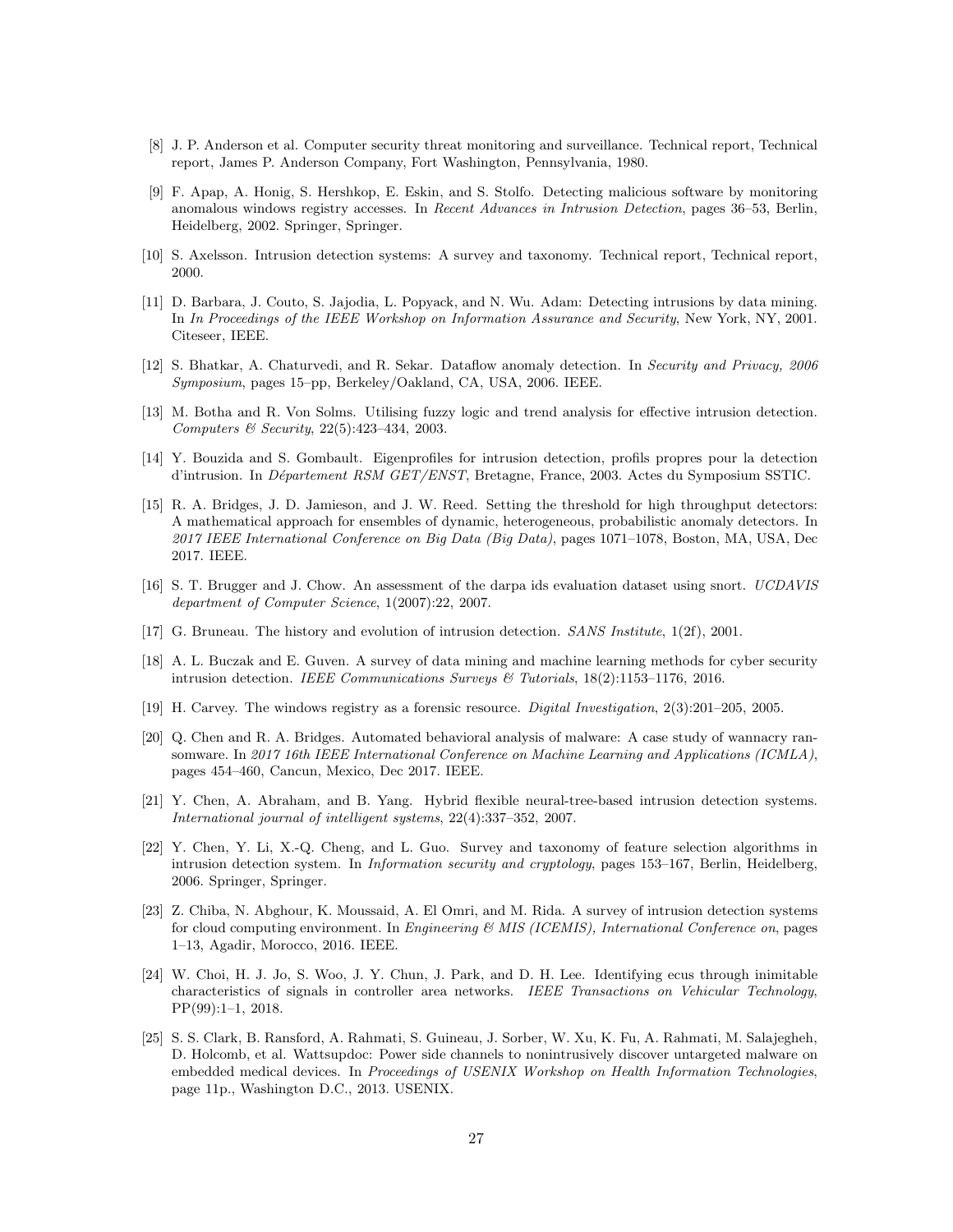[8] J. P. Anderson et al. Computer security threat monitoring and surveillance. Technical report, Technical report, James P. Anderson Company, Fort Washington, Pennsylvania, 1980.

[9] F. Apap, A. Honig, S. Hershkop, E. Eskin, and S. Stolfo. Detecting malicious software by monitoring anomalous windows registry accesses. In *Recent Advances in Intrusion Detection*, pages 36–53, Berlin, Heidelberg, 2002. Springer, Springer.

[10] S. Axelsson. Intrusion detection systems: A survey and taxonomy. Technical report, Technical report, 2000.

[11] D. Barbara, J. Couto, S. Jajodia, L. Popyack, and N. Wu. Adam: Detecting intrusions by data mining. In *In Proceedings of the IEEE Workshop on Information Assurance and Security*, New York, NY, 2001. Citeseer, IEEE.

[12] S. Bhatkar, A. Chaturvedi, and R. Sekar. Dataflow anomaly detection. In *Security and Privacy, 2006 Symposium*, pages 15–pp, Berkeley/Oakland, CA, USA, 2006. IEEE.

[13] M. Botha and R. Von Solms. Utilising fuzzy logic and trend analysis for effective intrusion detection. *Computers & Security*, 22(5):423–434, 2003.

[14] Y. Bouzida and S. Gombault. Eigenprofiles for intrusion detection, profils propres pour la detection d'intrusion. In *Département RSM GET/ENST*, Bretagne, France, 2003. Actes du Symposium SSTIC.

[15] R. A. Bridges, J. D. Jamieson, and J. W. Reed. Setting the threshold for high throughput detectors: A mathematical approach for ensembles of dynamic, heterogeneous, probabilistic anomaly detectors. In *2017 IEEE International Conference on Big Data (Big Data)*, pages 1071–1078, Boston, MA, USA, Dec 2017. IEEE.

[16] S. T. Brugger and J. Chow. An assessment of the darpa ids evaluation dataset using snort. *UCDAVIS department of Computer Science*, 1(2007):22, 2007.

[17] G. Bruneau. The history and evolution of intrusion detection. *SANS Institute*, 1(2f), 2001.

[18] A. L. Buczak and E. Guven. A survey of data mining and machine learning methods for cyber security intrusion detection. *IEEE Communications Surveys & Tutorials*, 18(2):1153–1176, 2016.

[19] H. Carvey. The windows registry as a forensic resource. *Digital Investigation*, 2(3):201–205, 2005.

[20] Q. Chen and R. A. Bridges. Automated behavioral analysis of malware: A case study of wannacry ransomware. In *2017 16th IEEE International Conference on Machine Learning and Applications (ICMLA)*, pages 454–460, Cancun, Mexico, Dec 2017. IEEE.

[21] Y. Chen, A. Abraham, and B. Yang. Hybrid flexible neural-tree-based intrusion detection systems. *International journal of intelligent systems*, 22(4):337–352, 2007.

[22] Y. Chen, Y. Li, X.-Q. Cheng, and L. Guo. Survey and taxonomy of feature selection algorithms in intrusion detection system. In *Information security and cryptology*, pages 153–167, Berlin, Heidelberg, 2006. Springer, Springer.

[23] Z. Chiba, N. Abghour, K. Moussaid, A. El Omri, and M. Rida. A survey of intrusion detection systems for cloud computing environment. In *Engineering & MIS (ICEMIS), International Conference on*, pages 1–13, Agadir, Morocco, 2016. IEEE.

[24] W. Choi, H. J. Jo, S. Woo, J. Y. Chun, J. Park, and D. H. Lee. Identifying ecus through inimitable characteristics of signals in controller area networks. *IEEE Transactions on Vehicular Technology*, PP(99):1–1, 2018.

[25] S. S. Clark, B. Ransford, A. Rahmati, S. Guineau, J. Sorber, W. Xu, K. Fu, A. Rahmati, M. Salajegheh, D. Holcomb, et al. Wattsupdoc: Power side channels to nonintrusively discover untargeted malware on embedded medical devices. In *Proceedings of USENIX Workshop on Health Information Technologies*, page 11p., Washington D.C., 2013. USENIX.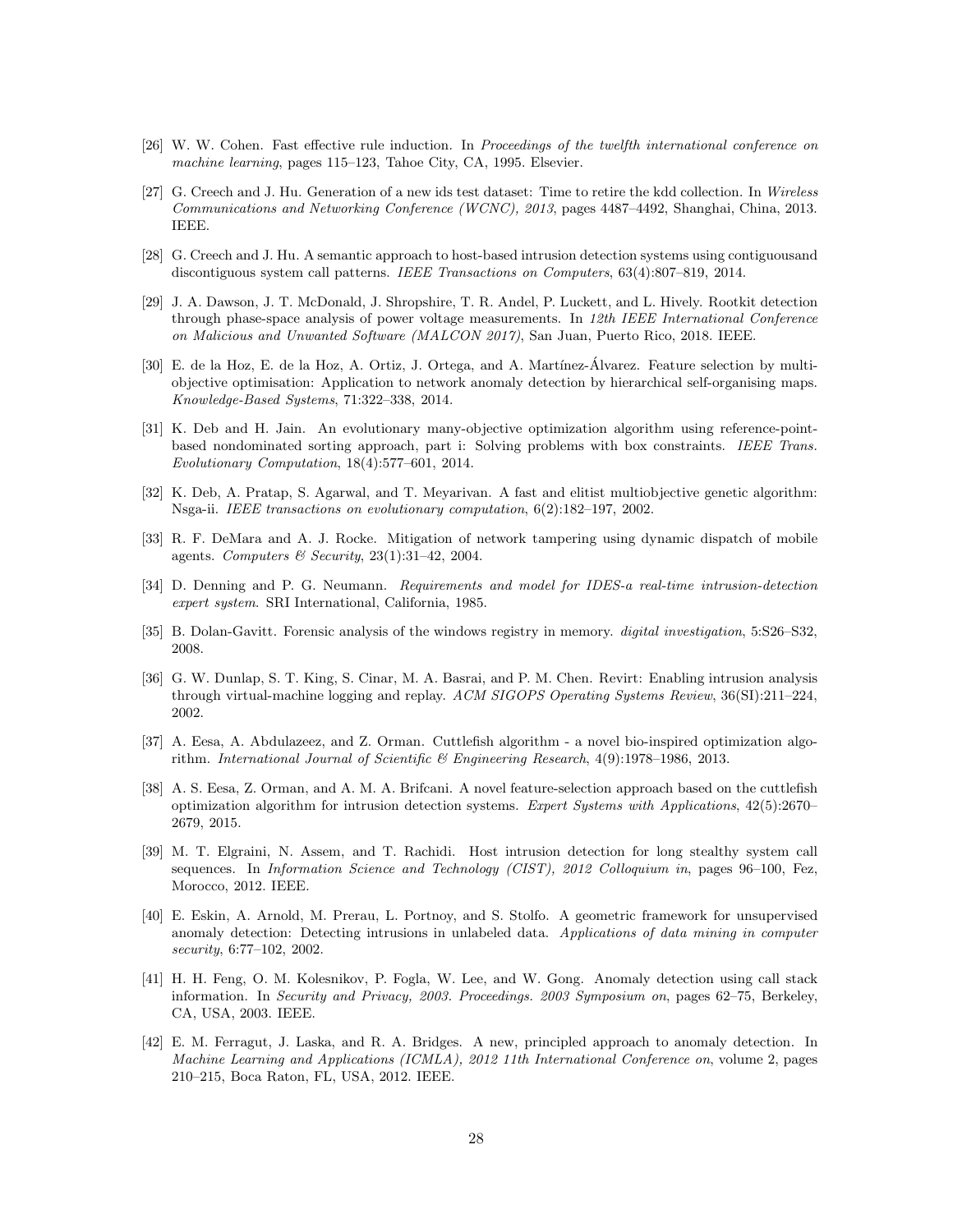[26] W. W. Cohen. Fast effective rule induction. In *Proceedings of the twelfth international conference on machine learning*, pages 115–123, Tahoe City, CA, 1995. Elsevier.

[27] G. Creech and J. Hu. Generation of a new ids test dataset: Time to retire the kdd collection. In *Wireless Communications and Networking Conference (WCNC), 2013*, pages 4487–4492, Shanghai, China, 2013. IEEE.

[28] G. Creech and J. Hu. A semantic approach to host-based intrusion detection systems using contiguousand discontiguous system call patterns. *IEEE Transactions on Computers*, 63(4):807–819, 2014.

[29] J. A. Dawson, J. T. McDonald, J. Shropshire, T. R. Andel, P. Luckett, and L. Hively. Rootkit detection through phase-space analysis of power voltage measurements. In *12th IEEE International Conference on Malicious and Unwanted Software (MALCON 2017)*, San Juan, Puerto Rico, 2018. IEEE.

[30] E. de la Hoz, E. de la Hoz, A. Ortiz, J. Ortega, and A. Martínez-Álvarez. Feature selection by multi-objective optimisation: Application to network anomaly detection by hierarchical self-organising maps. *Knowledge-Based Systems*, 71:322–338, 2014.

[31] K. Deb and H. Jain. An evolutionary many-objective optimization algorithm using reference-point-based nondominated sorting approach, part i: Solving problems with box constraints. *IEEE Trans. Evolutionary Computation*, 18(4):577–601, 2014.

[32] K. Deb, A. Pratap, S. Agarwal, and T. Meyarivan. A fast and elitist multiobjective genetic algorithm: Nsga-ii. *IEEE transactions on evolutionary computation*, 6(2):182–197, 2002.

[33] R. F. DeMara and A. J. Rocke. Mitigation of network tampering using dynamic dispatch of mobile agents. *Computers & Security*, 23(1):31–42, 2004.

[34] D. Denning and P. G. Neumann. *Requirements and model for IDES-a real-time intrusion-detection expert system*. SRI International, California, 1985.

[35] B. Dolan-Gavitt. Forensic analysis of the windows registry in memory. *digital investigation*, 5:S26–S32, 2008.

[36] G. W. Dunlap, S. T. King, S. Cinar, M. A. Basrai, and P. M. Chen. Revirt: Enabling intrusion analysis through virtual-machine logging and replay. *ACM SIGOPS Operating Systems Review*, 36(SI):211–224, 2002.

[37] A. Eesa, A. Abdulazeez, and Z. Orman. Cuttlefish algorithm - a novel bio-inspired optimization algorithm. *International Journal of Scientific & Engineering Research*, 4(9):1978–1986, 2013.

[38] A. S. Eesa, Z. Orman, and A. M. A. Brifcani. A novel feature-selection approach based on the cuttlefish optimization algorithm for intrusion detection systems. *Expert Systems with Applications*, 42(5):2670–2679, 2015.

[39] M. T. Elgraini, N. Assem, and T. Rachidi. Host intrusion detection for long stealthy system call sequences. In *Information Science and Technology (CIST), 2012 Colloquium in*, pages 96–100, Fez, Morocco, 2012. IEEE.

[40] E. Eskin, A. Arnold, M. Prerau, L. Portnoy, and S. Stolfo. A geometric framework for unsupervised anomaly detection: Detecting intrusions in unlabeled data. *Applications of data mining in computer security*, 6:77–102, 2002.

[41] H. H. Feng, O. M. Kolesnikov, P. Fogla, W. Lee, and W. Gong. Anomaly detection using call stack information. In *Security and Privacy, 2003. Proceedings. 2003 Symposium on*, pages 62–75, Berkeley, CA, USA, 2003. IEEE.

[42] E. M. Ferragut, J. Laska, and R. A. Bridges. A new, principled approach to anomaly detection. In *Machine Learning and Applications (ICMLA), 2012 11th International Conference on*, volume 2, pages 210–215, Boca Raton, FL, USA, 2012. IEEE.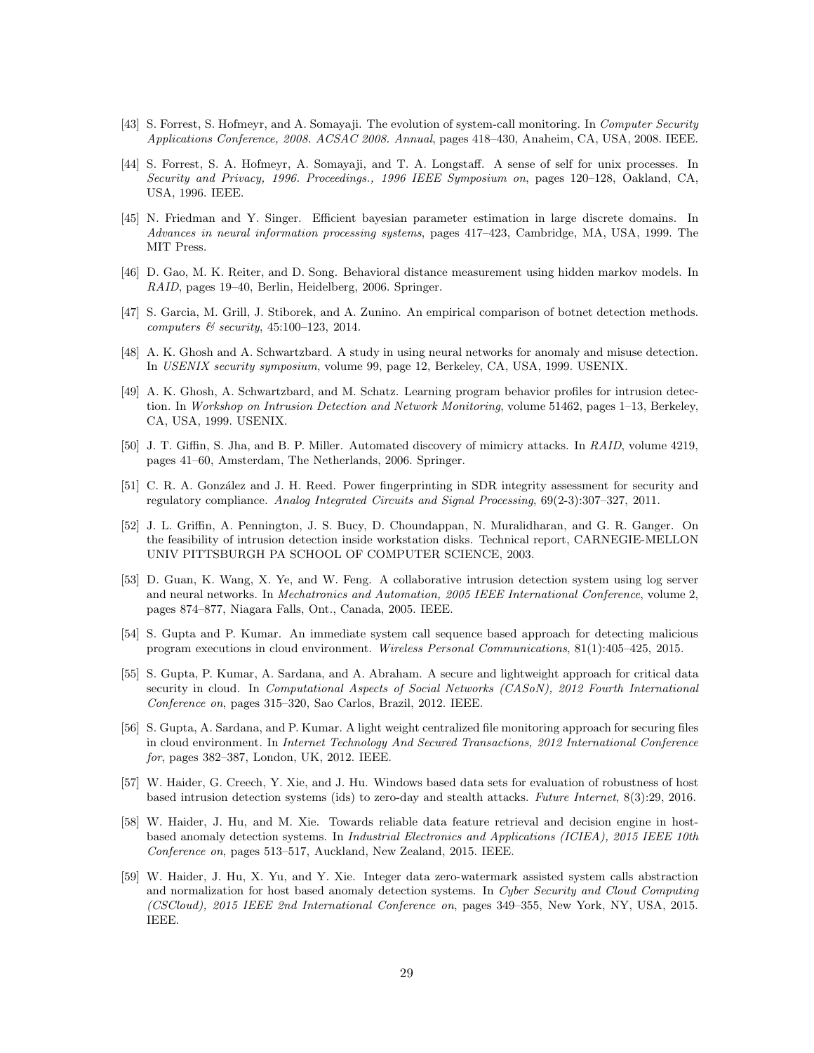[43] S. Forrest, S. Hofmeyr, and A. Somayaji. The evolution of system-call monitoring. In *Computer Security Applications Conference, 2008. ACSAC 2008. Annual*, pages 418–430, Anaheim, CA, USA, 2008. IEEE.

[44] S. Forrest, S. A. Hofmeyr, A. Somayaji, and T. A. Longstaff. A sense of self for unix processes. In *Security and Privacy, 1996. Proceedings., 1996 IEEE Symposium on*, pages 120–128, Oakland, CA, USA, 1996. IEEE.

[45] N. Friedman and Y. Singer. Efficient bayesian parameter estimation in large discrete domains. In *Advances in neural information processing systems*, pages 417–423, Cambridge, MA, USA, 1999. The MIT Press.

[46] D. Gao, M. K. Reiter, and D. Song. Behavioral distance measurement using hidden markov models. In *RAID*, pages 19–40, Berlin, Heidelberg, 2006. Springer.

[47] S. Garcia, M. Grill, J. Stiborek, and A. Zunino. An empirical comparison of botnet detection methods. *computers & security*, 45:100–123, 2014.

[48] A. K. Ghosh and A. Schwartzbard. A study in using neural networks for anomaly and misuse detection. In *USENIX security symposium*, volume 99, page 12, Berkeley, CA, USA, 1999. USENIX.

[49] A. K. Ghosh, A. Schwartzbard, and M. Schatz. Learning program behavior profiles for intrusion detection. In *Workshop on Intrusion Detection and Network Monitoring*, volume 51462, pages 1–13, Berkeley, CA, USA, 1999. USENIX.

[50] J. T. Giffin, S. Jha, and B. P. Miller. Automated discovery of mimicry attacks. In *RAID*, volume 4219, pages 41–60, Amsterdam, The Netherlands, 2006. Springer.

[51] C. R. A. González and J. H. Reed. Power fingerprinting in SDR integrity assessment for security and regulatory compliance. *Analog Integrated Circuits and Signal Processing*, 69(2-3):307–327, 2011.

[52] J. L. Griffin, A. Pennington, J. S. Bucy, D. Choundappan, N. Muralidharan, and G. R. Ganger. On the feasibility of intrusion detection inside workstation disks. Technical report, CARNEGIE-MELLON UNIV PITTSBURGH PA SCHOOL OF COMPUTER SCIENCE, 2003.

[53] D. Guan, K. Wang, X. Ye, and W. Feng. A collaborative intrusion detection system using log server and neural networks. In *Mechatronics and Automation, 2005 IEEE International Conference*, volume 2, pages 874–877, Niagara Falls, Ont., Canada, 2005. IEEE.

[54] S. Gupta and P. Kumar. An immediate system call sequence based approach for detecting malicious program executions in cloud environment. *Wireless Personal Communications*, 81(1):405–425, 2015.

[55] S. Gupta, P. Kumar, A. Sardana, and A. Abraham. A secure and lightweight approach for critical data security in cloud. In *Computational Aspects of Social Networks (CASoN), 2012 Fourth International Conference on*, pages 315–320, Sao Carlos, Brazil, 2012. IEEE.

[56] S. Gupta, A. Sardana, and P. Kumar. A light weight centralized file monitoring approach for securing files in cloud environment. In *Internet Technology And Secured Transactions, 2012 International Conference for*, pages 382–387, London, UK, 2012. IEEE.

[57] W. Haider, G. Creech, Y. Xie, and J. Hu. Windows based data sets for evaluation of robustness of host based intrusion detection systems (ids) to zero-day and stealth attacks. *Future Internet*, 8(3):29, 2016.

[58] W. Haider, J. Hu, and M. Xie. Towards reliable data feature retrieval and decision engine in host-based anomaly detection systems. In *Industrial Electronics and Applications (ICIEA), 2015 IEEE 10th Conference on*, pages 513–517, Auckland, New Zealand, 2015. IEEE.

[59] W. Haider, J. Hu, X. Yu, and Y. Xie. Integer data zero-watermark assisted system calls abstraction and normalization for host based anomaly detection systems. In *Cyber Security and Cloud Computing (CSCloud), 2015 IEEE 2nd International Conference on*, pages 349–355, New York, NY, USA, 2015. IEEE.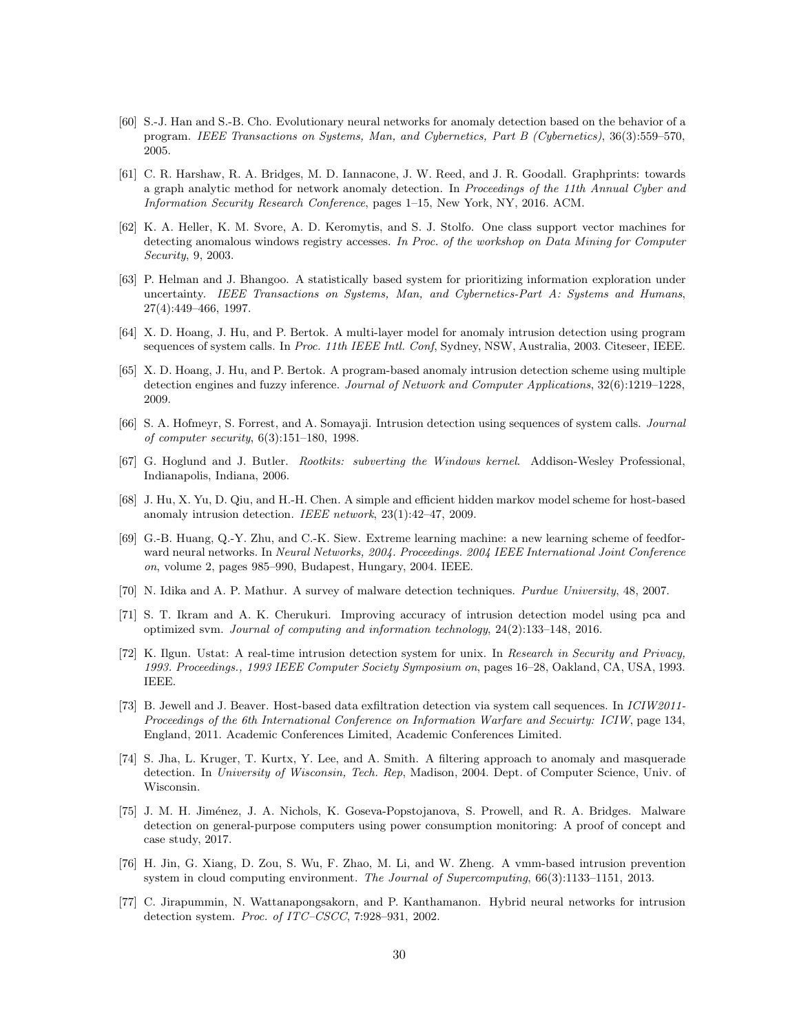[60] S.-J. Han and S.-B. Cho. Evolutionary neural networks for anomaly detection based on the behavior of a program. *IEEE Transactions on Systems, Man, and Cybernetics, Part B (Cybernetics)*, 36(3):559–570, 2005.

[61] C. R. Harshaw, R. A. Bridges, M. D. Iannacone, J. W. Reed, and J. R. Goodall. Graphprints: towards a graph analytic method for network anomaly detection. In *Proceedings of the 11th Annual Cyber and Information Security Research Conference*, pages 1–15, New York, NY, 2016. ACM.

[62] K. A. Heller, K. M. Svore, A. D. Keromytis, and S. J. Stolfo. One class support vector machines for detecting anomalous windows registry accesses. *In Proc. of the workshop on Data Mining for Computer Security*, 9, 2003.

[63] P. Helman and J. Bhangoo. A statistically based system for prioritizing information exploration under uncertainty. *IEEE Transactions on Systems, Man, and Cybernetics-Part A: Systems and Humans*, 27(4):449–466, 1997.

[64] X. D. Hoang, J. Hu, and P. Bertok. A multi-layer model for anomaly intrusion detection using program sequences of system calls. In *Proc. 11th IEEE Intl. Conf*, Sydney, NSW, Australia, 2003. Citeseer, IEEE.

[65] X. D. Hoang, J. Hu, and P. Bertok. A program-based anomaly intrusion detection scheme using multiple detection engines and fuzzy inference. *Journal of Network and Computer Applications*, 32(6):1219–1228, 2009.

[66] S. A. Hofmeyr, S. Forrest, and A. Somayaji. Intrusion detection using sequences of system calls. *Journal of computer security*, 6(3):151–180, 1998.

[67] G. Hoglund and J. Butler. *Rootkits: subverting the Windows kernel*. Addison-Wesley Professional, Indianapolis, Indiana, 2006.

[68] J. Hu, X. Yu, D. Qiu, and H.-H. Chen. A simple and efficient hidden markov model scheme for host-based anomaly intrusion detection. *IEEE network*, 23(1):42–47, 2009.

[69] G.-B. Huang, Q.-Y. Zhu, and C.-K. Siew. Extreme learning machine: a new learning scheme of feedforward neural networks. In *Neural Networks, 2004. Proceedings. 2004 IEEE International Joint Conference on*, volume 2, pages 985–990, Budapest, Hungary, 2004. IEEE.

[70] N. Idika and A. P. Mathur. A survey of malware detection techniques. *Purdue University*, 48, 2007.

[71] S. T. Ikram and A. K. Cherukuri. Improving accuracy of intrusion detection model using pca and optimized svm. *Journal of computing and information technology*, 24(2):133–148, 2016.

[72] K. Ilgun. Ustat: A real-time intrusion detection system for unix. In *Research in Security and Privacy, 1993. Proceedings., 1993 IEEE Computer Society Symposium on*, pages 16–28, Oakland, CA, USA, 1993. IEEE.

[73] B. Jewell and J. Beaver. Host-based data exfiltration detection via system call sequences. In *ICIW2011-Proceedings of the 6th International Conference on Information Warfare and Secuirty: ICIW*, page 134, England, 2011. Academic Conferences Limited, Academic Conferences Limited.

[74] S. Jha, L. Kruger, T. Kurtx, Y. Lee, and A. Smith. A filtering approach to anomaly and masquerade detection. In *University of Wisconsin, Tech. Rep*, Madison, 2004. Dept. of Computer Science, Univ. of Wisconsin.

[75] J. M. H. Jiménez, J. A. Nichols, K. Goseva-Popstojanova, S. Prowell, and R. A. Bridges. Malware detection on general-purpose computers using power consumption monitoring: A proof of concept and case study, 2017.

[76] H. Jin, G. Xiang, D. Zou, S. Wu, F. Zhao, M. Li, and W. Zheng. A vmm-based intrusion prevention system in cloud computing environment. *The Journal of Supercomputing*, 66(3):1133–1151, 2013.

[77] C. Jirapummin, N. Wattanapongsakorn, and P. Kanthamanon. Hybrid neural networks for intrusion detection system. *Proc. of ITC–CSCC*, 7:928–931, 2002.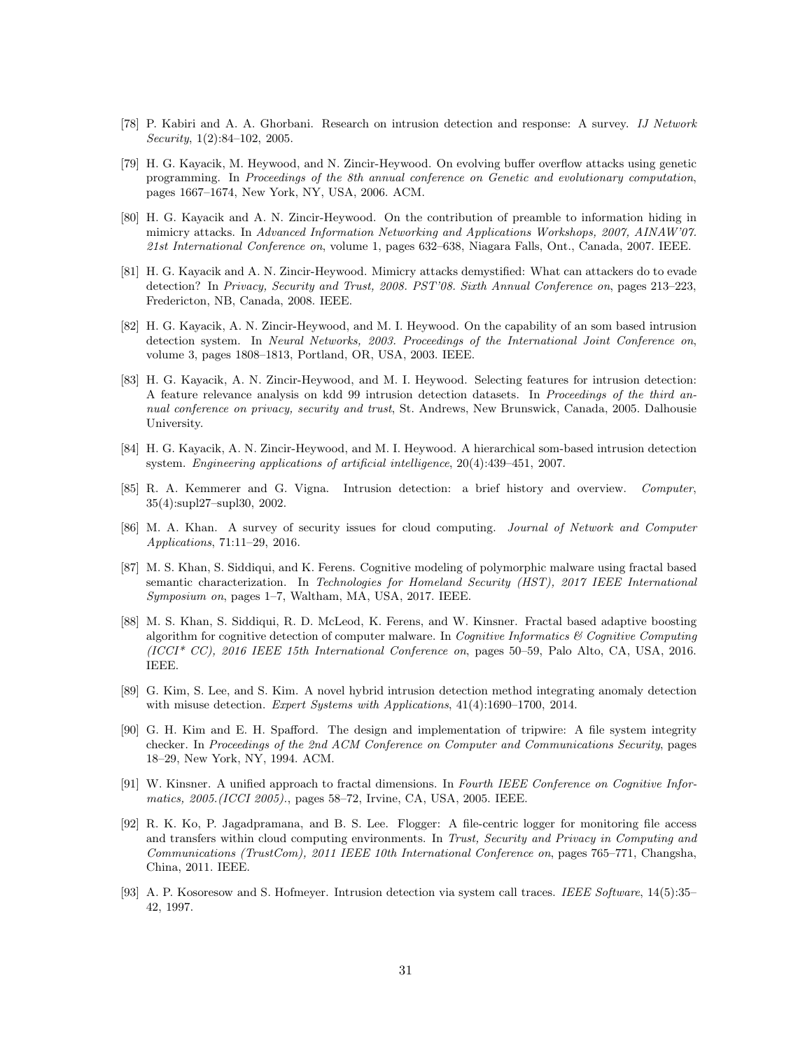[78] P. Kabiri and A. A. Ghorbani. Research on intrusion detection and response: A survey. *IJ Network Security*, 1(2):84–102, 2005.

[79] H. G. Kayacik, M. Heywood, and N. Zincir-Heywood. On evolving buffer overflow attacks using genetic programming. In *Proceedings of the 8th annual conference on Genetic and evolutionary computation*, pages 1667–1674, New York, NY, USA, 2006. ACM.

[80] H. G. Kayacik and A. N. Zincir-Heywood. On the contribution of preamble to information hiding in mimicry attacks. In *Advanced Information Networking and Applications Workshops, 2007, AINAW'07. 21st International Conference on*, volume 1, pages 632–638, Niagara Falls, Ont., Canada, 2007. IEEE.

[81] H. G. Kayacik and A. N. Zincir-Heywood. Mimicry attacks demystified: What can attackers do to evade detection? In *Privacy, Security and Trust, 2008. PST'08. Sixth Annual Conference on*, pages 213–223, Fredericton, NB, Canada, 2008. IEEE.

[82] H. G. Kayacik, A. N. Zincir-Heywood, and M. I. Heywood. On the capability of an som based intrusion detection system. In *Neural Networks, 2003. Proceedings of the International Joint Conference on*, volume 3, pages 1808–1813, Portland, OR, USA, 2003. IEEE.

[83] H. G. Kayacik, A. N. Zincir-Heywood, and M. I. Heywood. Selecting features for intrusion detection: A feature relevance analysis on kdd 99 intrusion detection datasets. In *Proceedings of the third annual conference on privacy, security and trust*, St. Andrews, New Brunswick, Canada, 2005. Dalhousie University.

[84] H. G. Kayacik, A. N. Zincir-Heywood, and M. I. Heywood. A hierarchical som-based intrusion detection system. *Engineering applications of artificial intelligence*, 20(4):439–451, 2007.

[85] R. A. Kemmerer and G. Vigna. Intrusion detection: a brief history and overview. *Computer*, 35(4):supl27–supl30, 2002.

[86] M. A. Khan. A survey of security issues for cloud computing. *Journal of Network and Computer Applications*, 71:11–29, 2016.

[87] M. S. Khan, S. Siddiqui, and K. Ferens. Cognitive modeling of polymorphic malware using fractal based semantic characterization. In *Technologies for Homeland Security (HST), 2017 IEEE International Symposium on*, pages 1–7, Waltham, MA, USA, 2017. IEEE.

[88] M. S. Khan, S. Siddiqui, R. D. McLeod, K. Ferens, and W. Kinsner. Fractal based adaptive boosting algorithm for cognitive detection of computer malware. In *Cognitive Informatics & Cognitive Computing (ICCI\* CC), 2016 IEEE 15th International Conference on*, pages 50–59, Palo Alto, CA, USA, 2016. IEEE.

[89] G. Kim, S. Lee, and S. Kim. A novel hybrid intrusion detection method integrating anomaly detection with misuse detection. *Expert Systems with Applications*, 41(4):1690–1700, 2014.

[90] G. H. Kim and E. H. Spafford. The design and implementation of tripwire: A file system integrity checker. In *Proceedings of the 2nd ACM Conference on Computer and Communications Security*, pages 18–29, New York, NY, 1994. ACM.

[91] W. Kinsner. A unified approach to fractal dimensions. In *Fourth IEEE Conference on Cognitive Informatics, 2005.(ICCI 2005).*, pages 58–72, Irvine, CA, USA, 2005. IEEE.

[92] R. K. Ko, P. Jagadpramana, and B. S. Lee. Flogger: A file-centric logger for monitoring file access and transfers within cloud computing environments. In *Trust, Security and Privacy in Computing and Communications (TrustCom), 2011 IEEE 10th International Conference on*, pages 765–771, Changsha, China, 2011. IEEE.

[93] A. P. Kosoresow and S. Hofmeyer. Intrusion detection via system call traces. *IEEE Software*, 14(5):35–42, 1997.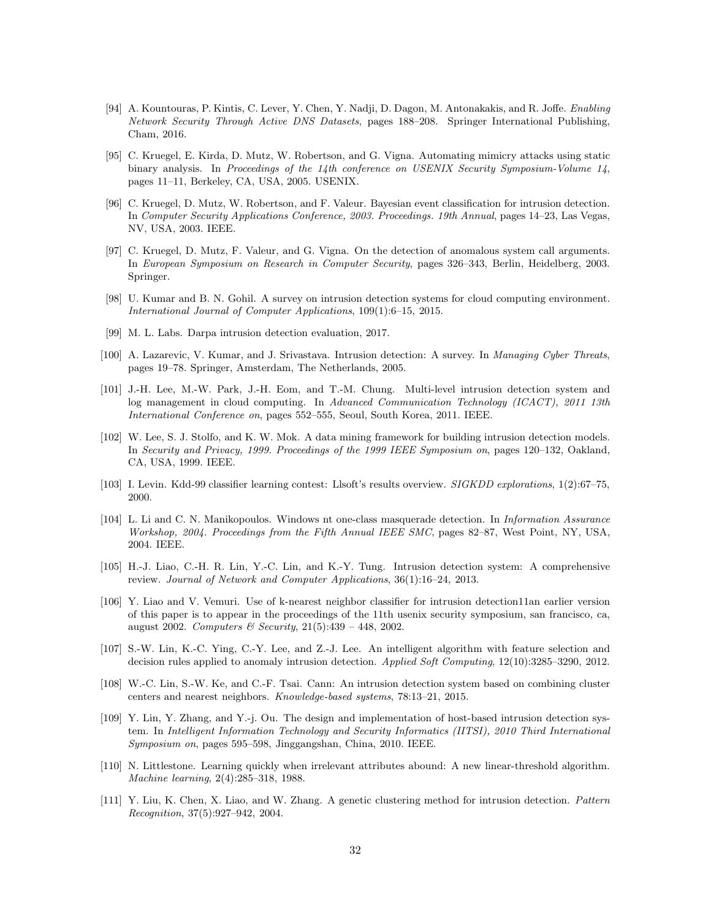[94] A. Kountouras, P. Kintis, C. Lever, Y. Chen, Y. Nadji, D. Dagon, M. Antonakakis, and R. Joffe. *Enabling Network Security Through Active DNS Datasets*, pages 188–208. Springer International Publishing, Cham, 2016.

[95] C. Kruegel, E. Kirda, D. Mutz, W. Robertson, and G. Vigna. Automating mimicry attacks using static binary analysis. In *Proceedings of the 14th conference on USENIX Security Symposium-Volume 14*, pages 11–11, Berkeley, CA, USA, 2005. USENIX.

[96] C. Kruegel, D. Mutz, W. Robertson, and F. Valeur. Bayesian event classification for intrusion detection. In *Computer Security Applications Conference, 2003. Proceedings. 19th Annual*, pages 14–23, Las Vegas, NV, USA, 2003. IEEE.

[97] C. Kruegel, D. Mutz, F. Valeur, and G. Vigna. On the detection of anomalous system call arguments. In *European Symposium on Research in Computer Security*, pages 326–343, Berlin, Heidelberg, 2003. Springer.

[98] U. Kumar and B. N. Gohil. A survey on intrusion detection systems for cloud computing environment. *International Journal of Computer Applications*, 109(1):6–15, 2015.

[99] M. L. Labs. Darpa intrusion detection evaluation, 2017.

[100] A. Lazarevic, V. Kumar, and J. Srivastava. Intrusion detection: A survey. In *Managing Cyber Threats*, pages 19–78. Springer, Amsterdam, The Netherlands, 2005.

[101] J.-H. Lee, M.-W. Park, J.-H. Eom, and T.-M. Chung. Multi-level intrusion detection system and log management in cloud computing. In *Advanced Communication Technology (ICACT), 2011 13th International Conference on*, pages 552–555, Seoul, South Korea, 2011. IEEE.

[102] W. Lee, S. J. Stolfo, and K. W. Mok. A data mining framework for building intrusion detection models. In *Security and Privacy, 1999. Proceedings of the 1999 IEEE Symposium on*, pages 120–132, Oakland, CA, USA, 1999. IEEE.

[103] I. Levin. Kdd-99 classifier learning contest: Llsoft's results overview. *SIGKDD explorations*, 1(2):67–75, 2000.

[104] L. Li and C. N. Manikopoulos. Windows nt one-class masquerade detection. In *Information Assurance Workshop, 2004. Proceedings from the Fifth Annual IEEE SMC*, pages 82–87, West Point, NY, USA, 2004. IEEE.

[105] H.-J. Liao, C.-H. R. Lin, Y.-C. Lin, and K.-Y. Tung. Intrusion detection system: A comprehensive review. *Journal of Network and Computer Applications*, 36(1):16–24, 2013.

[106] Y. Liao and V. Vemuri. Use of k-nearest neighbor classifier for intrusion detection11an earlier version of this paper is to appear in the proceedings of the 11th usenix security symposium, san francisco, ca, august 2002. *Computers & Security*, 21(5):439 – 448, 2002.

[107] S.-W. Lin, K.-C. Ying, C.-Y. Lee, and Z.-J. Lee. An intelligent algorithm with feature selection and decision rules applied to anomaly intrusion detection. *Applied Soft Computing*, 12(10):3285–3290, 2012.

[108] W.-C. Lin, S.-W. Ke, and C.-F. Tsai. Cann: An intrusion detection system based on combining cluster centers and nearest neighbors. *Knowledge-based systems*, 78:13–21, 2015.

[109] Y. Lin, Y. Zhang, and Y.-j. Ou. The design and implementation of host-based intrusion detection system. In *Intelligent Information Technology and Security Informatics (IITSI), 2010 Third International Symposium on*, pages 595–598, Jinggangshan, China, 2010. IEEE.

[110] N. Littlestone. Learning quickly when irrelevant attributes abound: A new linear-threshold algorithm. *Machine learning*, 2(4):285–318, 1988.

[111] Y. Liu, K. Chen, X. Liao, and W. Zhang. A genetic clustering method for intrusion detection. *Pattern Recognition*, 37(5):927–942, 2004.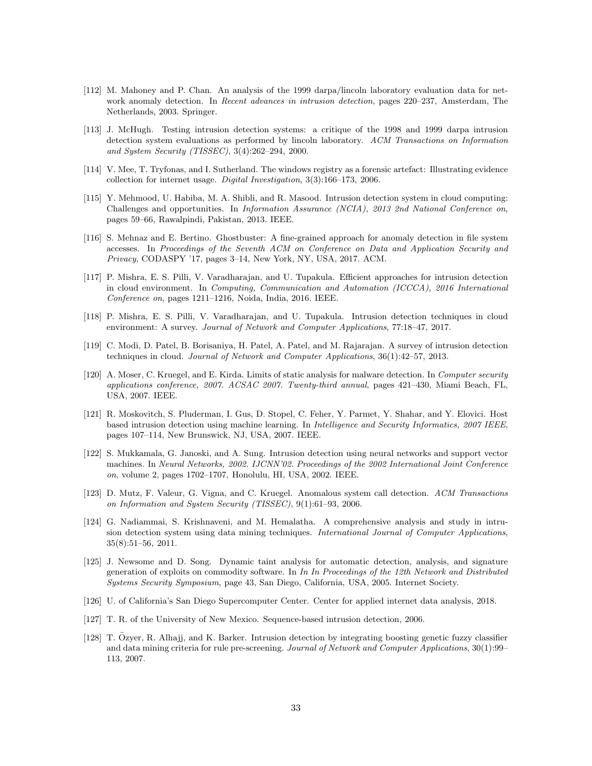[112] M. Mahoney and P. Chan. An analysis of the 1999 darpa/lincoln laboratory evaluation data for network anomaly detection. In *Recent advances in intrusion detection*, pages 220–237, Amsterdam, The Netherlands, 2003. Springer.

[113] J. McHugh. Testing intrusion detection systems: a critique of the 1998 and 1999 darpa intrusion detection system evaluations as performed by lincoln laboratory. *ACM Transactions on Information and System Security (TISSEC)*, 3(4):262–294, 2000.

[114] V. Mee, T. Tryfonas, and I. Sutherland. The windows registry as a forensic artefact: Illustrating evidence collection for internet usage. *Digital Investigation*, 3(3):166–173, 2006.

[115] Y. Mehmood, U. Habiba, M. A. Shibli, and R. Masood. Intrusion detection system in cloud computing: Challenges and opportunities. In *Information Assurance (NCIA), 2013 2nd National Conference on*, pages 59–66, Rawalpindi, Pakistan, 2013. IEEE.

[116] S. Mehnaz and E. Bertino. Ghostbuster: A fine-grained approach for anomaly detection in file system accesses. In *Proceedings of the Seventh ACM on Conference on Data and Application Security and Privacy*, CODASPY '17, pages 3–14, New York, NY, USA, 2017. ACM.

[117] P. Mishra, E. S. Pilli, V. Varadharajan, and U. Tupakula. Efficient approaches for intrusion detection in cloud environment. In *Computing, Communication and Automation (ICCCA), 2016 International Conference on*, pages 1211–1216, Noida, India, 2016. IEEE.

[118] P. Mishra, E. S. Pilli, V. Varadharajan, and U. Tupakula. Intrusion detection techniques in cloud environment: A survey. *Journal of Network and Computer Applications*, 77:18–47, 2017.

[119] C. Modi, D. Patel, B. Borisaniya, H. Patel, A. Patel, and M. Rajarajan. A survey of intrusion detection techniques in cloud. *Journal of Network and Computer Applications*, 36(1):42–57, 2013.

[120] A. Moser, C. Kruegel, and E. Kirda. Limits of static analysis for malware detection. In *Computer security applications conference, 2007. ACSAC 2007. Twenty-third annual*, pages 421–430, Miami Beach, FL, USA, 2007. IEEE.

[121] R. Moskovitch, S. Pluderman, I. Gus, D. Stopel, C. Feher, Y. Parmet, Y. Shahar, and Y. Elovici. Host based intrusion detection using machine learning. In *Intelligence and Security Informatics, 2007 IEEE*, pages 107–114, New Brunswick, NJ, USA, 2007. IEEE.

[122] S. Mukkamala, G. Janoski, and A. Sung. Intrusion detection using neural networks and support vector machines. In *Neural Networks, 2002. IJCNN'02. Proceedings of the 2002 International Joint Conference on*, volume 2, pages 1702–1707, Honolulu, HI, USA, 2002. IEEE.

[123] D. Mutz, F. Valeur, G. Vigna, and C. Kruegel. Anomalous system call detection. *ACM Transactions on Information and System Security (TISSEC)*, 9(1):61–93, 2006.

[124] G. Nadiammai, S. Krishnaveni, and M. Hemalatha. A comprehensive analysis and study in intrusion detection system using data mining techniques. *International Journal of Computer Applications*, 35(8):51–56, 2011.

[125] J. Newsome and D. Song. Dynamic taint analysis for automatic detection, analysis, and signature generation of exploits on commodity software. In *In In Proceedings of the 12th Network and Distributed Systems Security Symposium*, page 43, San Diego, California, USA, 2005. Internet Society.

[126] U. of California's San Diego Supercomputer Center. Center for applied internet data analysis, 2018.

[127] T. R. of the University of New Mexico. Sequence-based intrusion detection, 2006.

[128] T. Özyer, R. Alhajj, and K. Barker. Intrusion detection by integrating boosting genetic fuzzy classifier and data mining criteria for rule pre-screening. *Journal of Network and Computer Applications*, 30(1):99–113, 2007.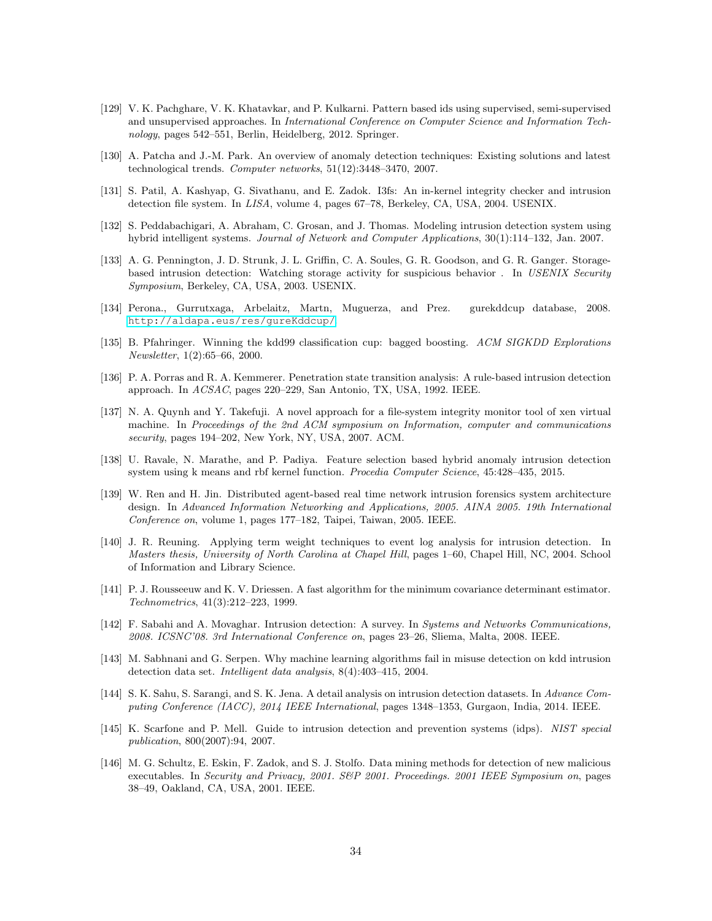[129] V. K. Pachghare, V. K. Khatavkar, and P. Kulkarni. Pattern based ids using supervised, semi-supervised and unsupervised approaches. In *International Conference on Computer Science and Information Technology*, pages 542–551, Berlin, Heidelberg, 2012. Springer.

[130] A. Patcha and J.-M. Park. An overview of anomaly detection techniques: Existing solutions and latest technological trends. *Computer networks*, 51(12):3448–3470, 2007.

[131] S. Patil, A. Kashyap, G. Sivathanu, and E. Zadok. I3fs: An in-kernel integrity checker and intrusion detection file system. In *LISA*, volume 4, pages 67–78, Berkeley, CA, USA, 2004. USENIX.

[132] S. Peddabachigari, A. Abraham, C. Grosan, and J. Thomas. Modeling intrusion detection system using hybrid intelligent systems. *Journal of Network and Computer Applications*, 30(1):114–132, Jan. 2007.

[133] A. G. Pennington, J. D. Strunk, J. L. Griffin, C. A. Soules, G. R. Goodson, and G. R. Ganger. Storage-based intrusion detection: Watching storage activity for suspicious behavior . In *USENIX Security Symposium*, Berkeley, CA, USA, 2003. USENIX.

[134] Perona., Gurrutxaga, Arbelaitz, Martn, Muguerza, and Prez. gurekddcup database, 2008. http://aldapa.eus/res/gureKddcup/.

[135] B. Pfahringer. Winning the kdd99 classification cup: bagged boosting. *ACM SIGKDD Explorations Newsletter*, 1(2):65–66, 2000.

[136] P. A. Porras and R. A. Kemmerer. Penetration state transition analysis: A rule-based intrusion detection approach. In *ACSAC*, pages 220–229, San Antonio, TX, USA, 1992. IEEE.

[137] N. A. Quynh and Y. Takefuji. A novel approach for a file-system integrity monitor tool of xen virtual machine. In *Proceedings of the 2nd ACM symposium on Information, computer and communications security*, pages 194–202, New York, NY, USA, 2007. ACM.

[138] U. Ravale, N. Marathe, and P. Padiya. Feature selection based hybrid anomaly intrusion detection system using k means and rbf kernel function. *Procedia Computer Science*, 45:428–435, 2015.

[139] W. Ren and H. Jin. Distributed agent-based real time network intrusion forensics system architecture design. In *Advanced Information Networking and Applications, 2005. AINA 2005. 19th International Conference on*, volume 1, pages 177–182, Taipei, Taiwan, 2005. IEEE.

[140] J. R. Reuning. Applying term weight techniques to event log analysis for intrusion detection. In *Masters thesis, University of North Carolina at Chapel Hill*, pages 1–60, Chapel Hill, NC, 2004. School of Information and Library Science.

[141] P. J. Rousseeuw and K. V. Driessen. A fast algorithm for the minimum covariance determinant estimator. *Technometrics*, 41(3):212–223, 1999.

[142] F. Sabahi and A. Movaghar. Intrusion detection: A survey. In *Systems and Networks Communications, 2008. ICSNC'08. 3rd International Conference on*, pages 23–26, Sliema, Malta, 2008. IEEE.

[143] M. Sabhnani and G. Serpen. Why machine learning algorithms fail in misuse detection on kdd intrusion detection data set. *Intelligent data analysis*, 8(4):403–415, 2004.

[144] S. K. Sahu, S. Sarangi, and S. K. Jena. A detail analysis on intrusion detection datasets. In *Advance Computing Conference (IACC), 2014 IEEE International*, pages 1348–1353, Gurgaon, India, 2014. IEEE.

[145] K. Scarfone and P. Mell. Guide to intrusion detection and prevention systems (idps). *NIST special publication*, 800(2007):94, 2007.

[146] M. G. Schultz, E. Eskin, F. Zadok, and S. J. Stolfo. Data mining methods for detection of new malicious executables. In *Security and Privacy, 2001. S&P 2001. Proceedings. 2001 IEEE Symposium on*, pages 38–49, Oakland, CA, USA, 2001. IEEE.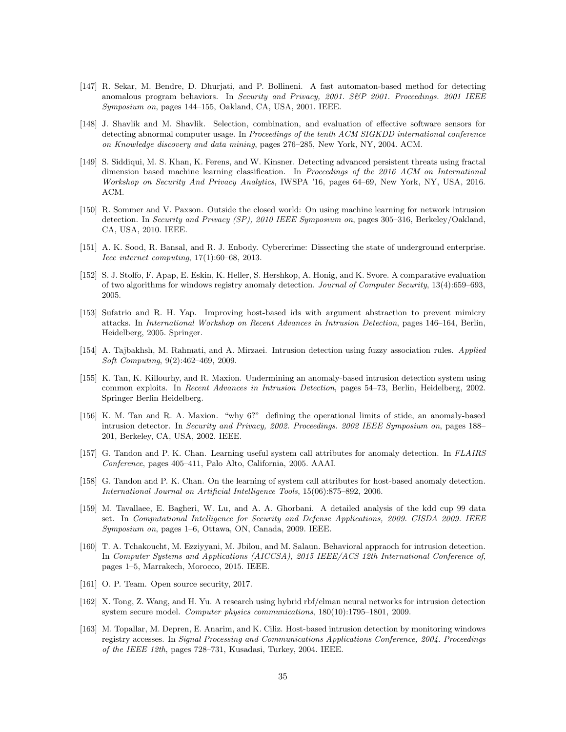[147] R. Sekar, M. Bendre, D. Dhurjati, and P. Bollineni. A fast automaton-based method for detecting anomalous program behaviors. In *Security and Privacy, 2001. S&P 2001. Proceedings. 2001 IEEE Symposium on*, pages 144–155, Oakland, CA, USA, 2001. IEEE.

[148] J. Shavlik and M. Shavlik. Selection, combination, and evaluation of effective software sensors for detecting abnormal computer usage. In *Proceedings of the tenth ACM SIGKDD international conference on Knowledge discovery and data mining*, pages 276–285, New York, NY, 2004. ACM.

[149] S. Siddiqui, M. S. Khan, K. Ferens, and W. Kinsner. Detecting advanced persistent threats using fractal dimension based machine learning classification. In *Proceedings of the 2016 ACM on International Workshop on Security And Privacy Analytics*, IWSPA '16, pages 64–69, New York, NY, USA, 2016. ACM.

[150] R. Sommer and V. Paxson. Outside the closed world: On using machine learning for network intrusion detection. In *Security and Privacy (SP), 2010 IEEE Symposium on*, pages 305–316, Berkeley/Oakland, CA, USA, 2010. IEEE.

[151] A. K. Sood, R. Bansal, and R. J. Enbody. Cybercrime: Dissecting the state of underground enterprise. *Ieee internet computing*, 17(1):60–68, 2013.

[152] S. J. Stolfo, F. Apap, E. Eskin, K. Heller, S. Hershkop, A. Honig, and K. Svore. A comparative evaluation of two algorithms for windows registry anomaly detection. *Journal of Computer Security*, 13(4):659–693, 2005.

[153] Sufatrio and R. H. Yap. Improving host-based ids with argument abstraction to prevent mimicry attacks. In *International Workshop on Recent Advances in Intrusion Detection*, pages 146–164, Berlin, Heidelberg, 2005. Springer.

[154] A. Tajbakhsh, M. Rahmati, and A. Mirzaei. Intrusion detection using fuzzy association rules. *Applied Soft Computing*, 9(2):462–469, 2009.

[155] K. Tan, K. Killourhy, and R. Maxion. Undermining an anomaly-based intrusion detection system using common exploits. In *Recent Advances in Intrusion Detection*, pages 54–73, Berlin, Heidelberg, 2002. Springer Berlin Heidelberg.

[156] K. M. Tan and R. A. Maxion. "why 6?" defining the operational limits of stide, an anomaly-based intrusion detector. In *Security and Privacy, 2002. Proceedings. 2002 IEEE Symposium on*, pages 188–201, Berkeley, CA, USA, 2002. IEEE.

[157] G. Tandon and P. K. Chan. Learning useful system call attributes for anomaly detection. In *FLAIRS Conference*, pages 405–411, Palo Alto, California, 2005. AAAI.

[158] G. Tandon and P. K. Chan. On the learning of system call attributes for host-based anomaly detection. *International Journal on Artificial Intelligence Tools*, 15(06):875–892, 2006.

[159] M. Tavallaee, E. Bagheri, W. Lu, and A. A. Ghorbani. A detailed analysis of the kdd cup 99 data set. In *Computational Intelligence for Security and Defense Applications, 2009. CISDA 2009. IEEE Symposium on*, pages 1–6, Ottawa, ON, Canada, 2009. IEEE.

[160] T. A. Tchakoucht, M. Ezziyyani, M. Jbilou, and M. Salaun. Behavioral appraoch for intrusion detection. In *Computer Systems and Applications (AICCSA), 2015 IEEE/ACS 12th International Conference of*, pages 1–5, Marrakech, Morocco, 2015. IEEE.

[161] O. P. Team. Open source security, 2017.

[162] X. Tong, Z. Wang, and H. Yu. A research using hybrid rbf/elman neural networks for intrusion detection system secure model. *Computer physics communications*, 180(10):1795–1801, 2009.

[163] M. Topallar, M. Depren, E. Anarim, and K. Ciliz. Host-based intrusion detection by monitoring windows registry accesses. In *Signal Processing and Communications Applications Conference, 2004. Proceedings of the IEEE 12th*, pages 728–731, Kusadasi, Turkey, 2004. IEEE.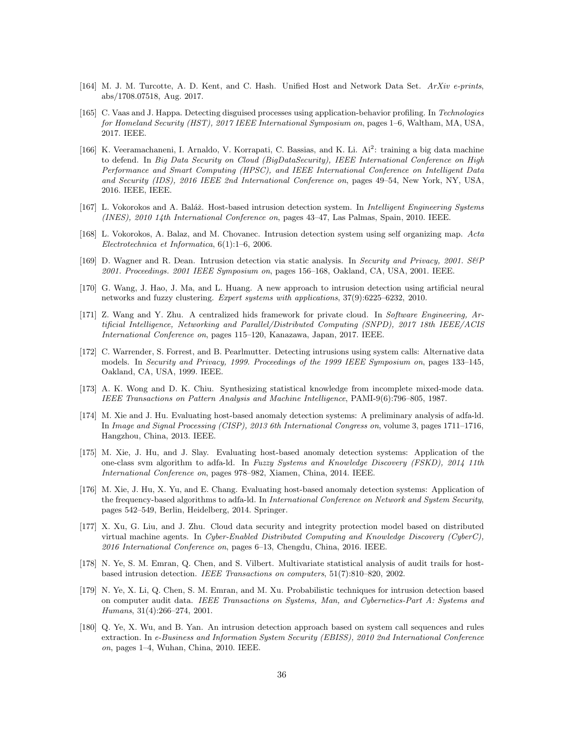[164] M. J. M. Turcotte, A. D. Kent, and C. Hash. Unified Host and Network Data Set. *ArXiv e-prints*, abs/1708.07518, Aug. 2017.

[165] C. Vaas and J. Happa. Detecting disguised processes using application-behavior profiling. In *Technologies for Homeland Security (HST), 2017 IEEE International Symposium on*, pages 1–6, Waltham, MA, USA, 2017. IEEE.

[166] K. Veeramachaneni, I. Arnaldo, V. Korrapati, C. Bassias, and K. Li. Ai$^2$: training a big data machine to defend. In *Big Data Security on Cloud (BigDataSecurity), IEEE International Conference on High Performance and Smart Computing (HPSC), and IEEE International Conference on Intelligent Data and Security (IDS), 2016 IEEE 2nd International Conference on*, pages 49–54, New York, NY, USA, 2016. IEEE, IEEE.

[167] L. Vokorokos and A. Baláž. Host-based intrusion detection system. In *Intelligent Engineering Systems (INES), 2010 14th International Conference on*, pages 43–47, Las Palmas, Spain, 2010. IEEE.

[168] L. Vokorokos, A. Balaz, and M. Chovanec. Intrusion detection system using self organizing map. *Acta Electrotechnica et Informatica*, 6(1):1–6, 2006.

[169] D. Wagner and R. Dean. Intrusion detection via static analysis. In *Security and Privacy, 2001. S&P 2001. Proceedings. 2001 IEEE Symposium on*, pages 156–168, Oakland, CA, USA, 2001. IEEE.

[170] G. Wang, J. Hao, J. Ma, and L. Huang. A new approach to intrusion detection using artificial neural networks and fuzzy clustering. *Expert systems with applications*, 37(9):6225–6232, 2010.

[171] Z. Wang and Y. Zhu. A centralized hids framework for private cloud. In *Software Engineering, Artificial Intelligence, Networking and Parallel/Distributed Computing (SNPD), 2017 18th IEEE/ACIS International Conference on*, pages 115–120, Kanazawa, Japan, 2017. IEEE.

[172] C. Warrender, S. Forrest, and B. Pearlmutter. Detecting intrusions using system calls: Alternative data models. In *Security and Privacy, 1999. Proceedings of the 1999 IEEE Symposium on*, pages 133–145, Oakland, CA, USA, 1999. IEEE.

[173] A. K. Wong and D. K. Chiu. Synthesizing statistical knowledge from incomplete mixed-mode data. *IEEE Transactions on Pattern Analysis and Machine Intelligence*, PAMI-9(6):796–805, 1987.

[174] M. Xie and J. Hu. Evaluating host-based anomaly detection systems: A preliminary analysis of adfa-ld. In *Image and Signal Processing (CISP), 2013 6th International Congress on*, volume 3, pages 1711–1716, Hangzhou, China, 2013. IEEE.

[175] M. Xie, J. Hu, and J. Slay. Evaluating host-based anomaly detection systems: Application of the one-class svm algorithm to adfa-ld. In *Fuzzy Systems and Knowledge Discovery (FSKD), 2014 11th International Conference on*, pages 978–982, Xiamen, China, 2014. IEEE.

[176] M. Xie, J. Hu, X. Yu, and E. Chang. Evaluating host-based anomaly detection systems: Application of the frequency-based algorithms to adfa-ld. In *International Conference on Network and System Security*, pages 542–549, Berlin, Heidelberg, 2014. Springer.

[177] X. Xu, G. Liu, and J. Zhu. Cloud data security and integrity protection model based on distributed virtual machine agents. In *Cyber-Enabled Distributed Computing and Knowledge Discovery (CyberC), 2016 International Conference on*, pages 6–13, Chengdu, China, 2016. IEEE.

[178] N. Ye, S. M. Emran, Q. Chen, and S. Vilbert. Multivariate statistical analysis of audit trails for host-based intrusion detection. *IEEE Transactions on computers*, 51(7):810–820, 2002.

[179] N. Ye, X. Li, Q. Chen, S. M. Emran, and M. Xu. Probabilistic techniques for intrusion detection based on computer audit data. *IEEE Transactions on Systems, Man, and Cybernetics-Part A: Systems and Humans*, 31(4):266–274, 2001.

[180] Q. Ye, X. Wu, and B. Yan. An intrusion detection approach based on system call sequences and rules extraction. In *e-Business and Information System Security (EBISS), 2010 2nd International Conference on*, pages 1–4, Wuhan, China, 2010. IEEE.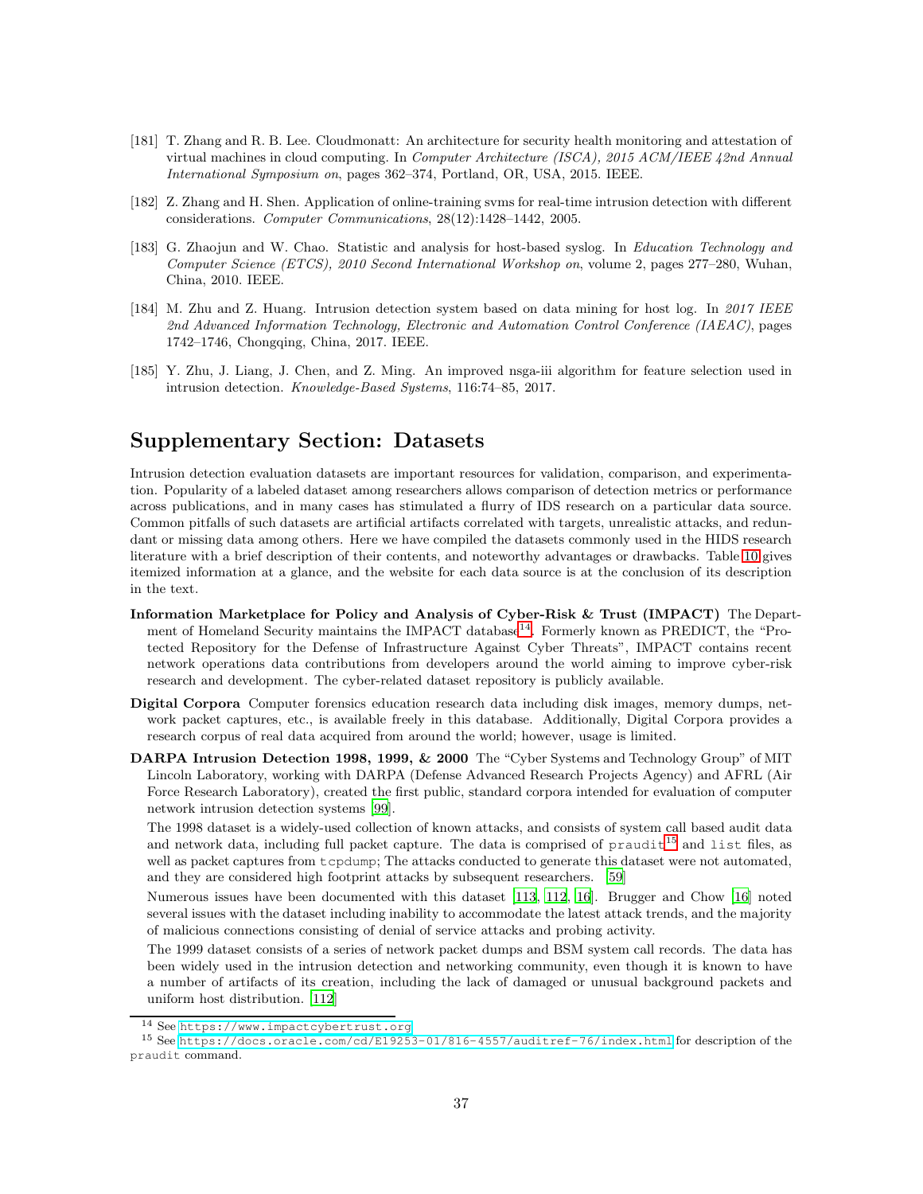[181] T. Zhang and R. B. Lee. Cloudmonatt: An architecture for security health monitoring and attestation of virtual machines in cloud computing. In *Computer Architecture (ISCA), 2015 ACM/IEEE 42nd Annual International Symposium on*, pages 362–374, Portland, OR, USA, 2015. IEEE.

[182] Z. Zhang and H. Shen. Application of online-training svms for real-time intrusion detection with different considerations. *Computer Communications*, 28(12):1428–1442, 2005.

[183] G. Zhaojun and W. Chao. Statistic and analysis for host-based syslog. In *Education Technology and Computer Science (ETCS), 2010 Second International Workshop on*, volume 2, pages 277–280, Wuhan, China, 2010. IEEE.

[184] M. Zhu and Z. Huang. Intrusion detection system based on data mining for host log. In *2017 IEEE 2nd Advanced Information Technology, Electronic and Automation Control Conference (IAEAC)*, pages 1742–1746, Chongqing, China, 2017. IEEE.

[185] Y. Zhu, J. Liang, J. Chen, and Z. Ming. An improved nsga-iii algorithm for feature selection used in intrusion detection. *Knowledge-Based Systems*, 116:74–85, 2017.

## Supplementary Section: Datasets

Intrusion detection evaluation datasets are important resources for validation, comparison, and experimentation. Popularity of a labeled dataset among researchers allows comparison of detection metrics or performance across publications, and in many cases has stimulated a flurry of IDS research on a particular data source. Common pitfalls of such datasets are artificial artifacts correlated with targets, unrealistic attacks, and redundant or missing data among others. Here we have compiled the datasets commonly used in the HIDS research literature with a brief description of their contents, and noteworthy advantages or drawbacks. Table 10 gives itemized information at a glance, and the website for each data source is at the conclusion of its description in the text.

**Information Marketplace for Policy and Analysis of Cyber-Risk & Trust (IMPACT)** The Department of Homeland Security maintains the IMPACT database[14]. Formerly known as PREDICT, the "Protected Repository for the Defense of Infrastructure Against Cyber Threats", IMPACT contains recent network operations data contributions from developers around the world aiming to improve cyber-risk research and development. The cyber-related dataset repository is publicly available.

**Digital Corpora** Computer forensics education research data including disk images, memory dumps, network packet captures, etc., is available freely in this database. Additionally, Digital Corpora provides a research corpus of real data acquired from around the world; however, usage is limited.

**DARPA Intrusion Detection 1998, 1999, & 2000** The "Cyber Systems and Technology Group" of MIT Lincoln Laboratory, working with DARPA (Defense Advanced Research Projects Agency) and AFRL (Air Force Research Laboratory), created the first public, standard corpora intended for evaluation of computer network intrusion detection systems [99].

The 1998 dataset is a widely-used collection of known attacks, and consists of system call based audit data and network data, including full packet capture. The data is comprised of `praudit`[15] and `list` files, as well as packet captures from `tcpdump`; The attacks conducted to generate this dataset were not automated, and they are considered high footprint attacks by subsequent researchers. [59]

Numerous issues have been documented with this dataset [113, 112, 16]. Brugger and Chow [16] noted several issues with the dataset including inability to accommodate the latest attack trends, and the majority of malicious connections consisting of denial of service attacks and probing activity.

The 1999 dataset consists of a series of network packet dumps and BSM system call records. The data has been widely used in the intrusion detection and networking community, even though it is known to have a number of artifacts of its creation, including the lack of damaged or unusual background packets and uniform host distribution. [112]

---

[14] See https://www.impactcybertrust.org

[15] See https://docs.oracle.com/cd/E19253-01/816-4557/auditref-76/index.html for description of the `praudit` command.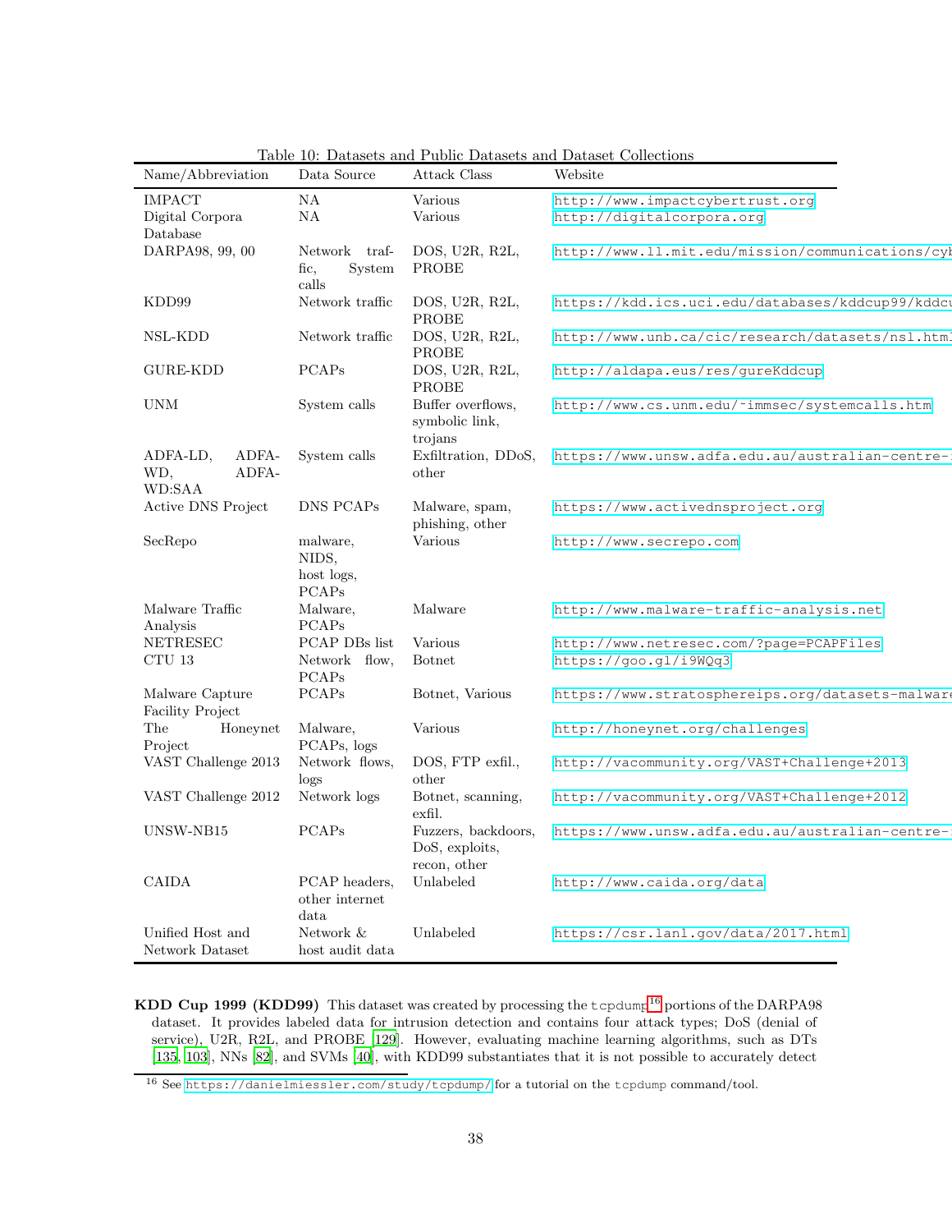Table 10: Datasets and Public Datasets and Dataset Collections

| Name/Abbreviation | Data Source | Attack Class | Website |
| --- | --- | --- | --- |
| IMPACT | NA | Various | http://www.impactcybertrust.org |
| Digital Corpora Database | NA | Various | http://digitalcorpora.org |
| DARPA98, 99, 00 | Network traffic, System calls | DOS, U2R, R2L, PROBE | http://www.ll.mit.edu/mission/communications/cyb |
| KDD99 | Network traffic | DOS, U2R, R2L, PROBE | https://kdd.ics.uci.edu/databases/kddcup99/kddcu |
| NSL-KDD | Network traffic | DOS, U2R, R2L, PROBE | http://www.unb.ca/cic/research/datasets/nsl.html |
| GURE-KDD | PCAPs | DOS, U2R, R2L, PROBE | http://aldapa.eus/res/gureKddcup |
| UNM | System calls | Buffer overflows, symbolic link, trojans | http://www.cs.unm.edu/~immsec/systemcalls.htm |
| ADFA-LD, ADFA-WD, ADFA-WD:SAA | System calls | Exfiltration, DDoS, other | https://www.unsw.adfa.edu.au/australian-centre- |
| Active DNS Project | DNS PCAPs | Malware, spam, phishing, other | https://www.activednsproject.org |
| SecRepo | malware, NIDS, host logs, PCAPs | Various | http://www.secrepo.com |
| Malware Traffic Analysis | Malware, PCAPs | Malware | http://www.malware-traffic-analysis.net |
| NETRESEC | PCAP DBs list | Various | http://www.netresec.com/?page=PCAPFiles |
| CTU 13 | Network flow, PCAPs | Botnet | https://goo.gl/i9WQq3 |
| Malware Capture Facility Project | PCAPs | Botnet, Various | https://www.stratosphereips.org/datasets-malware |
| The Honeynet Project | Malware, PCAPs, logs | Various | http://honeynet.org/challenges |
| VAST Challenge 2013 | Network flows, logs | DOS, FTP exfil., other | http://vacommunity.org/VAST+Challenge+2013 |
| VAST Challenge 2012 | Network logs | Botnet, scanning, exfil. | http://vacommunity.org/VAST+Challenge+2012 |
| UNSW-NB15 | PCAPs | Fuzzers, backdoors, DoS, exploits, recon, other | https://www.unsw.adfa.edu.au/australian-centre- |
| CAIDA | PCAP headers, other internet data | Unlabeled | http://www.caida.org/data |
| Unified Host and Network Dataset | Network & host audit data | Unlabeled | https://csr.lanl.gov/data/2017.html |

**KDD Cup 1999 (KDD99)** This dataset was created by processing the `tcpdump`[16] portions of the DARPA98 dataset. It provides labeled data for intrusion detection and contains four attack types; DoS (denial of service), U2R, R2L, and PROBE [129]. However, evaluating machine learning algorithms, such as DTs [135, 103], NNs [82], and SVMs [40], with KDD99 substantiates that it is not possible to accurately detect

[16] See https://danielmiessler.com/study/tcpdump/ for a tutorial on the `tcpdump` command/tool.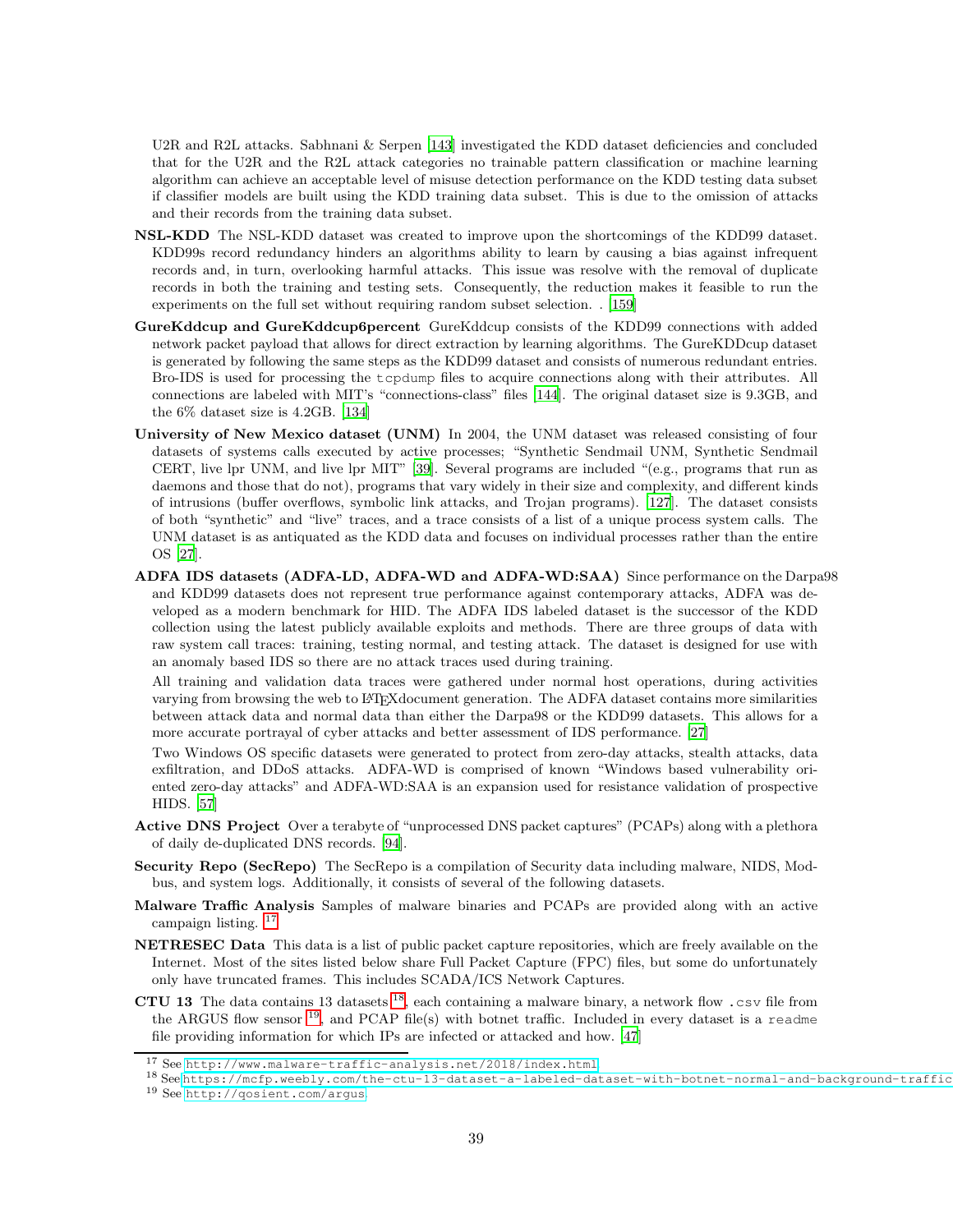U2R and R2L attacks. Sabhnani & Serpen [143] investigated the KDD dataset deficiencies and concluded that for the U2R and the R2L attack categories no trainable pattern classification or machine learning algorithm can achieve an acceptable level of misuse detection performance on the KDD testing data subset if classifier models are built using the KDD training data subset. This is due to the omission of attacks and their records from the training data subset.

**NSL-KDD** The NSL-KDD dataset was created to improve upon the shortcomings of the KDD99 dataset. KDD99s record redundancy hinders an algorithms ability to learn by causing a bias against infrequent records and, in turn, overlooking harmful attacks. This issue was resolve with the removal of duplicate records in both the training and testing sets. Consequently, the reduction makes it feasible to run the experiments on the full set without requiring random subset selection. . [159]

**GureKddcup and GureKddcup6percent** GureKddcup consists of the KDD99 connections with added network packet payload that allows for direct extraction by learning algorithms. The GureKDDcup dataset is generated by following the same steps as the KDD99 dataset and consists of numerous redundant entries. Bro-IDS is used for processing the `tcpdump` files to acquire connections along with their attributes. All connections are labeled with MIT's "connections-class" files [144]. The original dataset size is 9.3GB, and the 6% dataset size is 4.2GB. [134]

**University of New Mexico dataset (UNM)** In 2004, the UNM dataset was released consisting of four datasets of systems calls executed by active processes; "Synthetic Sendmail UNM, Synthetic Sendmail CERT, live lpr UNM, and live lpr MIT" [39]. Several programs are included "(e.g., programs that run as daemons and those that do not), programs that vary widely in their size and complexity, and different kinds of intrusions (buffer overflows, symbolic link attacks, and Trojan programs). [127]. The dataset consists of both "synthetic" and "live" traces, and a trace consists of a list of a unique process system calls. The UNM dataset is as antiquated as the KDD data and focuses on individual processes rather than the entire OS [27].

**ADFA IDS datasets (ADFA-LD, ADFA-WD and ADFA-WD:SAA)** Since performance on the Darpa98 and KDD99 datasets does not represent true performance against contemporary attacks, ADFA was developed as a modern benchmark for HID. The ADFA IDS labeled dataset is the successor of the KDD collection using the latest publicly available exploits and methods. There are three groups of data with raw system call traces: training, testing normal, and testing attack. The dataset is designed for use with an anomaly based IDS so there are no attack traces used during training.

All training and validation data traces were gathered under normal host operations, during activities varying from browsing the web to LaTeXdocument generation. The ADFA dataset contains more similarities between attack data and normal data than either the Darpa98 or the KDD99 datasets. This allows for a more accurate portrayal of cyber attacks and better assessment of IDS performance. [27]

Two Windows OS specific datasets were generated to protect from zero-day attacks, stealth attacks, data exfiltration, and DDoS attacks. ADFA-WD is comprised of known "Windows based vulnerability oriented zero-day attacks" and ADFA-WD:SAA is an expansion used for resistance validation of prospective HIDS. [57]

**Active DNS Project** Over a terabyte of "unprocessed DNS packet captures" (PCAPs) along with a plethora of daily de-duplicated DNS records. [94].

**Security Repo (SecRepo)** The SecRepo is a compilation of Security data including malware, NIDS, Modbus, and system logs. Additionally, it consists of several of the following datasets.

**Malware Traffic Analysis** Samples of malware binaries and PCAPs are provided along with an active campaign listing. [17]

**NETRESEC Data** This data is a list of public packet capture repositories, which are freely available on the Internet. Most of the sites listed below share Full Packet Capture (FPC) files, but some do unfortunately only have truncated frames. This includes SCADA/ICS Network Captures.

**CTU 13** The data contains 13 datasets [18], each containing a malware binary, a network flow `.csv` file from the ARGUS flow sensor [19], and PCAP file(s) with botnet traffic. Included in every dataset is a `readme` file providing information for which IPs are infected or attacked and how. [47]

---

[17] See http://www.malware-traffic-analysis.net/2018/index.html

[18] See https://mcfp.weebly.com/the-ctu-13-dataset-a-labeled-dataset-with-botnet-normal-and-background-traffic

[19] See http://qosient.com/argus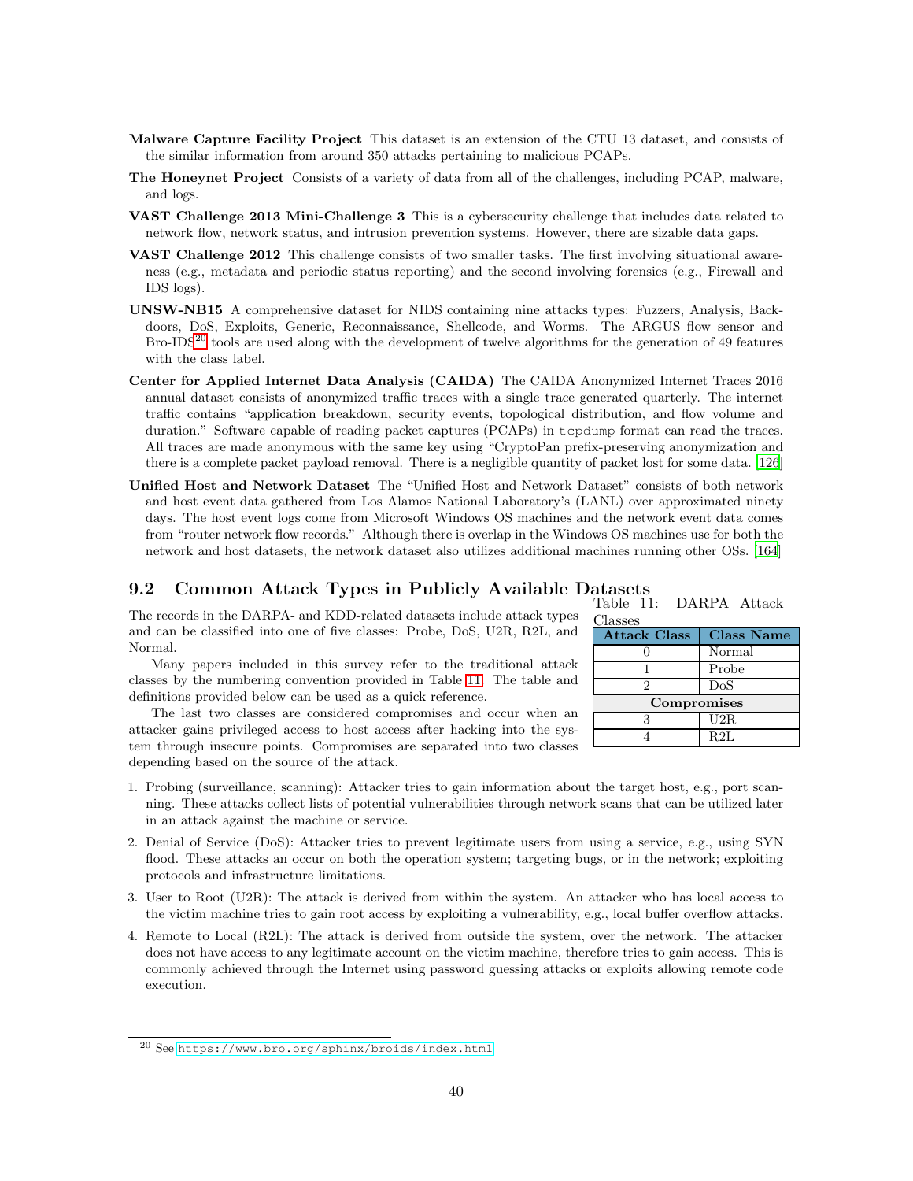**Malware Capture Facility Project** This dataset is an extension of the CTU 13 dataset, and consists of the similar information from around 350 attacks pertaining to malicious PCAPs.

**The Honeynet Project** Consists of a variety of data from all of the challenges, including PCAP, malware, and logs.

**VAST Challenge 2013 Mini-Challenge 3** This is a cybersecurity challenge that includes data related to network flow, network status, and intrusion prevention systems. However, there are sizable data gaps.

**VAST Challenge 2012** This challenge consists of two smaller tasks. The first involving situational awareness (e.g., metadata and periodic status reporting) and the second involving forensics (e.g., Firewall and IDS logs).

**UNSW-NB15** A comprehensive dataset for NIDS containing nine attacks types: Fuzzers, Analysis, Backdoors, DoS, Exploits, Generic, Reconnaissance, Shellcode, and Worms. The ARGUS flow sensor and Bro-IDS[20] tools are used along with the development of twelve algorithms for the generation of 49 features with the class label.

**Center for Applied Internet Data Analysis (CAIDA)** The CAIDA Anonymized Internet Traces 2016 annual dataset consists of anonymized traffic traces with a single trace generated quarterly. The internet traffic contains "application breakdown, security events, topological distribution, and flow volume and duration." Software capable of reading packet captures (PCAPs) in `tcpdump` format can read the traces. All traces are made anonymous with the same key using "CryptoPan prefix-preserving anonymization and there is a complete packet payload removal. There is a negligible quantity of packet lost for some data. [126]

**Unified Host and Network Dataset** The "Unified Host and Network Dataset" consists of both network and host event data gathered from Los Alamos National Laboratory's (LANL) over approximated ninety days. The host event logs come from Microsoft Windows OS machines and the network event data comes from "router network flow records." Although there is overlap in the Windows OS machines use for both the network and host datasets, the network dataset also utilizes additional machines running other OSs. [164]

## 9.2 Common Attack Types in Publicly Available Datasets

The records in the DARPA- and KDD-related datasets include attack types and can be classified into one of five classes: Probe, DoS, U2R, R2L, and Normal.

Many papers included in this survey refer to the traditional attack classes by the numbering convention provided in Table 11. The table and definitions provided below can be used as a quick reference.

The last two classes are considered compromises and occur when an attacker gains privileged access to host access after hacking into the system through insecure points. Compromises are separated into two classes depending based on the source of the attack.

Table 11: DARPA Attack Classes

| Attack Class | Class Name |
|---|---|
| 0 | Normal |
| 1 | Probe |
| 2 | DoS |
| **Compromises** | |
| 3 | U2R |
| 4 | R2L |

1. Probing (surveillance, scanning): Attacker tries to gain information about the target host, e.g., port scanning. These attacks collect lists of potential vulnerabilities through network scans that can be utilized later in an attack against the machine or service.
2. Denial of Service (DoS): Attacker tries to prevent legitimate users from using a service, e.g., using SYN flood. These attacks an occur on both the operation system; targeting bugs, or in the network; exploiting protocols and infrastructure limitations.
3. User to Root (U2R): The attack is derived from within the system. An attacker who has local access to the victim machine tries to gain root access by exploiting a vulnerability, e.g., local buffer overflow attacks.
4. Remote to Local (R2L): The attack is derived from outside the system, over the network. The attacker does not have access to any legitimate account on the victim machine, therefore tries to gain access. This is commonly achieved through the Internet using password guessing attacks or exploits allowing remote code execution.

[20] See https://www.bro.org/sphinx/broids/index.html